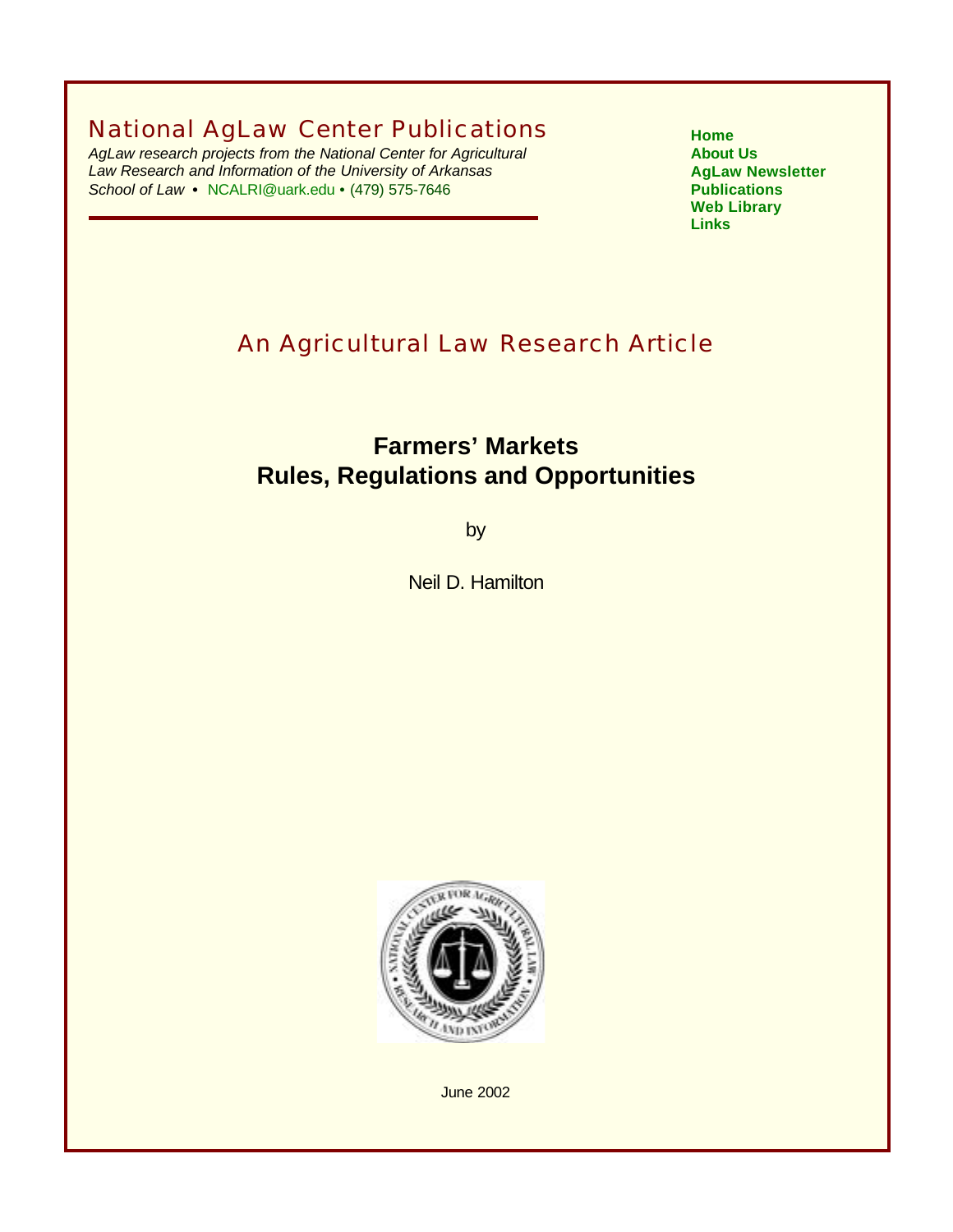# National AgLaw Center Publications

*AgLaw research projects from the National Center for Agricultural Law Research and Information of the University of Arkansas School of Law* • NCALRI@uark.edu • (479) 575-7646

**Home**
**About Us**
**AgLaw Newsletter**
**Publications**
**Web Library**
**Links**

## An Agricultural Law Research Article

# Farmers' Markets Rules, Regulations and Opportunities

by

Neil D. Hamilton

June 2002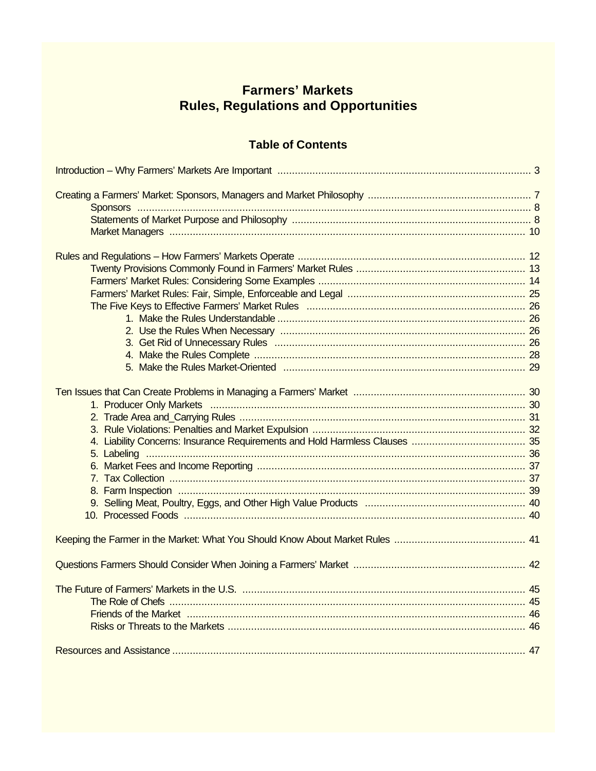# Farmers' Markets
# Rules, Regulations and Opportunities

## Table of Contents

Introduction – Why Farmers' Markets Are Important ..... 3

Creating a Farmers' Market: Sponsors, Managers and Market Philosophy ..... 7
- Sponsors ..... 8
- Statements of Market Purpose and Philosophy ..... 8
- Market Managers ..... 10

Rules and Regulations – How Farmers' Markets Operate ..... 12
- Twenty Provisions Commonly Found in Farmers' Market Rules ..... 13
- Farmers' Market Rules: Considering Some Examples ..... 14
- Farmers' Market Rules: Fair, Simple, Enforceable and Legal ..... 25
- The Five Keys to Effective Farmers' Market Rules ..... 26
  1. Make the Rules Understandable ..... 26
  2. Use the Rules When Necessary ..... 26
  3. Get Rid of Unnecessary Rules ..... 26
  4. Make the Rules Complete ..... 28
  5. Make the Rules Market-Oriented ..... 29

Ten Issues that Can Create Problems in Managing a Farmers' Market ..... 30
1. Producer Only Markets ..... 30
2. Trade Area and_Carrying Rules ..... 31
3. Rule Violations: Penalties and Market Expulsion ..... 32
4. Liability Concerns: Insurance Requirements and Hold Harmless Clauses ..... 35
5. Labeling ..... 36
6. Market Fees and Income Reporting ..... 37
7. Tax Collection ..... 37
8. Farm Inspection ..... 39
9. Selling Meat, Poultry, Eggs, and Other High Value Products ..... 40
10. Processed Foods ..... 40

Keeping the Farmer in the Market: What You Should Know About Market Rules ..... 41

Questions Farmers Should Consider When Joining a Farmers' Market ..... 42

The Future of Farmers' Markets in the U.S. ..... 45
- The Role of Chefs ..... 45
- Friends of the Market ..... 46
- Risks or Threats to the Markets ..... 46

Resources and Assistance ..... 47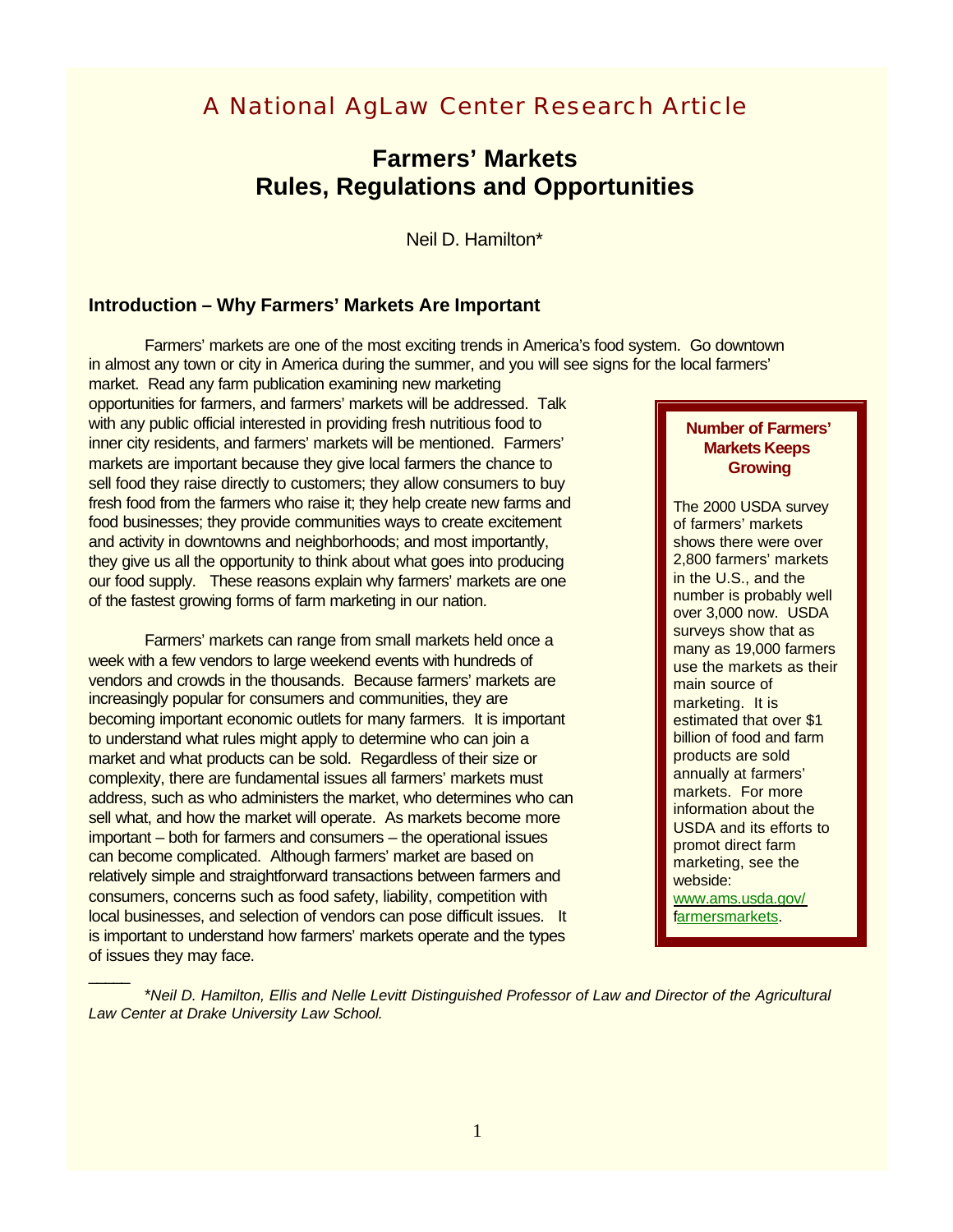A National AgLaw Center Research Article

# Farmers' Markets
# Rules, Regulations and Opportunities

Neil D. Hamilton*

## Introduction – Why Farmers' Markets Are Important

Farmers' markets are one of the most exciting trends in America's food system. Go downtown in almost any town or city in America during the summer, and you will see signs for the local farmers' market. Read any farm publication examining new marketing opportunities for farmers, and farmers' markets will be addressed. Talk with any public official interested in providing fresh nutritious food to inner city residents, and farmers' markets will be mentioned. Farmers' markets are important because they give local farmers the chance to sell food they raise directly to customers; they allow consumers to buy fresh food from the farmers who raise it; they help create new farms and food businesses; they provide communities ways to create excitement and activity in downtowns and neighborhoods; and most importantly, they give us all the opportunity to think about what goes into producing our food supply. These reasons explain why farmers' markets are one of the fastest growing forms of farm marketing in our nation.

Farmers' markets can range from small markets held once a week with a few vendors to large weekend events with hundreds of vendors and crowds in the thousands. Because farmers' markets are increasingly popular for consumers and communities, they are becoming important economic outlets for many farmers. It is important to understand what rules might apply to determine who can join a market and what products can be sold. Regardless of their size or complexity, there are fundamental issues all farmers' markets must address, such as who administers the market, who determines who can sell what, and how the market will operate. As markets become more important – both for farmers and consumers – the operational issues can become complicated. Although farmers' market are based on relatively simple and straightforward transactions between farmers and consumers, concerns such as food safety, liability, competition with local businesses, and selection of vendors can pose difficult issues. It is important to understand how farmers' markets operate and the types of issues they may face.

**Number of Farmers' Markets Keeps Growing**

The 2000 USDA survey of farmers' markets shows there were over 2,800 farmers' markets in the U.S., and the number is probably well over 3,000 now. USDA surveys show that as many as 19,000 farmers use the markets as their main source of marketing. It is estimated that over $1 billion of food and farm products are sold annually at farmers' markets. For more information about the USDA and its efforts to promot direct farm marketing, see the webside: www.ams.usda.gov/farmersmarkets.

---

*\*Neil D. Hamilton, Ellis and Nelle Levitt Distinguished Professor of Law and Director of the Agricultural Law Center at Drake University Law School.*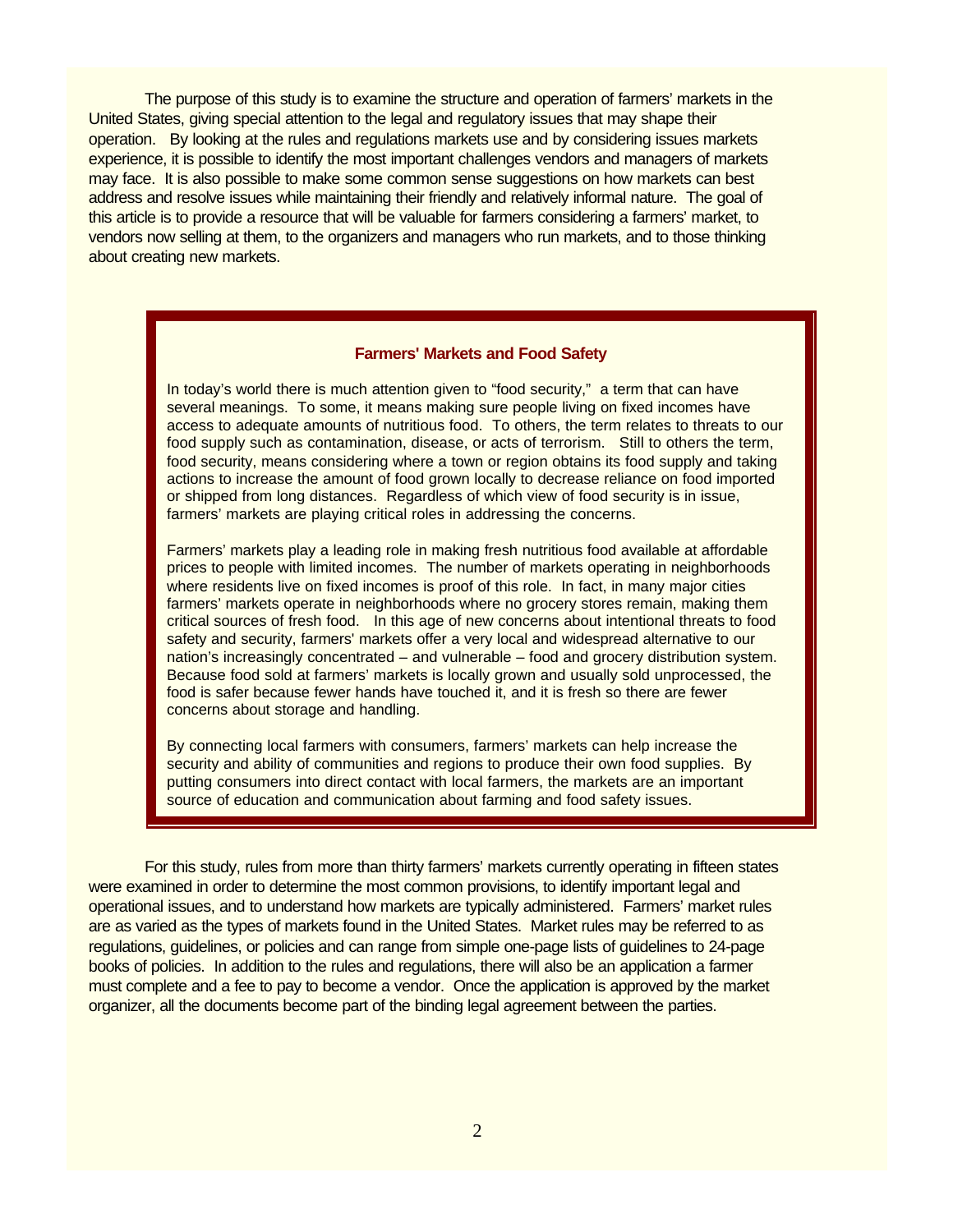The purpose of this study is to examine the structure and operation of farmers' markets in the United States, giving special attention to the legal and regulatory issues that may shape their operation. By looking at the rules and regulations markets use and by considering issues markets experience, it is possible to identify the most important challenges vendors and managers of markets may face. It is also possible to make some common sense suggestions on how markets can best address and resolve issues while maintaining their friendly and relatively informal nature. The goal of this article is to provide a resource that will be valuable for farmers considering a farmers' market, to vendors now selling at them, to the organizers and managers who run markets, and to those thinking about creating new markets.

> **Farmers' Markets and Food Safety**
>
> In today's world there is much attention given to "food security," a term that can have several meanings. To some, it means making sure people living on fixed incomes have access to adequate amounts of nutritious food. To others, the term relates to threats to our food supply such as contamination, disease, or acts of terrorism. Still to others the term, food security, means considering where a town or region obtains its food supply and taking actions to increase the amount of food grown locally to decrease reliance on food imported or shipped from long distances. Regardless of which view of food security is in issue, farmers' markets are playing critical roles in addressing the concerns.
>
> Farmers' markets play a leading role in making fresh nutritious food available at affordable prices to people with limited incomes. The number of markets operating in neighborhoods where residents live on fixed incomes is proof of this role. In fact, in many major cities farmers' markets operate in neighborhoods where no grocery stores remain, making them critical sources of fresh food. In this age of new concerns about intentional threats to food safety and security, farmers' markets offer a very local and widespread alternative to our nation's increasingly concentrated – and vulnerable – food and grocery distribution system. Because food sold at farmers' markets is locally grown and usually sold unprocessed, the food is safer because fewer hands have touched it, and it is fresh so there are fewer concerns about storage and handling.
>
> By connecting local farmers with consumers, farmers' markets can help increase the security and ability of communities and regions to produce their own food supplies. By putting consumers into direct contact with local farmers, the markets are an important source of education and communication about farming and food safety issues.

For this study, rules from more than thirty farmers' markets currently operating in fifteen states were examined in order to determine the most common provisions, to identify important legal and operational issues, and to understand how markets are typically administered. Farmers' market rules are as varied as the types of markets found in the United States. Market rules may be referred to as regulations, guidelines, or policies and can range from simple one-page lists of guidelines to 24-page books of policies. In addition to the rules and regulations, there will also be an application a farmer must complete and a fee to pay to become a vendor. Once the application is approved by the market organizer, all the documents become part of the binding legal agreement between the parties.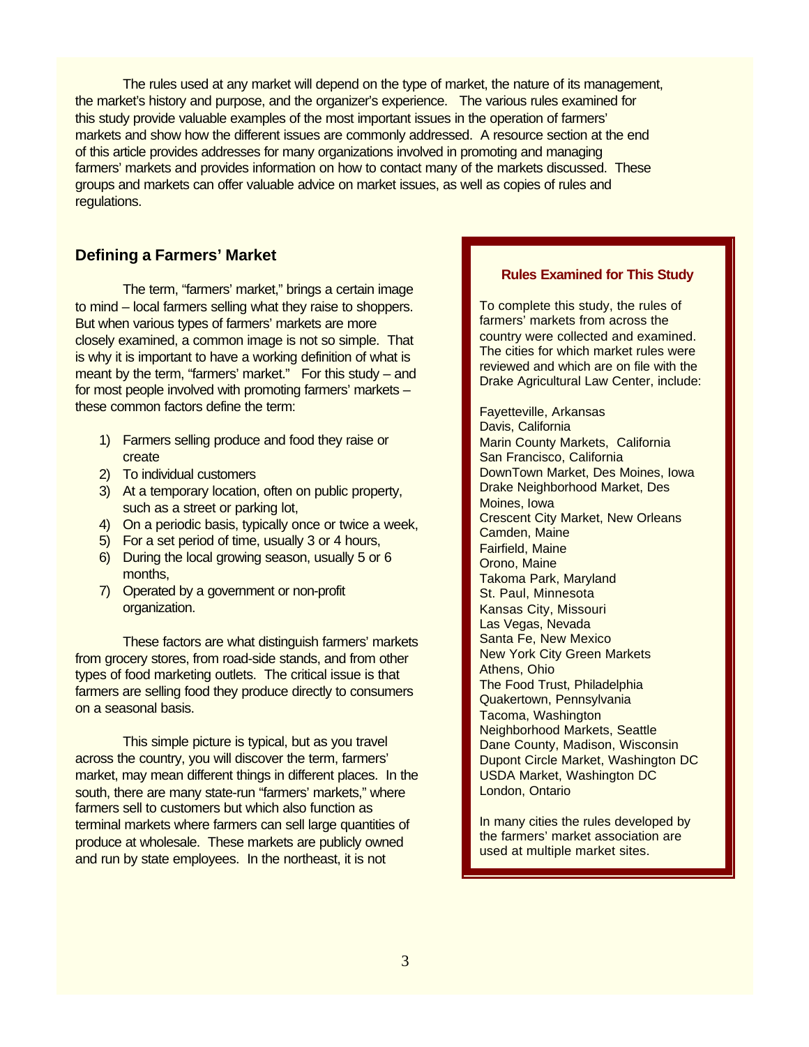The rules used at any market will depend on the type of market, the nature of its management, the market's history and purpose, and the organizer's experience. The various rules examined for this study provide valuable examples of the most important issues in the operation of farmers' markets and show how the different issues are commonly addressed. A resource section at the end of this article provides addresses for many organizations involved in promoting and managing farmers' markets and provides information on how to contact many of the markets discussed. These groups and markets can offer valuable advice on market issues, as well as copies of rules and regulations.

## Defining a Farmers' Market

The term, "farmers' market," brings a certain image to mind – local farmers selling what they raise to shoppers. But when various types of farmers' markets are more closely examined, a common image is not so simple. That is why it is important to have a working definition of what is meant by the term, "farmers' market." For this study – and for most people involved with promoting farmers' markets – these common factors define the term:

1) Farmers selling produce and food they raise or create
2) To individual customers
3) At a temporary location, often on public property, such as a street or parking lot,
4) On a periodic basis, typically once or twice a week,
5) For a set period of time, usually 3 or 4 hours,
6) During the local growing season, usually 5 or 6 months,
7) Operated by a government or non-profit organization.

These factors are what distinguish farmers' markets from grocery stores, from road-side stands, and from other types of food marketing outlets. The critical issue is that farmers are selling food they produce directly to consumers on a seasonal basis.

This simple picture is typical, but as you travel across the country, you will discover the term, farmers' market, may mean different things in different places. In the south, there are many state-run "farmers' markets," where farmers sell to customers but which also function as terminal markets where farmers can sell large quantities of produce at wholesale. These markets are publicly owned and run by state employees. In the northeast, it is not

### Rules Examined for This Study

To complete this study, the rules of farmers' markets from across the country were collected and examined. The cities for which market rules were reviewed and which are on file with the Drake Agricultural Law Center, include:

Fayetteville, Arkansas
Davis, California
Marin County Markets, California
San Francisco, California
DownTown Market, Des Moines, Iowa
Drake Neighborhood Market, Des Moines, Iowa
Crescent City Market, New Orleans
Camden, Maine
Fairfield, Maine
Orono, Maine
Takoma Park, Maryland
St. Paul, Minnesota
Kansas City, Missouri
Las Vegas, Nevada
Santa Fe, New Mexico
New York City Green Markets
Athens, Ohio
The Food Trust, Philadelphia
Quakertown, Pennsylvania
Tacoma, Washington
Neighborhood Markets, Seattle
Dane County, Madison, Wisconsin
Dupont Circle Market, Washington DC
USDA Market, Washington DC
London, Ontario

In many cities the rules developed by the farmers' market association are used at multiple market sites.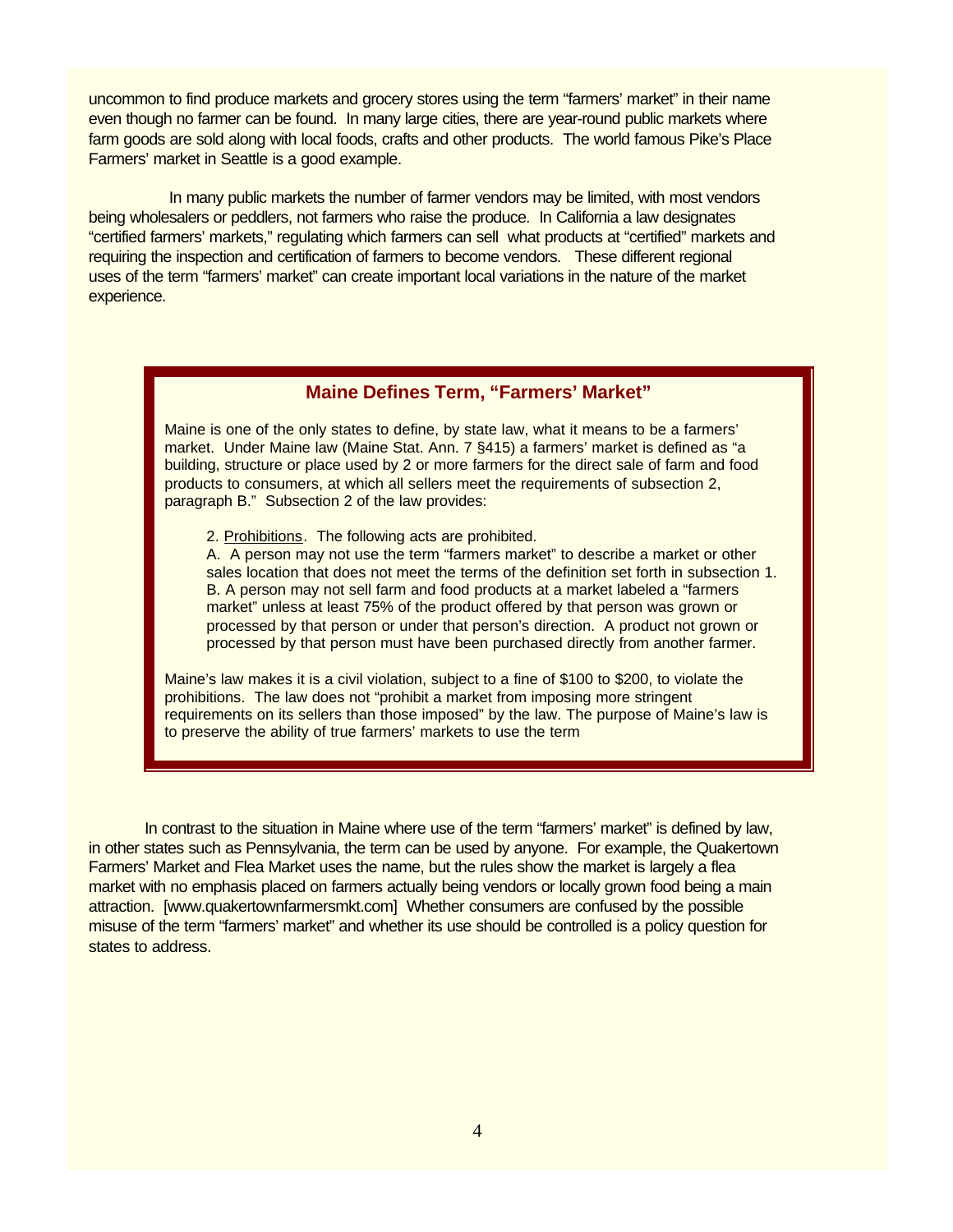uncommon to find produce markets and grocery stores using the term "farmers' market" in their name even though no farmer can be found. In many large cities, there are year-round public markets where farm goods are sold along with local foods, crafts and other products. The world famous Pike's Place Farmers' market in Seattle is a good example.

In many public markets the number of farmer vendors may be limited, with most vendors being wholesalers or peddlers, not farmers who raise the produce. In California a law designates "certified farmers' markets," regulating which farmers can sell what products at "certified" markets and requiring the inspection and certification of farmers to become vendors. These different regional uses of the term "farmers' market" can create important local variations in the nature of the market experience.

### Maine Defines Term, "Farmers' Market"

Maine is one of the only states to define, by state law, what it means to be a farmers' market. Under Maine law (Maine Stat. Ann. 7 §415) a farmers' market is defined as "a building, structure or place used by 2 or more farmers for the direct sale of farm and food products to consumers, at which all sellers meet the requirements of subsection 2, paragraph B." Subsection 2 of the law provides:

> 2. Prohibitions. The following acts are prohibited.
> A. A person may not use the term "farmers market" to describe a market or other sales location that does not meet the terms of the definition set forth in subsection 1.
> B. A person may not sell farm and food products at a market labeled a "farmers market" unless at least 75% of the product offered by that person was grown or processed by that person or under that person's direction. A product not grown or processed by that person must have been purchased directly from another farmer.

Maine's law makes it is a civil violation, subject to a fine of $100 to $200, to violate the prohibitions. The law does not "prohibit a market from imposing more stringent requirements on its sellers than those imposed" by the law. The purpose of Maine's law is to preserve the ability of true farmers' markets to use the term

In contrast to the situation in Maine where use of the term "farmers' market" is defined by law, in other states such as Pennsylvania, the term can be used by anyone. For example, the Quakertown Farmers' Market and Flea Market uses the name, but the rules show the market is largely a flea market with no emphasis placed on farmers actually being vendors or locally grown food being a main attraction. [www.quakertownfarmersmkt.com] Whether consumers are confused by the possible misuse of the term "farmers' market" and whether its use should be controlled is a policy question for states to address.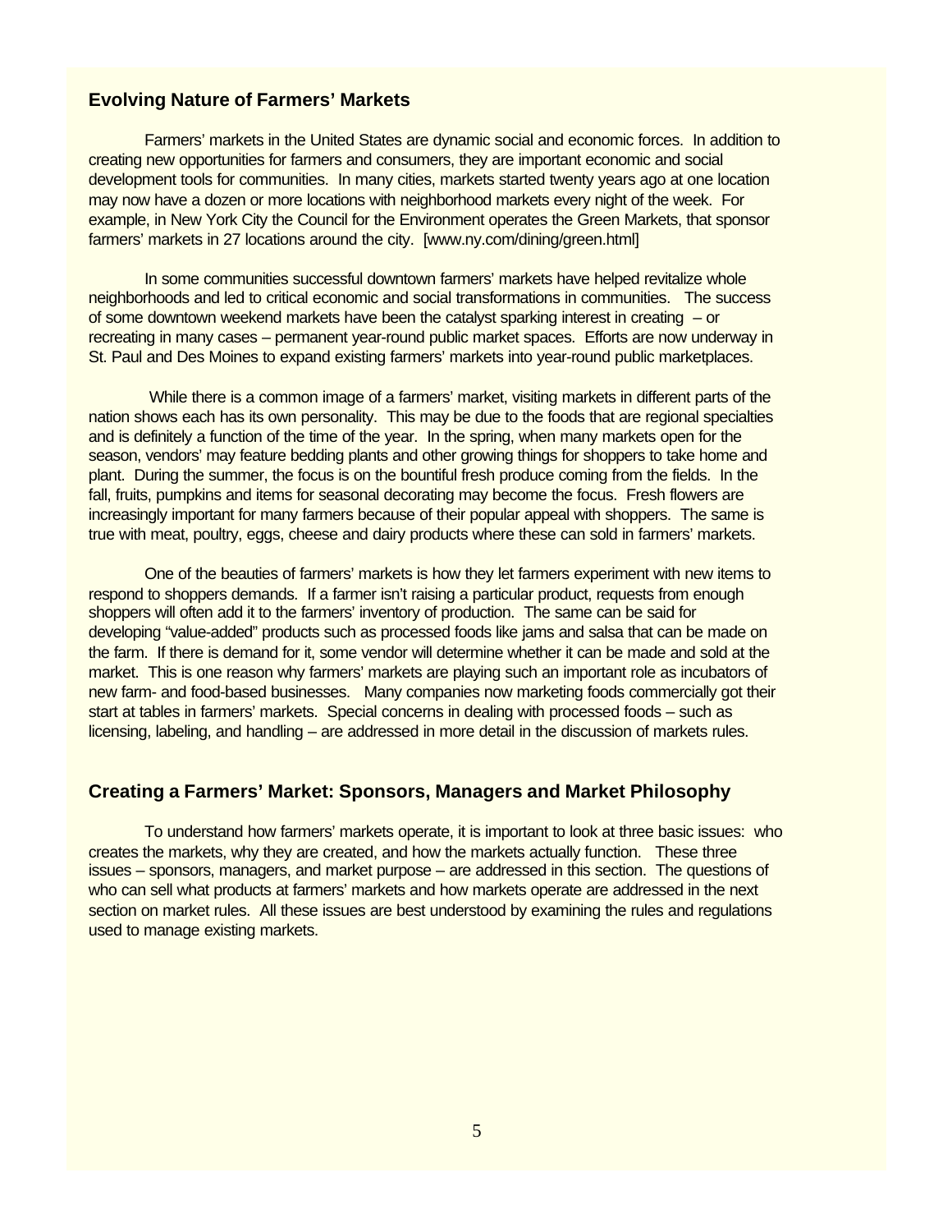## Evolving Nature of Farmers' Markets

Farmers' markets in the United States are dynamic social and economic forces. In addition to creating new opportunities for farmers and consumers, they are important economic and social development tools for communities. In many cities, markets started twenty years ago at one location may now have a dozen or more locations with neighborhood markets every night of the week. For example, in New York City the Council for the Environment operates the Green Markets, that sponsor farmers' markets in 27 locations around the city. [www.ny.com/dining/green.html]

In some communities successful downtown farmers' markets have helped revitalize whole neighborhoods and led to critical economic and social transformations in communities. The success of some downtown weekend markets have been the catalyst sparking interest in creating – or recreating in many cases – permanent year-round public market spaces. Efforts are now underway in St. Paul and Des Moines to expand existing farmers' markets into year-round public marketplaces.

While there is a common image of a farmers' market, visiting markets in different parts of the nation shows each has its own personality. This may be due to the foods that are regional specialties and is definitely a function of the time of the year. In the spring, when many markets open for the season, vendors' may feature bedding plants and other growing things for shoppers to take home and plant. During the summer, the focus is on the bountiful fresh produce coming from the fields. In the fall, fruits, pumpkins and items for seasonal decorating may become the focus. Fresh flowers are increasingly important for many farmers because of their popular appeal with shoppers. The same is true with meat, poultry, eggs, cheese and dairy products where these can sold in farmers' markets.

One of the beauties of farmers' markets is how they let farmers experiment with new items to respond to shoppers demands. If a farmer isn't raising a particular product, requests from enough shoppers will often add it to the farmers' inventory of production. The same can be said for developing "value-added" products such as processed foods like jams and salsa that can be made on the farm. If there is demand for it, some vendor will determine whether it can be made and sold at the market. This is one reason why farmers' markets are playing such an important role as incubators of new farm- and food-based businesses. Many companies now marketing foods commercially got their start at tables in farmers' markets. Special concerns in dealing with processed foods – such as licensing, labeling, and handling – are addressed in more detail in the discussion of markets rules.

## Creating a Farmers' Market: Sponsors, Managers and Market Philosophy

To understand how farmers' markets operate, it is important to look at three basic issues: who creates the markets, why they are created, and how the markets actually function. These three issues – sponsors, managers, and market purpose – are addressed in this section. The questions of who can sell what products at farmers' markets and how markets operate are addressed in the next section on market rules. All these issues are best understood by examining the rules and regulations used to manage existing markets.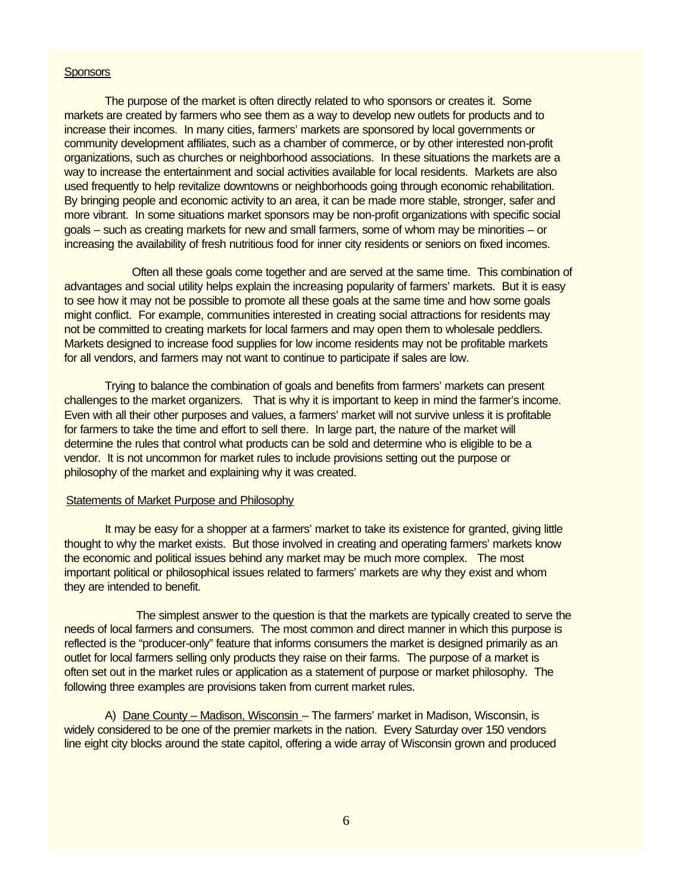Sponsors

The purpose of the market is often directly related to who sponsors or creates it. Some markets are created by farmers who see them as a way to develop new outlets for products and to increase their incomes. In many cities, farmers' markets are sponsored by local governments or community development affiliates, such as a chamber of commerce, or by other interested non-profit organizations, such as churches or neighborhood associations. In these situations the markets are a way to increase the entertainment and social activities available for local residents. Markets are also used frequently to help revitalize downtowns or neighborhoods going through economic rehabilitation. By bringing people and economic activity to an area, it can be made more stable, stronger, safer and more vibrant. In some situations market sponsors may be non-profit organizations with specific social goals – such as creating markets for new and small farmers, some of whom may be minorities – or increasing the availability of fresh nutritious food for inner city residents or seniors on fixed incomes.

Often all these goals come together and are served at the same time. This combination of advantages and social utility helps explain the increasing popularity of farmers' markets. But it is easy to see how it may not be possible to promote all these goals at the same time and how some goals might conflict. For example, communities interested in creating social attractions for residents may not be committed to creating markets for local farmers and may open them to wholesale peddlers. Markets designed to increase food supplies for low income residents may not be profitable markets for all vendors, and farmers may not want to continue to participate if sales are low.

Trying to balance the combination of goals and benefits from farmers' markets can present challenges to the market organizers. That is why it is important to keep in mind the farmer's income. Even with all their other purposes and values, a farmers' market will not survive unless it is profitable for farmers to take the time and effort to sell there. In large part, the nature of the market will determine the rules that control what products can be sold and determine who is eligible to be a vendor. It is not uncommon for market rules to include provisions setting out the purpose or philosophy of the market and explaining why it was created.

Statements of Market Purpose and Philosophy

It may be easy for a shopper at a farmers' market to take its existence for granted, giving little thought to why the market exists. But those involved in creating and operating farmers' markets know the economic and political issues behind any market may be much more complex. The most important political or philosophical issues related to farmers' markets are why they exist and whom they are intended to benefit.

The simplest answer to the question is that the markets are typically created to serve the needs of local farmers and consumers. The most common and direct manner in which this purpose is reflected is the "producer-only" feature that informs consumers the market is designed primarily as an outlet for local farmers selling only products they raise on their farms. The purpose of a market is often set out in the market rules or application as a statement of purpose or market philosophy. The following three examples are provisions taken from current market rules.

A) Dane County – Madison, Wisconsin – The farmers' market in Madison, Wisconsin, is widely considered to be one of the premier markets in the nation. Every Saturday over 150 vendors line eight city blocks around the state capitol, offering a wide array of Wisconsin grown and produced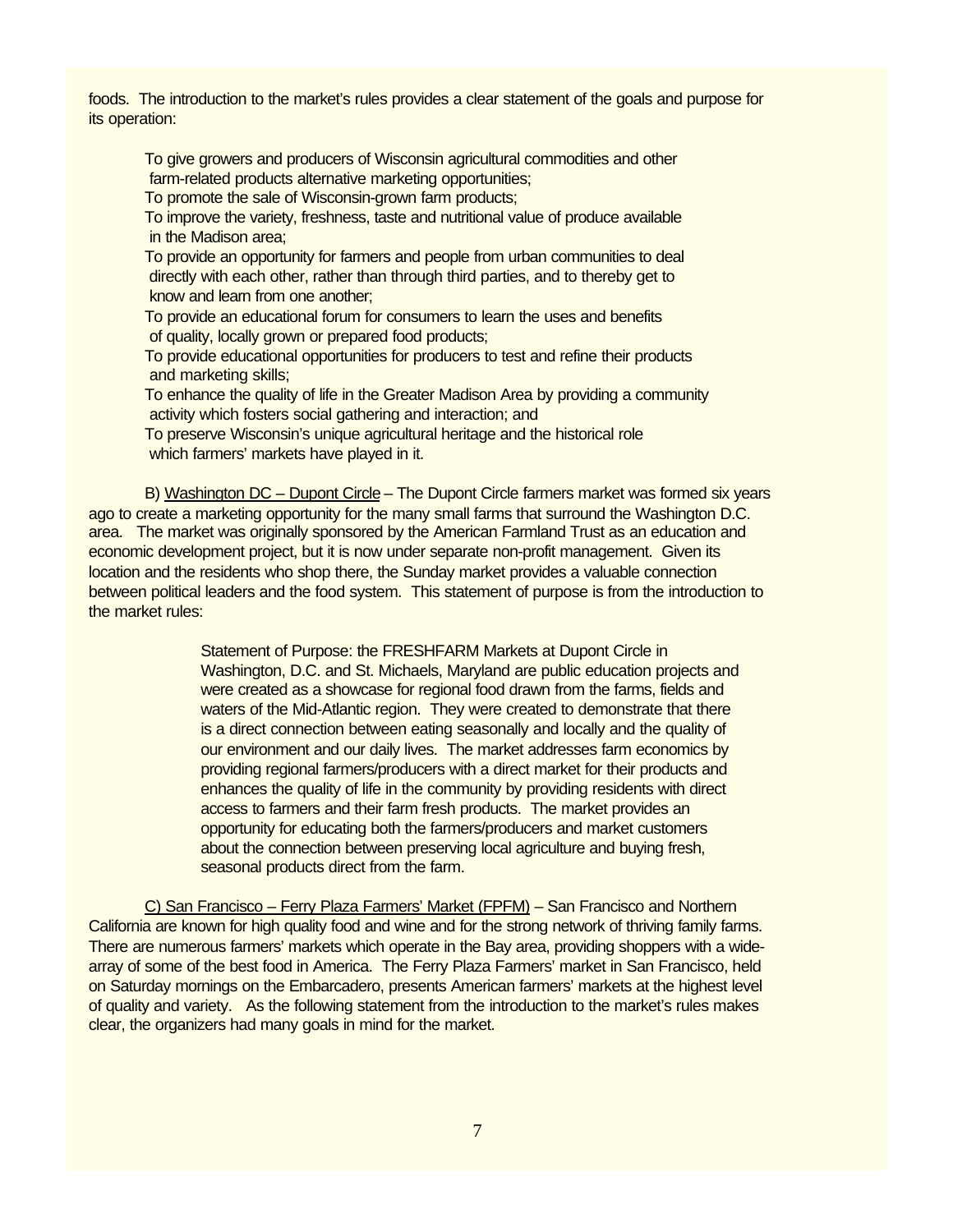foods. The introduction to the market's rules provides a clear statement of the goals and purpose for its operation:

> To give growers and producers of Wisconsin agricultural commodities and other farm-related products alternative marketing opportunities;
> To promote the sale of Wisconsin-grown farm products;
> To improve the variety, freshness, taste and nutritional value of produce available in the Madison area;
> To provide an opportunity for farmers and people from urban communities to deal directly with each other, rather than through third parties, and to thereby get to know and learn from one another;
> To provide an educational forum for consumers to learn the uses and benefits of quality, locally grown or prepared food products;
> To provide educational opportunities for producers to test and refine their products and marketing skills;
> To enhance the quality of life in the Greater Madison Area by providing a community activity which fosters social gathering and interaction; and
> To preserve Wisconsin's unique agricultural heritage and the historical role which farmers' markets have played in it.

B) Washington DC – Dupont Circle – The Dupont Circle farmers market was formed six years ago to create a marketing opportunity for the many small farms that surround the Washington D.C. area. The market was originally sponsored by the American Farmland Trust as an education and economic development project, but it is now under separate non-profit management. Given its location and the residents who shop there, the Sunday market provides a valuable connection between political leaders and the food system. This statement of purpose is from the introduction to the market rules:

> Statement of Purpose: the FRESHFARM Markets at Dupont Circle in Washington, D.C. and St. Michaels, Maryland are public education projects and were created as a showcase for regional food drawn from the farms, fields and waters of the Mid-Atlantic region. They were created to demonstrate that there is a direct connection between eating seasonally and locally and the quality of our environment and our daily lives. The market addresses farm economics by providing regional farmers/producers with a direct market for their products and enhances the quality of life in the community by providing residents with direct access to farmers and their farm fresh products. The market provides an opportunity for educating both the farmers/producers and market customers about the connection between preserving local agriculture and buying fresh, seasonal products direct from the farm.

C) San Francisco – Ferry Plaza Farmers' Market (FPFM) – San Francisco and Northern California are known for high quality food and wine and for the strong network of thriving family farms. There are numerous farmers' markets which operate in the Bay area, providing shoppers with a wide-array of some of the best food in America. The Ferry Plaza Farmers' market in San Francisco, held on Saturday mornings on the Embarcadero, presents American farmers' markets at the highest level of quality and variety. As the following statement from the introduction to the market's rules makes clear, the organizers had many goals in mind for the market.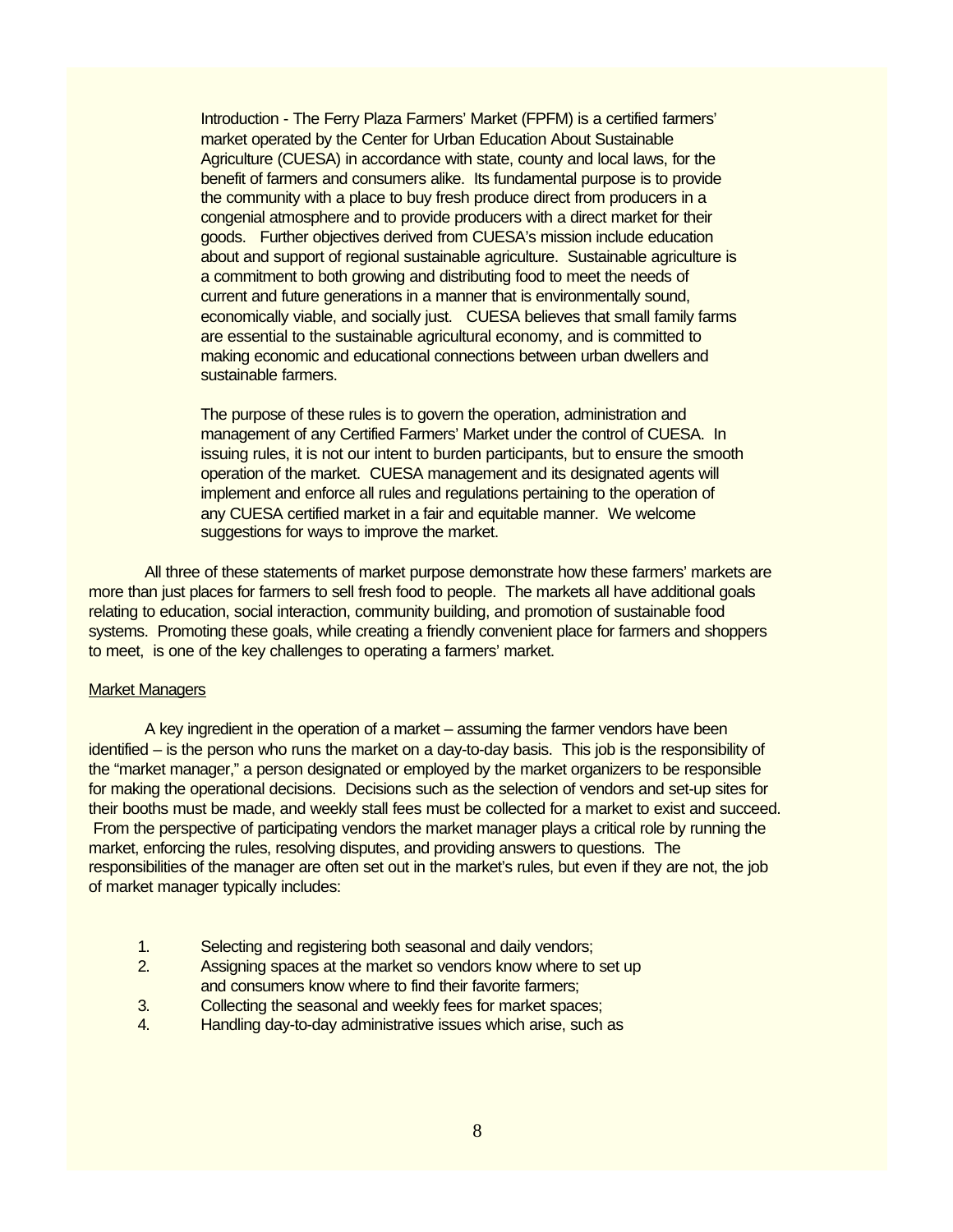> Introduction - The Ferry Plaza Farmers' Market (FPFM) is a certified farmers' market operated by the Center for Urban Education About Sustainable Agriculture (CUESA) in accordance with state, county and local laws, for the benefit of farmers and consumers alike. Its fundamental purpose is to provide the community with a place to buy fresh produce direct from producers in a congenial atmosphere and to provide producers with a direct market for their goods. Further objectives derived from CUESA's mission include education about and support of regional sustainable agriculture. Sustainable agriculture is a commitment to both growing and distributing food to meet the needs of current and future generations in a manner that is environmentally sound, economically viable, and socially just. CUESA believes that small family farms are essential to the sustainable agricultural economy, and is committed to making economic and educational connections between urban dwellers and sustainable farmers.
>
> The purpose of these rules is to govern the operation, administration and management of any Certified Farmers' Market under the control of CUESA. In issuing rules, it is not our intent to burden participants, but to ensure the smooth operation of the market. CUESA management and its designated agents will implement and enforce all rules and regulations pertaining to the operation of any CUESA certified market in a fair and equitable manner. We welcome suggestions for ways to improve the market.

All three of these statements of market purpose demonstrate how these farmers' markets are more than just places for farmers to sell fresh food to people. The markets all have additional goals relating to education, social interaction, community building, and promotion of sustainable food systems. Promoting these goals, while creating a friendly convenient place for farmers and shoppers to meet, is one of the key challenges to operating a farmers' market.

<u>Market Managers</u>

A key ingredient in the operation of a market – assuming the farmer vendors have been identified – is the person who runs the market on a day-to-day basis. This job is the responsibility of the "market manager," a person designated or employed by the market organizers to be responsible for making the operational decisions. Decisions such as the selection of vendors and set-up sites for their booths must be made, and weekly stall fees must be collected for a market to exist and succeed. From the perspective of participating vendors the market manager plays a critical role by running the market, enforcing the rules, resolving disputes, and providing answers to questions. The responsibilities of the manager are often set out in the market's rules, but even if they are not, the job of market manager typically includes:

1. Selecting and registering both seasonal and daily vendors;
2. Assigning spaces at the market so vendors know where to set up and consumers know where to find their favorite farmers;
3. Collecting the seasonal and weekly fees for market spaces;
4. Handling day-to-day administrative issues which arise, such as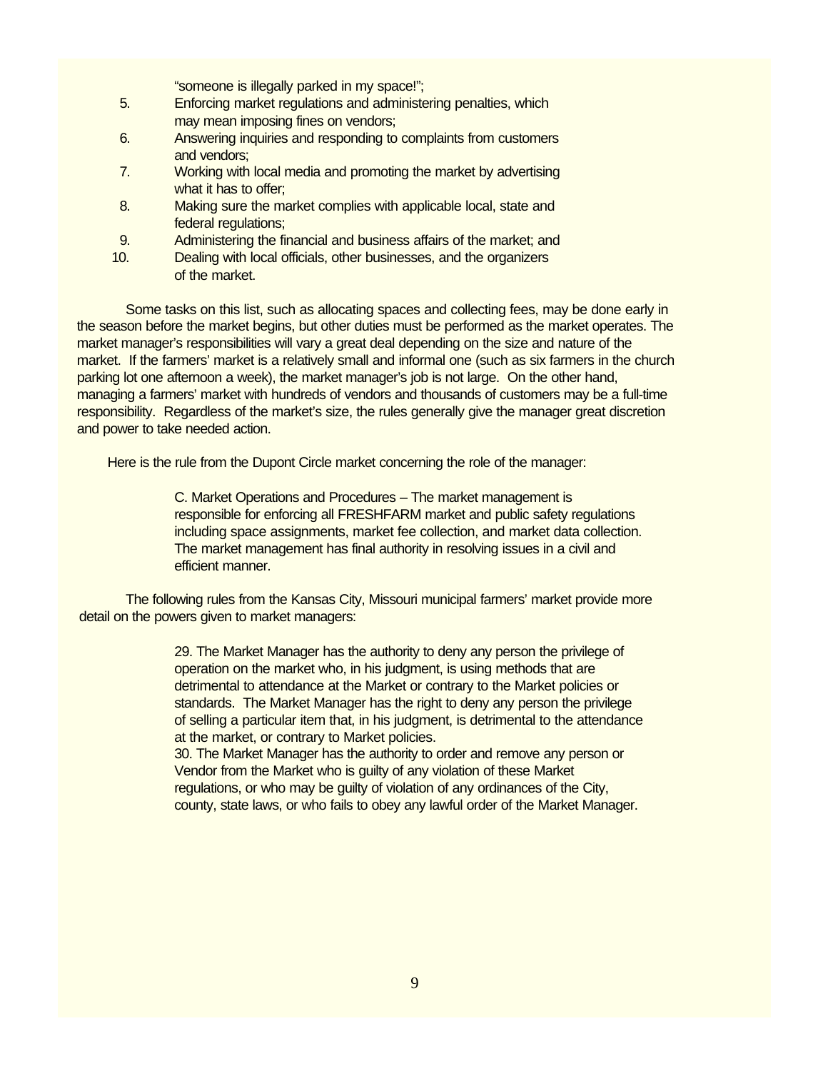"someone is illegally parked in my space!";

5. Enforcing market regulations and administering penalties, which may mean imposing fines on vendors;
6. Answering inquiries and responding to complaints from customers and vendors;
7. Working with local media and promoting the market by advertising what it has to offer;
8. Making sure the market complies with applicable local, state and federal regulations;
9. Administering the financial and business affairs of the market; and
10. Dealing with local officials, other businesses, and the organizers of the market.

Some tasks on this list, such as allocating spaces and collecting fees, may be done early in the season before the market begins, but other duties must be performed as the market operates. The market manager's responsibilities will vary a great deal depending on the size and nature of the market. If the farmers' market is a relatively small and informal one (such as six farmers in the church parking lot one afternoon a week), the market manager's job is not large. On the other hand, managing a farmers' market with hundreds of vendors and thousands of customers may be a full-time responsibility. Regardless of the market's size, the rules generally give the manager great discretion and power to take needed action.

Here is the rule from the Dupont Circle market concerning the role of the manager:

> C. Market Operations and Procedures – The market management is responsible for enforcing all FRESHFARM market and public safety regulations including space assignments, market fee collection, and market data collection. The market management has final authority in resolving issues in a civil and efficient manner.

The following rules from the Kansas City, Missouri municipal farmers' market provide more detail on the powers given to market managers:

> 29. The Market Manager has the authority to deny any person the privilege of operation on the market who, in his judgment, is using methods that are detrimental to attendance at the Market or contrary to the Market policies or standards. The Market Manager has the right to deny any person the privilege of selling a particular item that, in his judgment, is detrimental to the attendance at the market, or contrary to Market policies.
> 30. The Market Manager has the authority to order and remove any person or Vendor from the Market who is guilty of any violation of these Market regulations, or who may be guilty of violation of any ordinances of the City, county, state laws, or who fails to obey any lawful order of the Market Manager.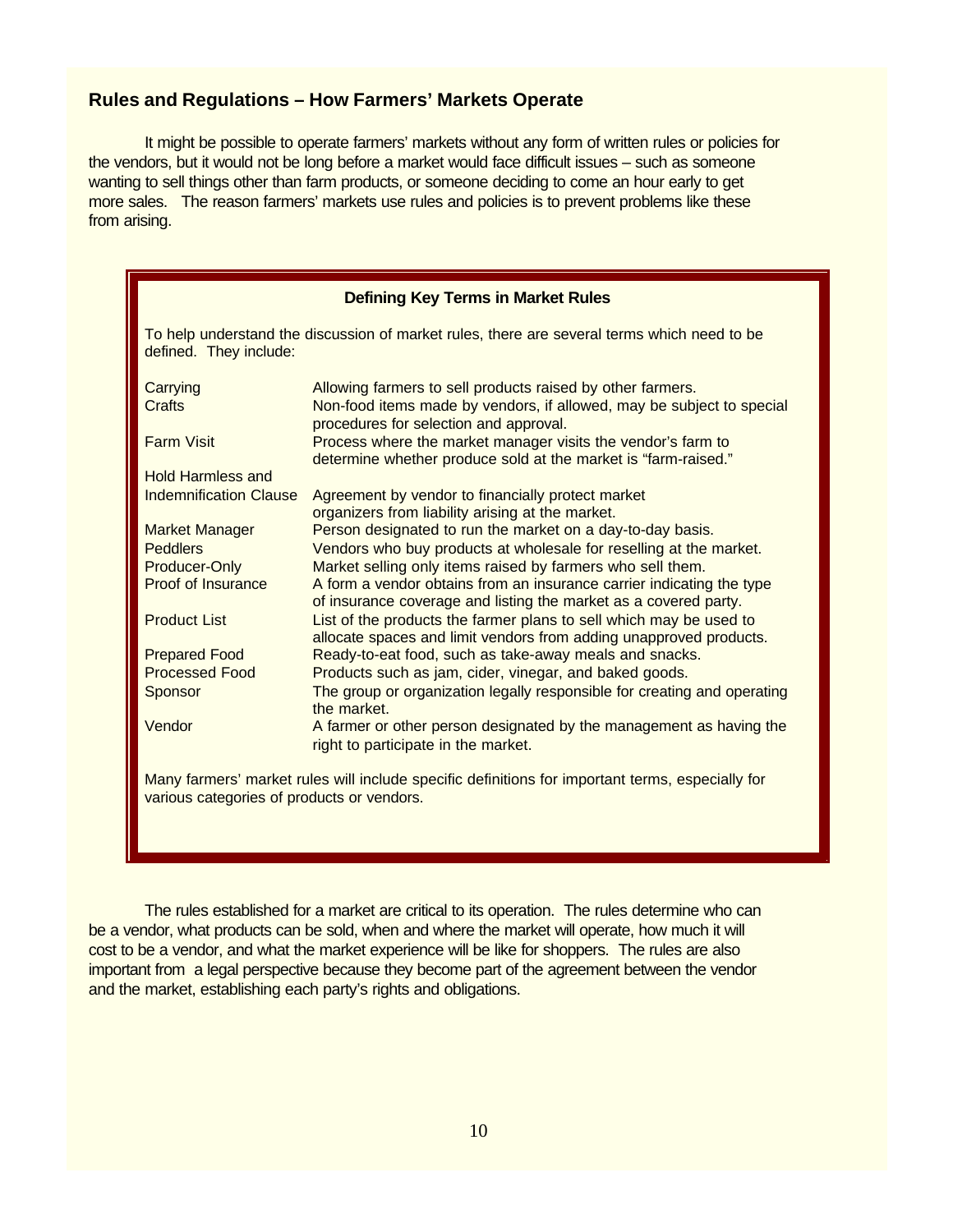## Rules and Regulations – How Farmers' Markets Operate

It might be possible to operate farmers' markets without any form of written rules or policies for the vendors, but it would not be long before a market would face difficult issues – such as someone wanting to sell things other than farm products, or someone deciding to come an hour early to get more sales. The reason farmers' markets use rules and policies is to prevent problems like these from arising.

**Defining Key Terms in Market Rules**

To help understand the discussion of market rules, there are several terms which need to be defined. They include:

| Term | Definition |
|---|---|
| Carrying | Allowing farmers to sell products raised by other farmers. |
| Crafts | Non-food items made by vendors, if allowed, may be subject to special procedures for selection and approval. |
| Farm Visit | Process where the market manager visits the vendor's farm to determine whether produce sold at the market is "farm-raised." |
| Hold Harmless and Indemnification Clause | Agreement by vendor to financially protect market organizers from liability arising at the market. |
| Market Manager | Person designated to run the market on a day-to-day basis. |
| Peddlers | Vendors who buy products at wholesale for reselling at the market. |
| Producer-Only | Market selling only items raised by farmers who sell them. |
| Proof of Insurance | A form a vendor obtains from an insurance carrier indicating the type of insurance coverage and listing the market as a covered party. |
| Product List | List of the products the farmer plans to sell which may be used to allocate spaces and limit vendors from adding unapproved products. |
| Prepared Food | Ready-to-eat food, such as take-away meals and snacks. |
| Processed Food | Products such as jam, cider, vinegar, and baked goods. |
| Sponsor | The group or organization legally responsible for creating and operating the market. |
| Vendor | A farmer or other person designated by the management as having the right to participate in the market. |

Many farmers' market rules will include specific definitions for important terms, especially for various categories of products or vendors.

The rules established for a market are critical to its operation. The rules determine who can be a vendor, what products can be sold, when and where the market will operate, how much it will cost to be a vendor, and what the market experience will be like for shoppers. The rules are also important from a legal perspective because they become part of the agreement between the vendor and the market, establishing each party's rights and obligations.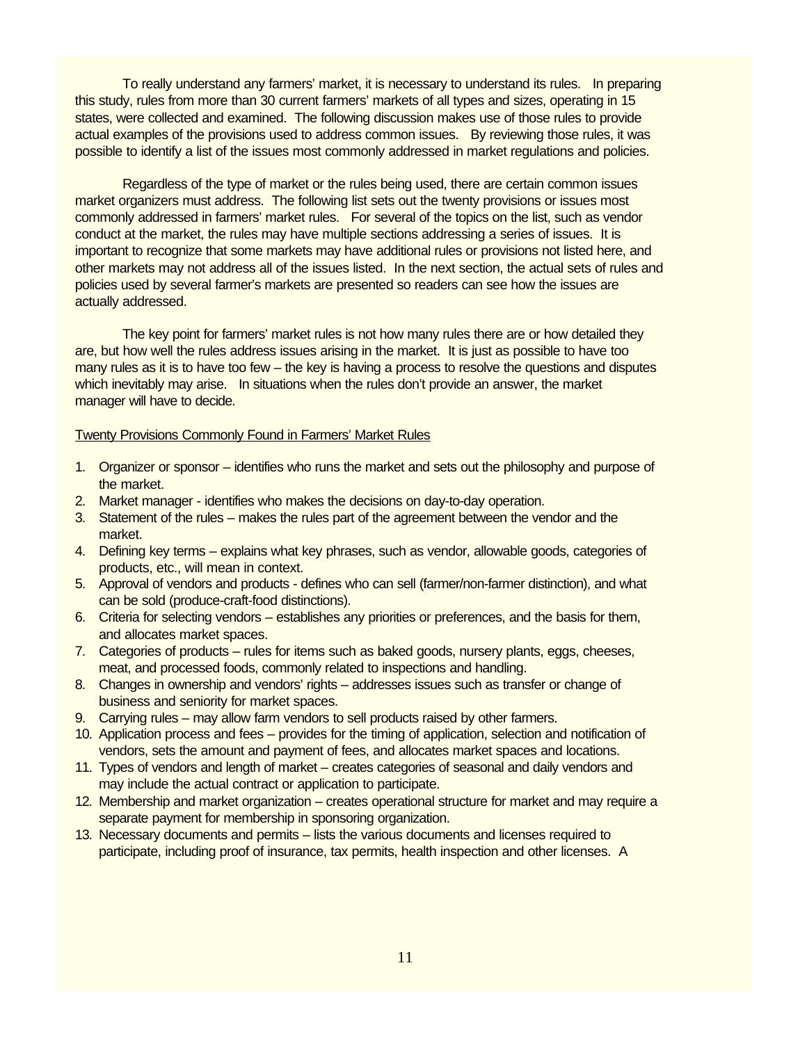To really understand any farmers' market, it is necessary to understand its rules. In preparing this study, rules from more than 30 current farmers' markets of all types and sizes, operating in 15 states, were collected and examined. The following discussion makes use of those rules to provide actual examples of the provisions used to address common issues. By reviewing those rules, it was possible to identify a list of the issues most commonly addressed in market regulations and policies.

Regardless of the type of market or the rules being used, there are certain common issues market organizers must address. The following list sets out the twenty provisions or issues most commonly addressed in farmers' market rules. For several of the topics on the list, such as vendor conduct at the market, the rules may have multiple sections addressing a series of issues. It is important to recognize that some markets may have additional rules or provisions not listed here, and other markets may not address all of the issues listed. In the next section, the actual sets of rules and policies used by several farmer's markets are presented so readers can see how the issues are actually addressed.

The key point for farmers' market rules is not how many rules there are or how detailed they are, but how well the rules address issues arising in the market. It is just as possible to have too many rules as it is to have too few – the key is having a process to resolve the questions and disputes which inevitably may arise. In situations when the rules don't provide an answer, the market manager will have to decide.

Twenty Provisions Commonly Found in Farmers' Market Rules

1. Organizer or sponsor – identifies who runs the market and sets out the philosophy and purpose of the market.
2. Market manager - identifies who makes the decisions on day-to-day operation.
3. Statement of the rules – makes the rules part of the agreement between the vendor and the market.
4. Defining key terms – explains what key phrases, such as vendor, allowable goods, categories of products, etc., will mean in context.
5. Approval of vendors and products - defines who can sell (farmer/non-farmer distinction), and what can be sold (produce-craft-food distinctions).
6. Criteria for selecting vendors – establishes any priorities or preferences, and the basis for them, and allocates market spaces.
7. Categories of products – rules for items such as baked goods, nursery plants, eggs, cheeses, meat, and processed foods, commonly related to inspections and handling.
8. Changes in ownership and vendors' rights – addresses issues such as transfer or change of business and seniority for market spaces.
9. Carrying rules – may allow farm vendors to sell products raised by other farmers.
10. Application process and fees – provides for the timing of application, selection and notification of vendors, sets the amount and payment of fees, and allocates market spaces and locations.
11. Types of vendors and length of market – creates categories of seasonal and daily vendors and may include the actual contract or application to participate.
12. Membership and market organization – creates operational structure for market and may require a separate payment for membership in sponsoring organization.
13. Necessary documents and permits – lists the various documents and licenses required to participate, including proof of insurance, tax permits, health inspection and other licenses. A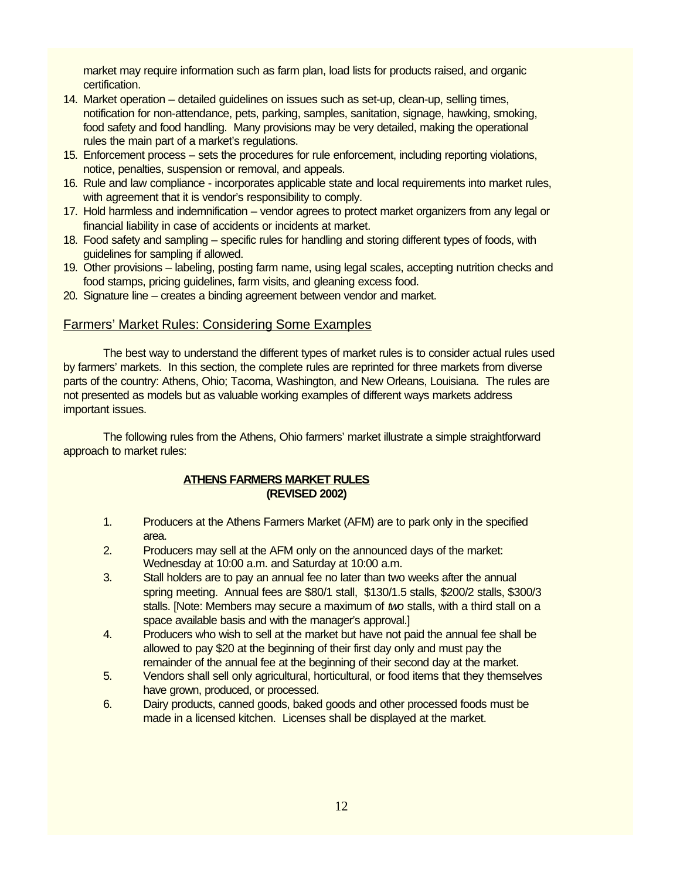market may require information such as farm plan, load lists for products raised, and organic certification.

14. Market operation – detailed guidelines on issues such as set-up, clean-up, selling times, notification for non-attendance, pets, parking, samples, sanitation, signage, hawking, smoking, food safety and food handling. Many provisions may be very detailed, making the operational rules the main part of a market's regulations.
15. Enforcement process – sets the procedures for rule enforcement, including reporting violations, notice, penalties, suspension or removal, and appeals.
16. Rule and law compliance - incorporates applicable state and local requirements into market rules, with agreement that it is vendor's responsibility to comply.
17. Hold harmless and indemnification – vendor agrees to protect market organizers from any legal or financial liability in case of accidents or incidents at market.
18. Food safety and sampling – specific rules for handling and storing different types of foods, with guidelines for sampling if allowed.
19. Other provisions – labeling, posting farm name, using legal scales, accepting nutrition checks and food stamps, pricing guidelines, farm visits, and gleaning excess food.
20. Signature line – creates a binding agreement between vendor and market.

## Farmers' Market Rules: Considering Some Examples

The best way to understand the different types of market rules is to consider actual rules used by farmers' markets. In this section, the complete rules are reprinted for three markets from diverse parts of the country: Athens, Ohio; Tacoma, Washington, and New Orleans, Louisiana. The rules are not presented as models but as valuable working examples of different ways markets address important issues.

The following rules from the Athens, Ohio farmers' market illustrate a simple straightforward approach to market rules:

### ATHENS FARMERS MARKET RULES
**(REVISED 2002)**

1. Producers at the Athens Farmers Market (AFM) are to park only in the specified area.
2. Producers may sell at the AFM only on the announced days of the market: Wednesday at 10:00 a.m. and Saturday at 10:00 a.m.
3. Stall holders are to pay an annual fee no later than two weeks after the annual spring meeting. Annual fees are $80/1 stall, $130/1.5 stalls, $200/2 stalls, $300/3 stalls. [Note: Members may secure a maximum of *two* stalls, with a third stall on a space available basis and with the manager's approval.]
4. Producers who wish to sell at the market but have not paid the annual fee shall be allowed to pay $20 at the beginning of their first day only and must pay the remainder of the annual fee at the beginning of their second day at the market.
5. Vendors shall sell only agricultural, horticultural, or food items that they themselves have grown, produced, or processed.
6. Dairy products, canned goods, baked goods and other processed foods must be made in a licensed kitchen. Licenses shall be displayed at the market.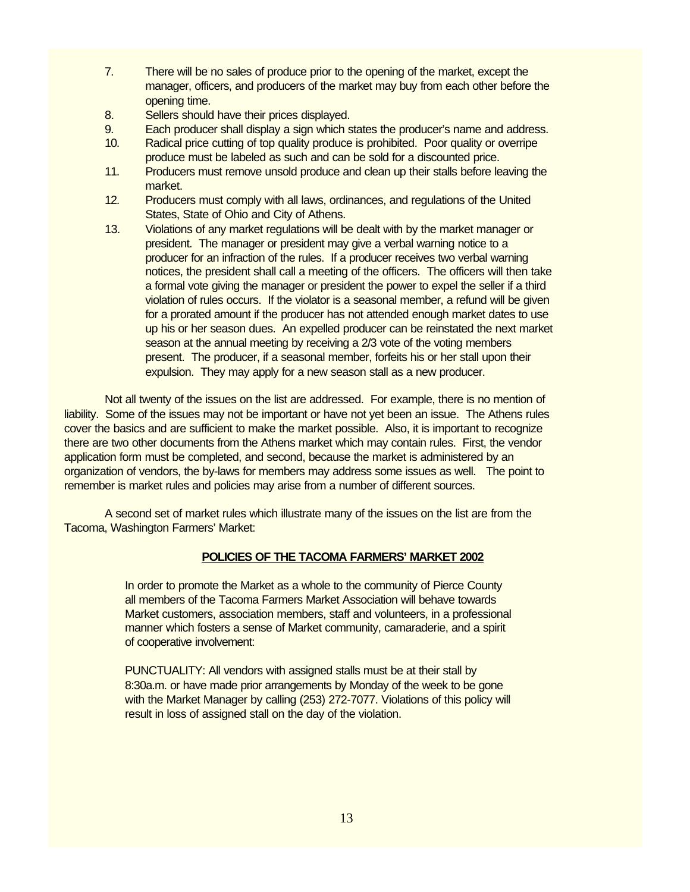7. There will be no sales of produce prior to the opening of the market, except the manager, officers, and producers of the market may buy from each other before the opening time.
8. Sellers should have their prices displayed.
9. Each producer shall display a sign which states the producer's name and address.
10. Radical price cutting of top quality produce is prohibited. Poor quality or overripe produce must be labeled as such and can be sold for a discounted price.
11. Producers must remove unsold produce and clean up their stalls before leaving the market.
12. Producers must comply with all laws, ordinances, and regulations of the United States, State of Ohio and City of Athens.
13. Violations of any market regulations will be dealt with by the market manager or president. The manager or president may give a verbal warning notice to a producer for an infraction of the rules. If a producer receives two verbal warning notices, the president shall call a meeting of the officers. The officers will then take a formal vote giving the manager or president the power to expel the seller if a third violation of rules occurs. If the violator is a seasonal member, a refund will be given for a prorated amount if the producer has not attended enough market dates to use up his or her season dues. An expelled producer can be reinstated the next market season at the annual meeting by receiving a 2/3 vote of the voting members present. The producer, if a seasonal member, forfeits his or her stall upon their expulsion. They may apply for a new season stall as a new producer.

Not all twenty of the issues on the list are addressed. For example, there is no mention of liability. Some of the issues may not be important or have not yet been an issue. The Athens rules cover the basics and are sufficient to make the market possible. Also, it is important to recognize there are two other documents from the Athens market which may contain rules. First, the vendor application form must be completed, and second, because the market is administered by an organization of vendors, the by-laws for members may address some issues as well. The point to remember is market rules and policies may arise from a number of different sources.

A second set of market rules which illustrate many of the issues on the list are from the Tacoma, Washington Farmers' Market:

**POLICIES OF THE TACOMA FARMERS' MARKET 2002**

In order to promote the Market as a whole to the community of Pierce County all members of the Tacoma Farmers Market Association will behave towards Market customers, association members, staff and volunteers, in a professional manner which fosters a sense of Market community, camaraderie, and a spirit of cooperative involvement:

PUNCTUALITY: All vendors with assigned stalls must be at their stall by 8:30a.m. or have made prior arrangements by Monday of the week to be gone with the Market Manager by calling (253) 272-7077. Violations of this policy will result in loss of assigned stall on the day of the violation.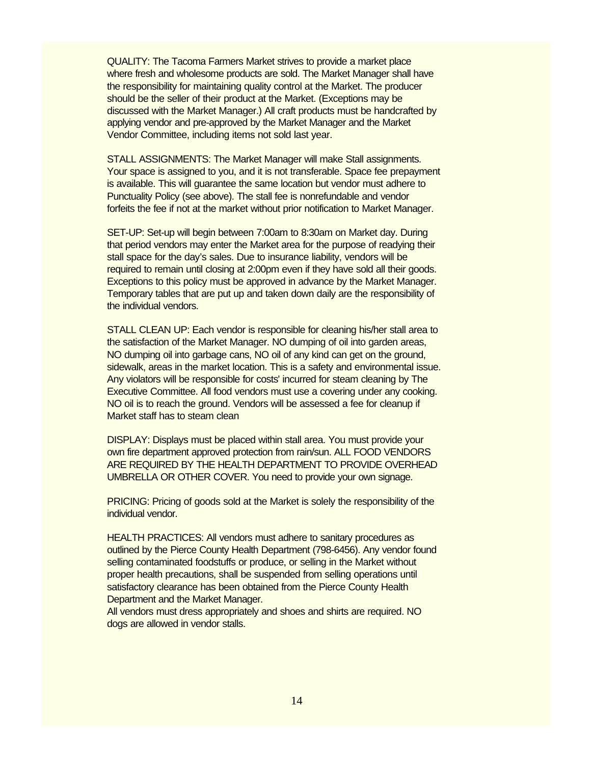QUALITY: The Tacoma Farmers Market strives to provide a market place where fresh and wholesome products are sold. The Market Manager shall have the responsibility for maintaining quality control at the Market. The producer should be the seller of their product at the Market. (Exceptions may be discussed with the Market Manager.) All craft products must be handcrafted by applying vendor and pre-approved by the Market Manager and the Market Vendor Committee, including items not sold last year.

STALL ASSIGNMENTS: The Market Manager will make Stall assignments. Your space is assigned to you, and it is not transferable. Space fee prepayment is available. This will guarantee the same location but vendor must adhere to Punctuality Policy (see above). The stall fee is nonrefundable and vendor forfeits the fee if not at the market without prior notification to Market Manager.

SET-UP: Set-up will begin between 7:00am to 8:30am on Market day. During that period vendors may enter the Market area for the purpose of readying their stall space for the day's sales. Due to insurance liability, vendors will be required to remain until closing at 2:00pm even if they have sold all their goods. Exceptions to this policy must be approved in advance by the Market Manager. Temporary tables that are put up and taken down daily are the responsibility of the individual vendors.

STALL CLEAN UP: Each vendor is responsible for cleaning his/her stall area to the satisfaction of the Market Manager. NO dumping of oil into garden areas, NO dumping oil into garbage cans, NO oil of any kind can get on the ground, sidewalk, areas in the market location. This is a safety and environmental issue. Any violators will be responsible for costs' incurred for steam cleaning by The Executive Committee. All food vendors must use a covering under any cooking. NO oil is to reach the ground. Vendors will be assessed a fee for cleanup if Market staff has to steam clean

DISPLAY: Displays must be placed within stall area. You must provide your own fire department approved protection from rain/sun. ALL FOOD VENDORS ARE REQUIRED BY THE HEALTH DEPARTMENT TO PROVIDE OVERHEAD UMBRELLA OR OTHER COVER. You need to provide your own signage.

PRICING: Pricing of goods sold at the Market is solely the responsibility of the individual vendor.

HEALTH PRACTICES: All vendors must adhere to sanitary procedures as outlined by the Pierce County Health Department (798-6456). Any vendor found selling contaminated foodstuffs or produce, or selling in the Market without proper health precautions, shall be suspended from selling operations until satisfactory clearance has been obtained from the Pierce County Health Department and the Market Manager.
All vendors must dress appropriately and shoes and shirts are required. NO dogs are allowed in vendor stalls.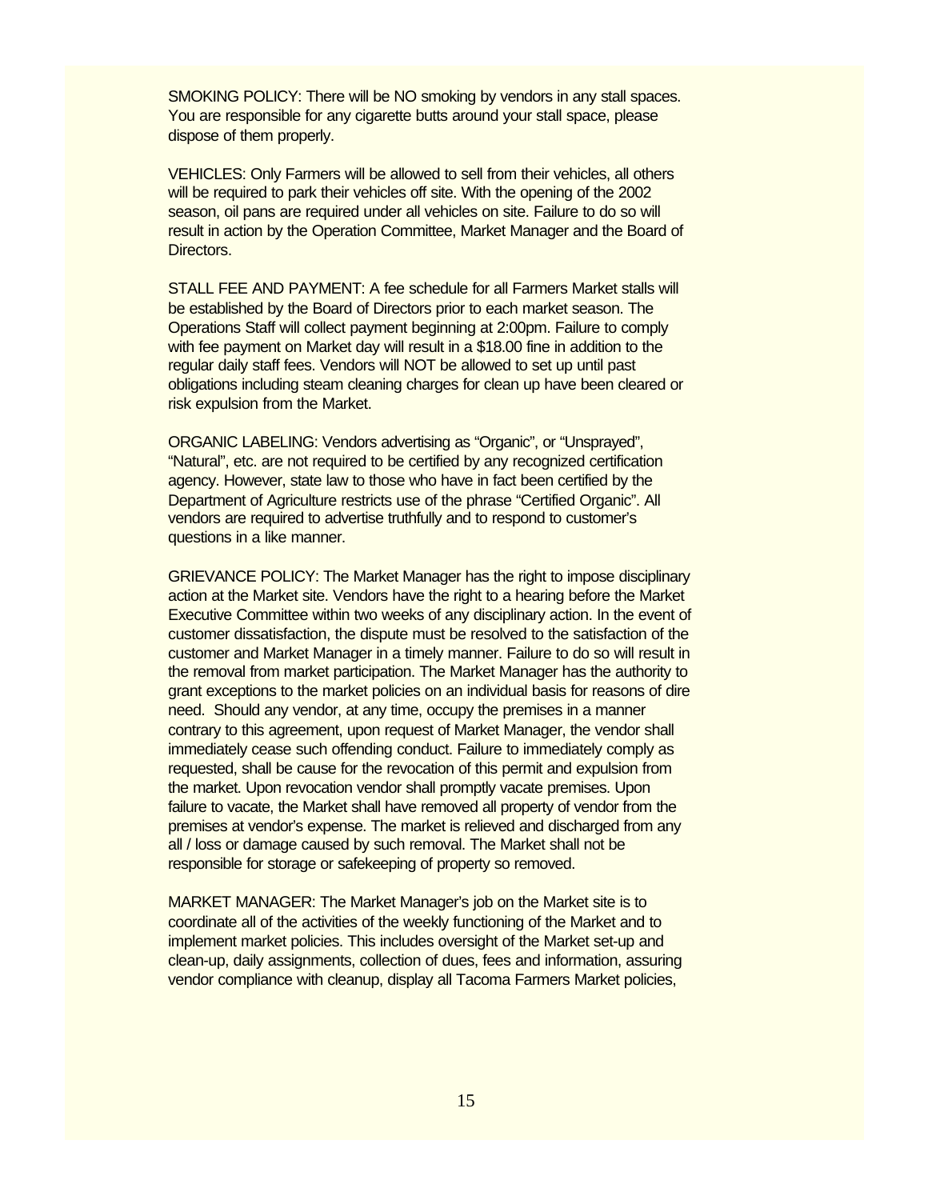SMOKING POLICY: There will be NO smoking by vendors in any stall spaces. You are responsible for any cigarette butts around your stall space, please dispose of them properly.

VEHICLES: Only Farmers will be allowed to sell from their vehicles, all others will be required to park their vehicles off site. With the opening of the 2002 season, oil pans are required under all vehicles on site. Failure to do so will result in action by the Operation Committee, Market Manager and the Board of Directors.

STALL FEE AND PAYMENT: A fee schedule for all Farmers Market stalls will be established by the Board of Directors prior to each market season. The Operations Staff will collect payment beginning at 2:00pm. Failure to comply with fee payment on Market day will result in a $18.00 fine in addition to the regular daily staff fees. Vendors will NOT be allowed to set up until past obligations including steam cleaning charges for clean up have been cleared or risk expulsion from the Market.

ORGANIC LABELING: Vendors advertising as "Organic", or "Unsprayed", "Natural", etc. are not required to be certified by any recognized certification agency. However, state law to those who have in fact been certified by the Department of Agriculture restricts use of the phrase "Certified Organic". All vendors are required to advertise truthfully and to respond to customer's questions in a like manner.

GRIEVANCE POLICY: The Market Manager has the right to impose disciplinary action at the Market site. Vendors have the right to a hearing before the Market Executive Committee within two weeks of any disciplinary action. In the event of customer dissatisfaction, the dispute must be resolved to the satisfaction of the customer and Market Manager in a timely manner. Failure to do so will result in the removal from market participation. The Market Manager has the authority to grant exceptions to the market policies on an individual basis for reasons of dire need. Should any vendor, at any time, occupy the premises in a manner contrary to this agreement, upon request of Market Manager, the vendor shall immediately cease such offending conduct. Failure to immediately comply as requested, shall be cause for the revocation of this permit and expulsion from the market. Upon revocation vendor shall promptly vacate premises. Upon failure to vacate, the Market shall have removed all property of vendor from the premises at vendor's expense. The market is relieved and discharged from any all / loss or damage caused by such removal. The Market shall not be responsible for storage or safekeeping of property so removed.

MARKET MANAGER: The Market Manager's job on the Market site is to coordinate all of the activities of the weekly functioning of the Market and to implement market policies. This includes oversight of the Market set-up and clean-up, daily assignments, collection of dues, fees and information, assuring vendor compliance with cleanup, display all Tacoma Farmers Market policies,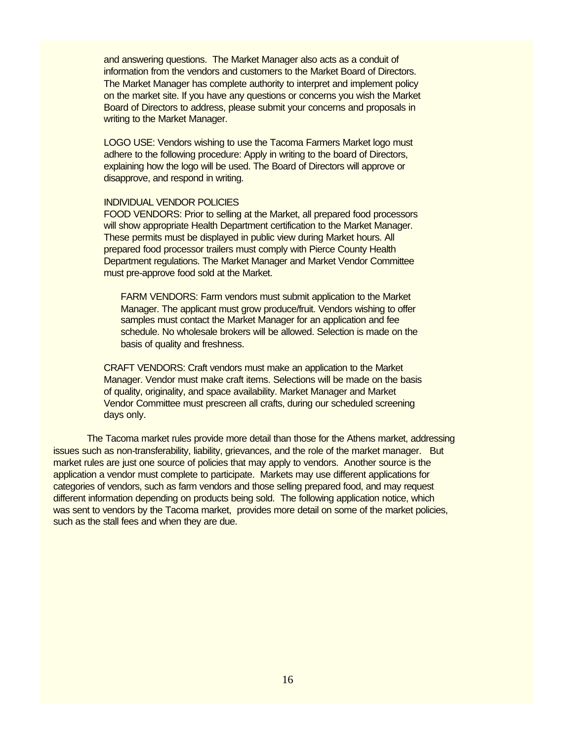and answering questions. The Market Manager also acts as a conduit of information from the vendors and customers to the Market Board of Directors. The Market Manager has complete authority to interpret and implement policy on the market site. If you have any questions or concerns you wish the Market Board of Directors to address, please submit your concerns and proposals in writing to the Market Manager.

LOGO USE: Vendors wishing to use the Tacoma Farmers Market logo must adhere to the following procedure: Apply in writing to the board of Directors, explaining how the logo will be used. The Board of Directors will approve or disapprove, and respond in writing.

INDIVIDUAL VENDOR POLICIES

FOOD VENDORS: Prior to selling at the Market, all prepared food processors will show appropriate Health Department certification to the Market Manager. These permits must be displayed in public view during Market hours. All prepared food processor trailers must comply with Pierce County Health Department regulations. The Market Manager and Market Vendor Committee must pre-approve food sold at the Market.

FARM VENDORS: Farm vendors must submit application to the Market Manager. The applicant must grow produce/fruit. Vendors wishing to offer samples must contact the Market Manager for an application and fee schedule. No wholesale brokers will be allowed. Selection is made on the basis of quality and freshness.

CRAFT VENDORS: Craft vendors must make an application to the Market Manager. Vendor must make craft items. Selections will be made on the basis of quality, originality, and space availability. Market Manager and Market Vendor Committee must prescreen all crafts, during our scheduled screening days only.

The Tacoma market rules provide more detail than those for the Athens market, addressing issues such as non-transferability, liability, grievances, and the role of the market manager. But market rules are just one source of policies that may apply to vendors. Another source is the application a vendor must complete to participate. Markets may use different applications for categories of vendors, such as farm vendors and those selling prepared food, and may request different information depending on products being sold. The following application notice, which was sent to vendors by the Tacoma market, provides more detail on some of the market policies, such as the stall fees and when they are due.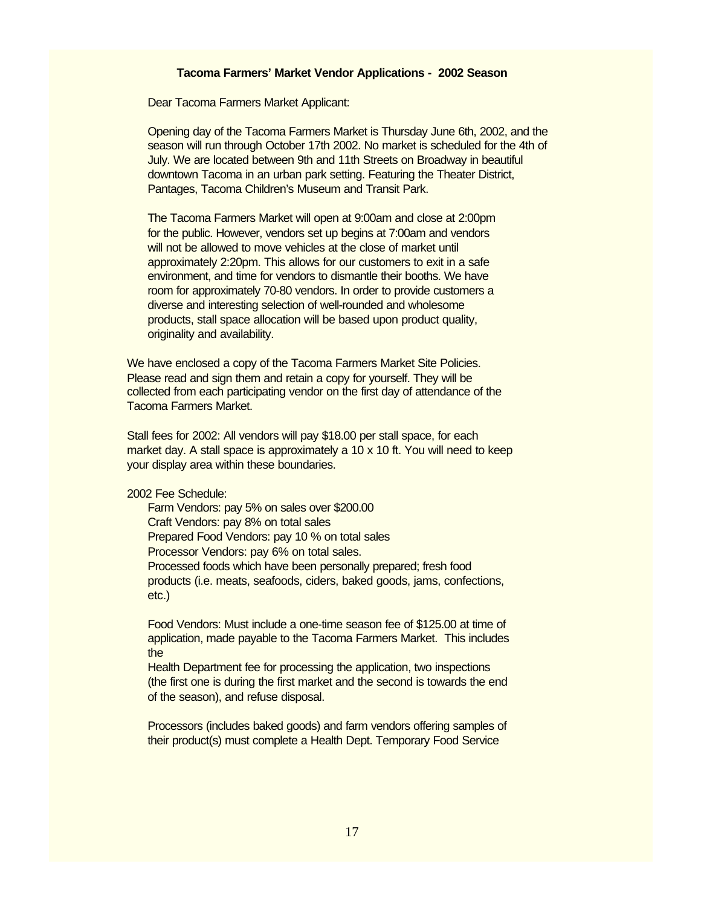**Tacoma Farmers' Market Vendor Applications - 2002 Season**

Dear Tacoma Farmers Market Applicant:

Opening day of the Tacoma Farmers Market is Thursday June 6th, 2002, and the season will run through October 17th 2002. No market is scheduled for the 4th of July. We are located between 9th and 11th Streets on Broadway in beautiful downtown Tacoma in an urban park setting. Featuring the Theater District, Pantages, Tacoma Children's Museum and Transit Park.

The Tacoma Farmers Market will open at 9:00am and close at 2:00pm for the public. However, vendors set up begins at 7:00am and vendors will not be allowed to move vehicles at the close of market until approximately 2:20pm. This allows for our customers to exit in a safe environment, and time for vendors to dismantle their booths. We have room for approximately 70-80 vendors. In order to provide customers a diverse and interesting selection of well-rounded and wholesome products, stall space allocation will be based upon product quality, originality and availability.

We have enclosed a copy of the Tacoma Farmers Market Site Policies. Please read and sign them and retain a copy for yourself. They will be collected from each participating vendor on the first day of attendance of the Tacoma Farmers Market.

Stall fees for 2002: All vendors will pay $18.00 per stall space, for each market day. A stall space is approximately a 10 x 10 ft. You will need to keep your display area within these boundaries.

2002 Fee Schedule:

Farm Vendors: pay 5% on sales over $200.00
Craft Vendors: pay 8% on total sales
Prepared Food Vendors: pay 10 % on total sales
Processor Vendors: pay 6% on total sales.
Processed foods which have been personally prepared; fresh food products (i.e. meats, seafoods, ciders, baked goods, jams, confections, etc.)

Food Vendors: Must include a one-time season fee of $125.00 at time of application, made payable to the Tacoma Farmers Market. This includes the
Health Department fee for processing the application, two inspections (the first one is during the first market and the second is towards the end of the season), and refuse disposal.

Processors (includes baked goods) and farm vendors offering samples of their product(s) must complete a Health Dept. Temporary Food Service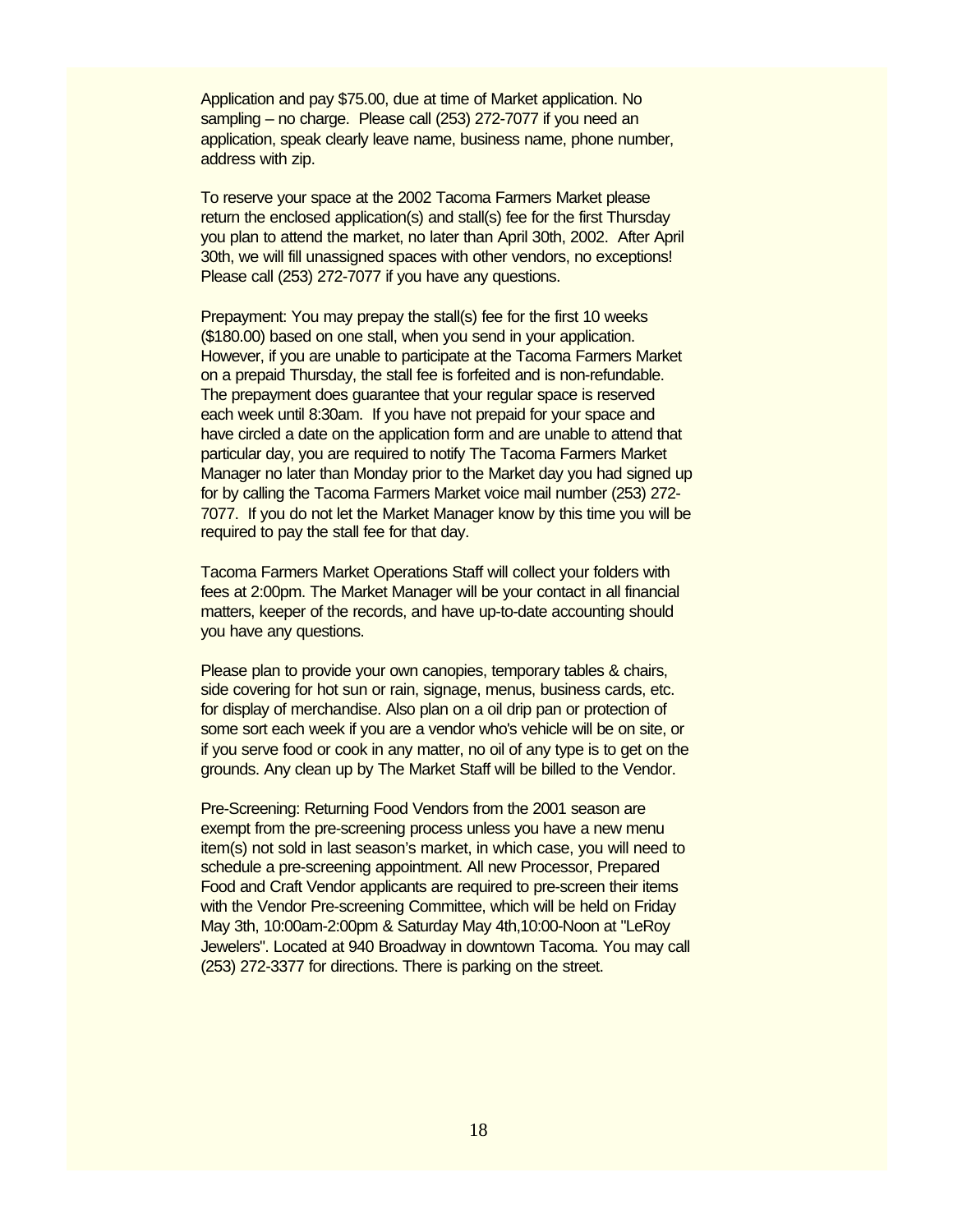Application and pay $75.00, due at time of Market application. No sampling – no charge. Please call (253) 272-7077 if you need an application, speak clearly leave name, business name, phone number, address with zip.

To reserve your space at the 2002 Tacoma Farmers Market please return the enclosed application(s) and stall(s) fee for the first Thursday you plan to attend the market, no later than April 30th, 2002. After April 30th, we will fill unassigned spaces with other vendors, no exceptions! Please call (253) 272-7077 if you have any questions.

Prepayment: You may prepay the stall(s) fee for the first 10 weeks ($180.00) based on one stall, when you send in your application. However, if you are unable to participate at the Tacoma Farmers Market on a prepaid Thursday, the stall fee is forfeited and is non-refundable. The prepayment does guarantee that your regular space is reserved each week until 8:30am. If you have not prepaid for your space and have circled a date on the application form and are unable to attend that particular day, you are required to notify The Tacoma Farmers Market Manager no later than Monday prior to the Market day you had signed up for by calling the Tacoma Farmers Market voice mail number (253) 272-7077. If you do not let the Market Manager know by this time you will be required to pay the stall fee for that day.

Tacoma Farmers Market Operations Staff will collect your folders with fees at 2:00pm. The Market Manager will be your contact in all financial matters, keeper of the records, and have up-to-date accounting should you have any questions.

Please plan to provide your own canopies, temporary tables & chairs, side covering for hot sun or rain, signage, menus, business cards, etc. for display of merchandise. Also plan on a oil drip pan or protection of some sort each week if you are a vendor who's vehicle will be on site, or if you serve food or cook in any matter, no oil of any type is to get on the grounds. Any clean up by The Market Staff will be billed to the Vendor.

Pre-Screening: Returning Food Vendors from the 2001 season are exempt from the pre-screening process unless you have a new menu item(s) not sold in last season's market, in which case, you will need to schedule a pre-screening appointment. All new Processor, Prepared Food and Craft Vendor applicants are required to pre-screen their items with the Vendor Pre-screening Committee, which will be held on Friday May 3th, 10:00am-2:00pm & Saturday May 4th,10:00-Noon at "LeRoy Jewelers". Located at 940 Broadway in downtown Tacoma. You may call (253) 272-3377 for directions. There is parking on the street.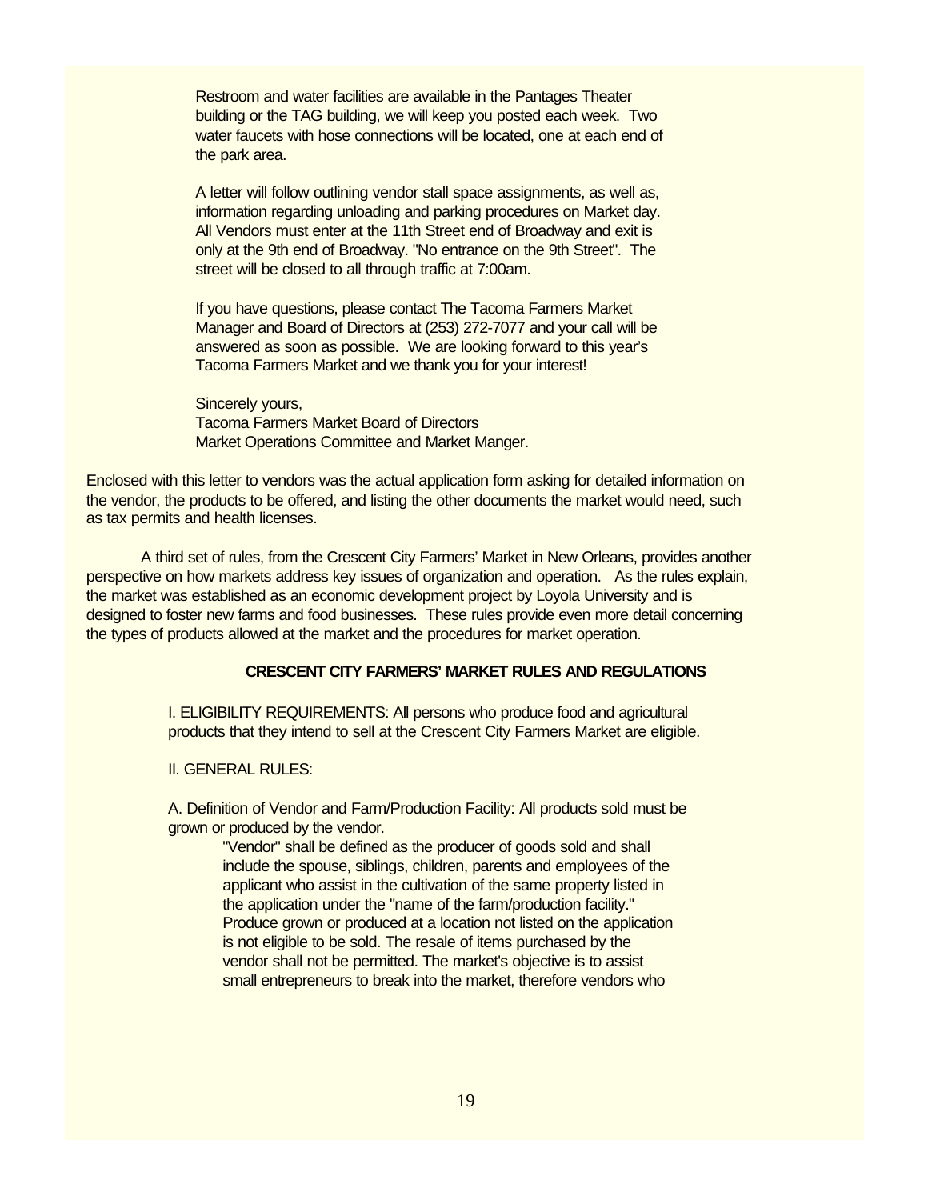Restroom and water facilities are available in the Pantages Theater building or the TAG building, we will keep you posted each week. Two water faucets with hose connections will be located, one at each end of the park area.

A letter will follow outlining vendor stall space assignments, as well as, information regarding unloading and parking procedures on Market day. All Vendors must enter at the 11th Street end of Broadway and exit is only at the 9th end of Broadway. "No entrance on the 9th Street". The street will be closed to all through traffic at 7:00am.

If you have questions, please contact The Tacoma Farmers Market Manager and Board of Directors at (253) 272-7077 and your call will be answered as soon as possible. We are looking forward to this year's Tacoma Farmers Market and we thank you for your interest!

Sincerely yours,
Tacoma Farmers Market Board of Directors
Market Operations Committee and Market Manger.

Enclosed with this letter to vendors was the actual application form asking for detailed information on the vendor, the products to be offered, and listing the other documents the market would need, such as tax permits and health licenses.

A third set of rules, from the Crescent City Farmers' Market in New Orleans, provides another perspective on how markets address key issues of organization and operation. As the rules explain, the market was established as an economic development project by Loyola University and is designed to foster new farms and food businesses. These rules provide even more detail concerning the types of products allowed at the market and the procedures for market operation.

**CRESCENT CITY FARMERS' MARKET RULES AND REGULATIONS**

I. ELIGIBILITY REQUIREMENTS: All persons who produce food and agricultural products that they intend to sell at the Crescent City Farmers Market are eligible.

II. GENERAL RULES:

A. Definition of Vendor and Farm/Production Facility: All products sold must be grown or produced by the vendor.

"Vendor" shall be defined as the producer of goods sold and shall include the spouse, siblings, children, parents and employees of the applicant who assist in the cultivation of the same property listed in the application under the "name of the farm/production facility." Produce grown or produced at a location not listed on the application is not eligible to be sold. The resale of items purchased by the vendor shall not be permitted. The market's objective is to assist small entrepreneurs to break into the market, therefore vendors who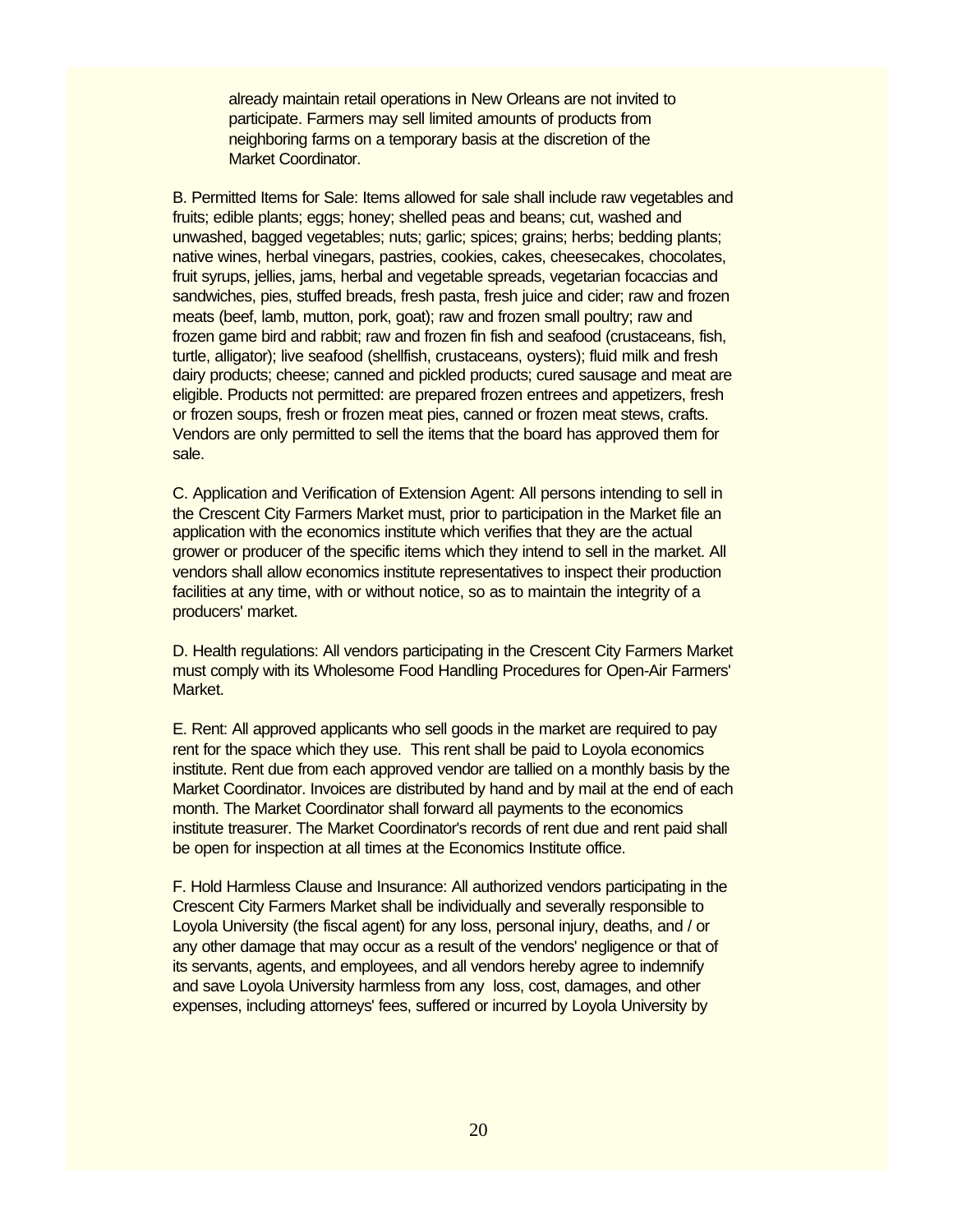already maintain retail operations in New Orleans are not invited to participate. Farmers may sell limited amounts of products from neighboring farms on a temporary basis at the discretion of the Market Coordinator.

B. Permitted Items for Sale: Items allowed for sale shall include raw vegetables and fruits; edible plants; eggs; honey; shelled peas and beans; cut, washed and unwashed, bagged vegetables; nuts; garlic; spices; grains; herbs; bedding plants; native wines, herbal vinegars, pastries, cookies, cakes, cheesecakes, chocolates, fruit syrups, jellies, jams, herbal and vegetable spreads, vegetarian focaccias and sandwiches, pies, stuffed breads, fresh pasta, fresh juice and cider; raw and frozen meats (beef, lamb, mutton, pork, goat); raw and frozen small poultry; raw and frozen game bird and rabbit; raw and frozen fin fish and seafood (crustaceans, fish, turtle, alligator); live seafood (shellfish, crustaceans, oysters); fluid milk and fresh dairy products; cheese; canned and pickled products; cured sausage and meat are eligible. Products not permitted: are prepared frozen entrees and appetizers, fresh or frozen soups, fresh or frozen meat pies, canned or frozen meat stews, crafts. Vendors are only permitted to sell the items that the board has approved them for sale.

C. Application and Verification of Extension Agent: All persons intending to sell in the Crescent City Farmers Market must, prior to participation in the Market file an application with the economics institute which verifies that they are the actual grower or producer of the specific items which they intend to sell in the market. All vendors shall allow economics institute representatives to inspect their production facilities at any time, with or without notice, so as to maintain the integrity of a producers' market.

D. Health regulations: All vendors participating in the Crescent City Farmers Market must comply with its Wholesome Food Handling Procedures for Open-Air Farmers' Market.

E. Rent: All approved applicants who sell goods in the market are required to pay rent for the space which they use. This rent shall be paid to Loyola economics institute. Rent due from each approved vendor are tallied on a monthly basis by the Market Coordinator. Invoices are distributed by hand and by mail at the end of each month. The Market Coordinator shall forward all payments to the economics institute treasurer. The Market Coordinator's records of rent due and rent paid shall be open for inspection at all times at the Economics Institute office.

F. Hold Harmless Clause and Insurance: All authorized vendors participating in the Crescent City Farmers Market shall be individually and severally responsible to Loyola University (the fiscal agent) for any loss, personal injury, deaths, and / or any other damage that may occur as a result of the vendors' negligence or that of its servants, agents, and employees, and all vendors hereby agree to indemnify and save Loyola University harmless from any loss, cost, damages, and other expenses, including attorneys' fees, suffered or incurred by Loyola University by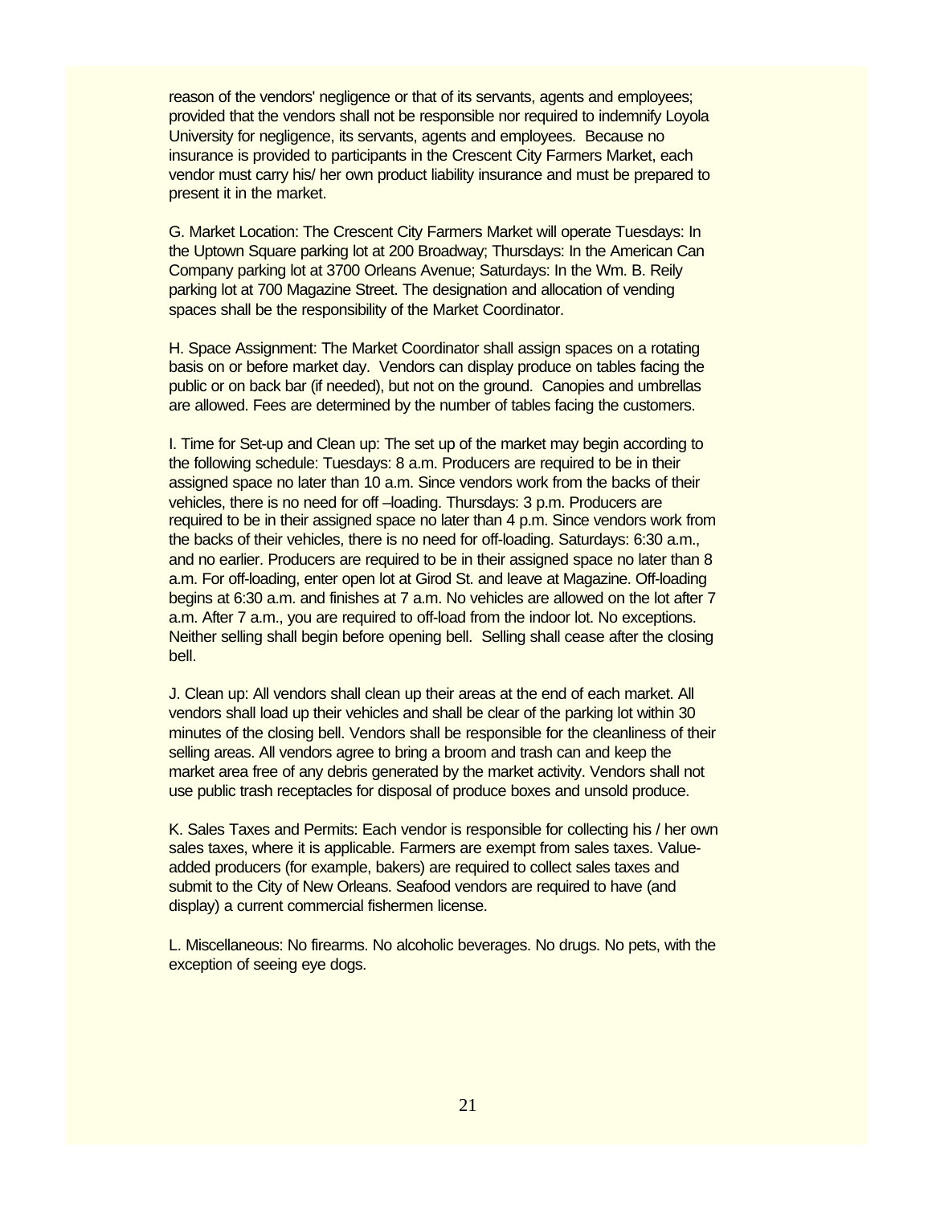reason of the vendors' negligence or that of its servants, agents and employees; provided that the vendors shall not be responsible nor required to indemnify Loyola University for negligence, its servants, agents and employees. Because no insurance is provided to participants in the Crescent City Farmers Market, each vendor must carry his/ her own product liability insurance and must be prepared to present it in the market.

G. Market Location: The Crescent City Farmers Market will operate Tuesdays: In the Uptown Square parking lot at 200 Broadway; Thursdays: In the American Can Company parking lot at 3700 Orleans Avenue; Saturdays: In the Wm. B. Reily parking lot at 700 Magazine Street. The designation and allocation of vending spaces shall be the responsibility of the Market Coordinator.

H. Space Assignment: The Market Coordinator shall assign spaces on a rotating basis on or before market day. Vendors can display produce on tables facing the public or on back bar (if needed), but not on the ground. Canopies and umbrellas are allowed. Fees are determined by the number of tables facing the customers.

I. Time for Set-up and Clean up: The set up of the market may begin according to the following schedule: Tuesdays: 8 a.m. Producers are required to be in their assigned space no later than 10 a.m. Since vendors work from the backs of their vehicles, there is no need for off –loading. Thursdays: 3 p.m. Producers are required to be in their assigned space no later than 4 p.m. Since vendors work from the backs of their vehicles, there is no need for off-loading. Saturdays: 6:30 a.m., and no earlier. Producers are required to be in their assigned space no later than 8 a.m. For off-loading, enter open lot at Girod St. and leave at Magazine. Off-loading begins at 6:30 a.m. and finishes at 7 a.m. No vehicles are allowed on the lot after 7 a.m. After 7 a.m., you are required to off-load from the indoor lot. No exceptions. Neither selling shall begin before opening bell. Selling shall cease after the closing bell.

J. Clean up: All vendors shall clean up their areas at the end of each market. All vendors shall load up their vehicles and shall be clear of the parking lot within 30 minutes of the closing bell. Vendors shall be responsible for the cleanliness of their selling areas. All vendors agree to bring a broom and trash can and keep the market area free of any debris generated by the market activity. Vendors shall not use public trash receptacles for disposal of produce boxes and unsold produce.

K. Sales Taxes and Permits: Each vendor is responsible for collecting his / her own sales taxes, where it is applicable. Farmers are exempt from sales taxes. Value-added producers (for example, bakers) are required to collect sales taxes and submit to the City of New Orleans. Seafood vendors are required to have (and display) a current commercial fishermen license.

L. Miscellaneous: No firearms. No alcoholic beverages. No drugs. No pets, with the exception of seeing eye dogs.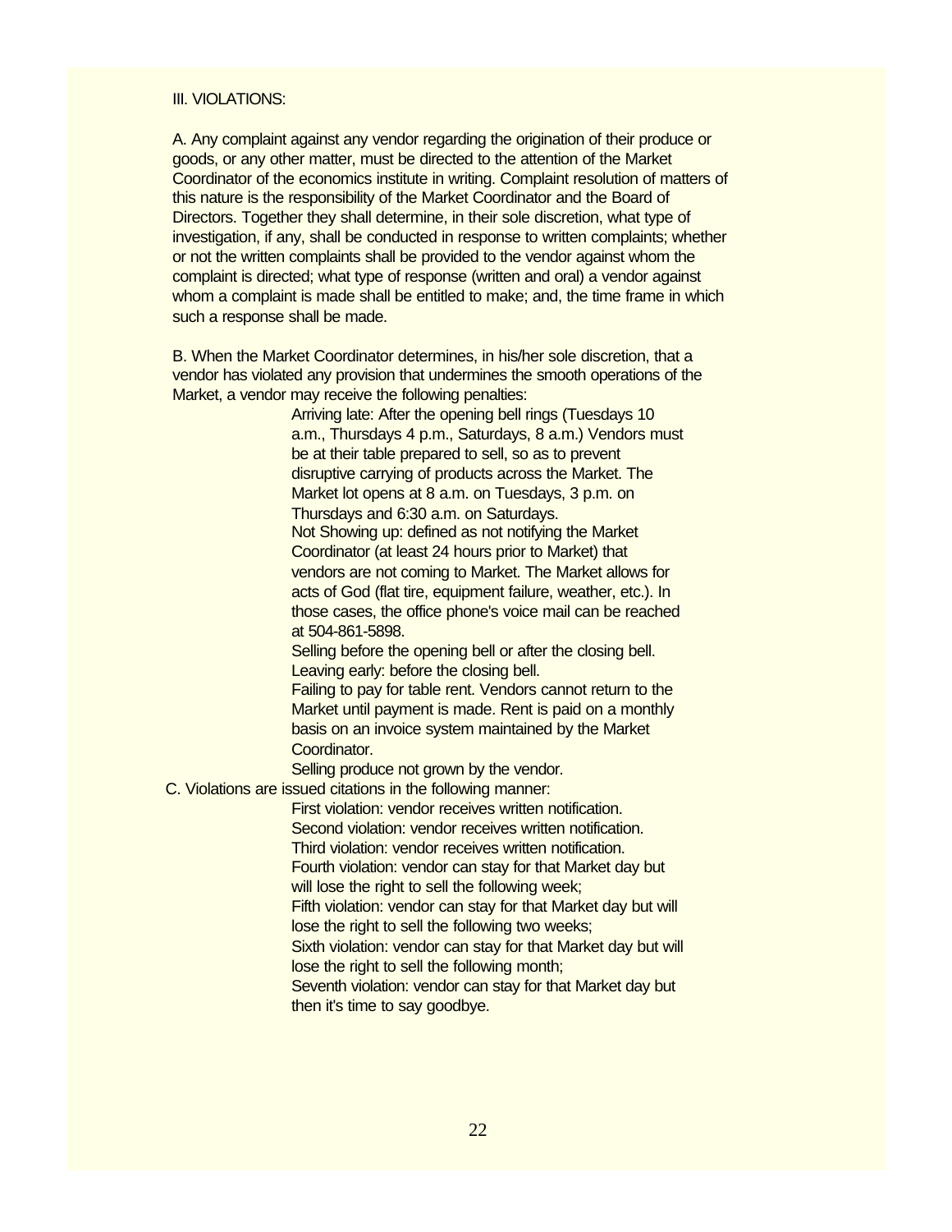III. VIOLATIONS:

A. Any complaint against any vendor regarding the origination of their produce or goods, or any other matter, must be directed to the attention of the Market Coordinator of the economics institute in writing. Complaint resolution of matters of this nature is the responsibility of the Market Coordinator and the Board of Directors. Together they shall determine, in their sole discretion, what type of investigation, if any, shall be conducted in response to written complaints; whether or not the written complaints shall be provided to the vendor against whom the complaint is directed; what type of response (written and oral) a vendor against whom a complaint is made shall be entitled to make; and, the time frame in which such a response shall be made.

B. When the Market Coordinator determines, in his/her sole discretion, that a vendor has violated any provision that undermines the smooth operations of the Market, a vendor may receive the following penalties:

- Arriving late: After the opening bell rings (Tuesdays 10 a.m., Thursdays 4 p.m., Saturdays, 8 a.m.) Vendors must be at their table prepared to sell, so as to prevent disruptive carrying of products across the Market. The Market lot opens at 8 a.m. on Tuesdays, 3 p.m. on Thursdays and 6:30 a.m. on Saturdays.
- Not Showing up: defined as not notifying the Market Coordinator (at least 24 hours prior to Market) that vendors are not coming to Market. The Market allows for acts of God (flat tire, equipment failure, weather, etc.). In those cases, the office phone's voice mail can be reached at 504-861-5898.
- Selling before the opening bell or after the closing bell.
- Leaving early: before the closing bell.
- Failing to pay for table rent. Vendors cannot return to the Market until payment is made. Rent is paid on a monthly basis on an invoice system maintained by the Market Coordinator.
- Selling produce not grown by the vendor.

C. Violations are issued citations in the following manner:

- First violation: vendor receives written notification.
- Second violation: vendor receives written notification.
- Third violation: vendor receives written notification.
- Fourth violation: vendor can stay for that Market day but will lose the right to sell the following week;
- Fifth violation: vendor can stay for that Market day but will lose the right to sell the following two weeks;
- Sixth violation: vendor can stay for that Market day but will lose the right to sell the following month;
- Seventh violation: vendor can stay for that Market day but then it's time to say goodbye.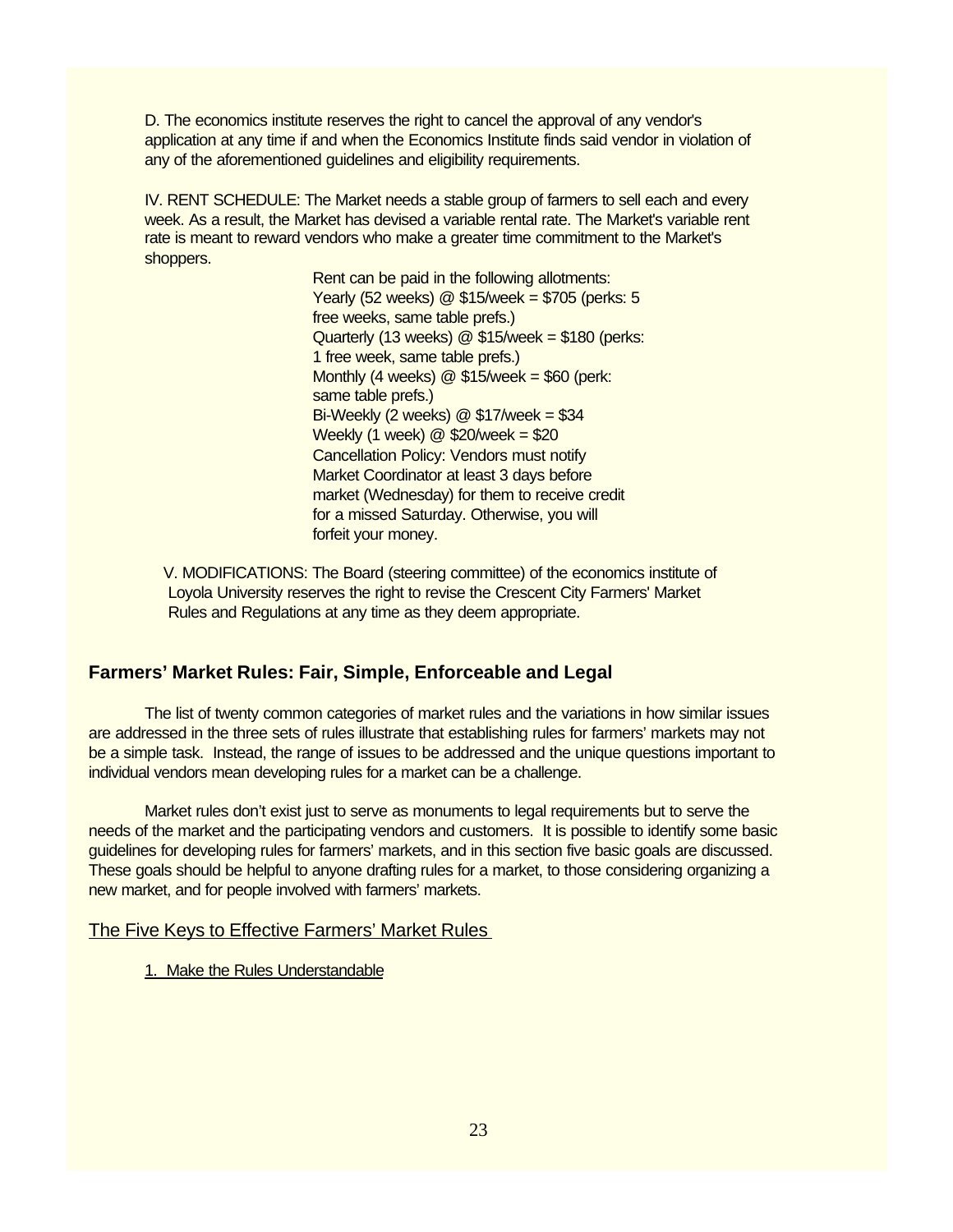D. The economics institute reserves the right to cancel the approval of any vendor's application at any time if and when the Economics Institute finds said vendor in violation of any of the aforementioned guidelines and eligibility requirements.

IV. RENT SCHEDULE: The Market needs a stable group of farmers to sell each and every week. As a result, the Market has devised a variable rental rate. The Market's variable rent rate is meant to reward vendors who make a greater time commitment to the Market's shoppers.

Rent can be paid in the following allotments:
Yearly (52 weeks) @ $15/week = $705 (perks: 5 free weeks, same table prefs.)
Quarterly (13 weeks) @ $15/week = $180 (perks: 1 free week, same table prefs.)
Monthly (4 weeks) @ $15/week = $60 (perk: same table prefs.)
Bi-Weekly (2 weeks) @ $17/week = $34
Weekly (1 week) @ $20/week = $20
Cancellation Policy: Vendors must notify Market Coordinator at least 3 days before market (Wednesday) for them to receive credit for a missed Saturday. Otherwise, you will forfeit your money.

V. MODIFICATIONS: The Board (steering committee) of the economics institute of Loyola University reserves the right to revise the Crescent City Farmers' Market Rules and Regulations at any time as they deem appropriate.

## Farmers' Market Rules: Fair, Simple, Enforceable and Legal

The list of twenty common categories of market rules and the variations in how similar issues are addressed in the three sets of rules illustrate that establishing rules for farmers' markets may not be a simple task. Instead, the range of issues to be addressed and the unique questions important to individual vendors mean developing rules for a market can be a challenge.

Market rules don't exist just to serve as monuments to legal requirements but to serve the needs of the market and the participating vendors and customers. It is possible to identify some basic guidelines for developing rules for farmers' markets, and in this section five basic goals are discussed. These goals should be helpful to anyone drafting rules for a market, to those considering organizing a new market, and for people involved with farmers' markets.

### The Five Keys to Effective Farmers' Market Rules

#### 1. Make the Rules Understandable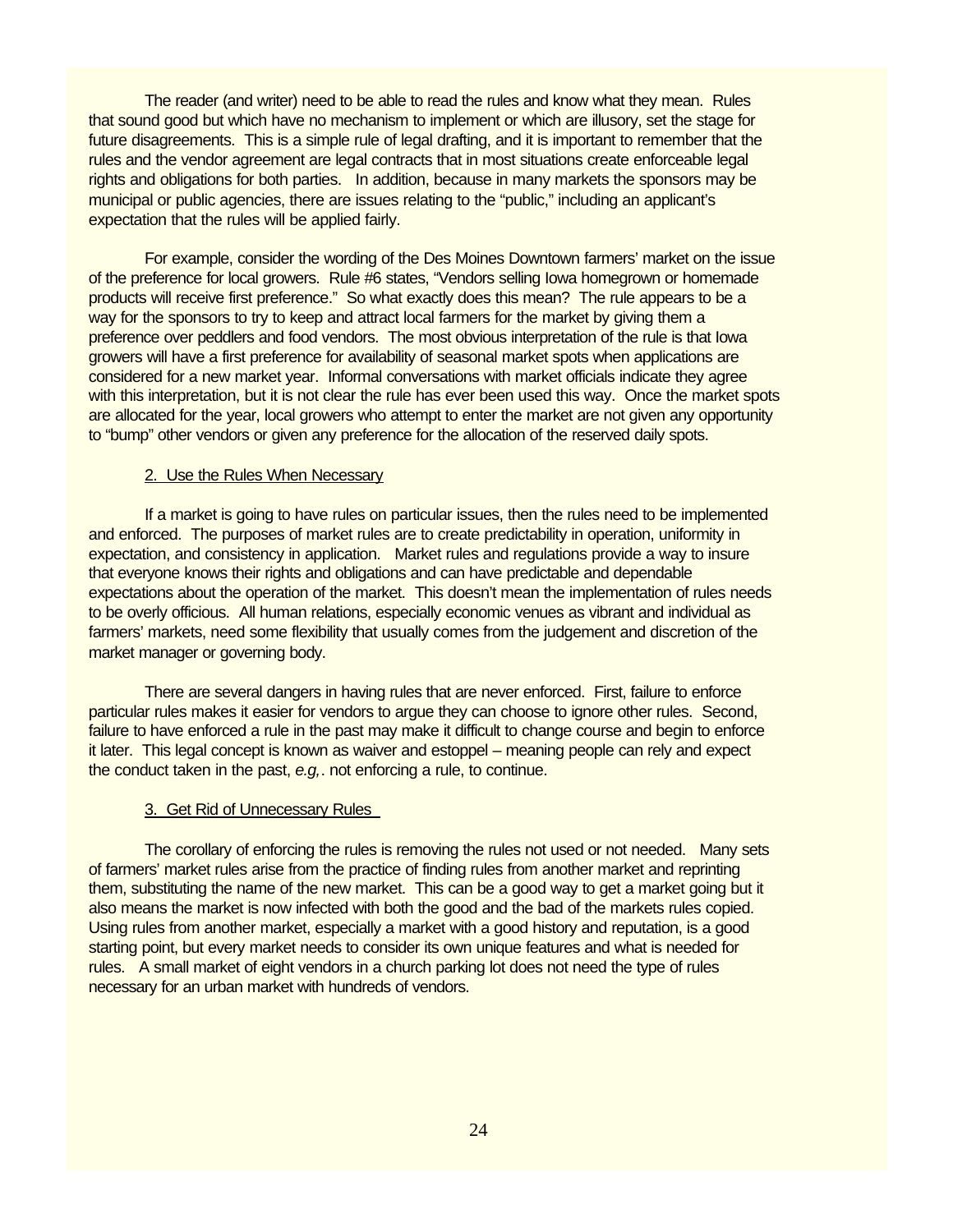The reader (and writer) need to be able to read the rules and know what they mean. Rules that sound good but which have no mechanism to implement or which are illusory, set the stage for future disagreements. This is a simple rule of legal drafting, and it is important to remember that the rules and the vendor agreement are legal contracts that in most situations create enforceable legal rights and obligations for both parties. In addition, because in many markets the sponsors may be municipal or public agencies, there are issues relating to the "public," including an applicant's expectation that the rules will be applied fairly.

For example, consider the wording of the Des Moines Downtown farmers' market on the issue of the preference for local growers. Rule #6 states, "Vendors selling Iowa homegrown or homemade products will receive first preference." So what exactly does this mean? The rule appears to be a way for the sponsors to try to keep and attract local farmers for the market by giving them a preference over peddlers and food vendors. The most obvious interpretation of the rule is that Iowa growers will have a first preference for availability of seasonal market spots when applications are considered for a new market year. Informal conversations with market officials indicate they agree with this interpretation, but it is not clear the rule has ever been used this way. Once the market spots are allocated for the year, local growers who attempt to enter the market are not given any opportunity to "bump" other vendors or given any preference for the allocation of the reserved daily spots.

2. Use the Rules When Necessary

If a market is going to have rules on particular issues, then the rules need to be implemented and enforced. The purposes of market rules are to create predictability in operation, uniformity in expectation, and consistency in application. Market rules and regulations provide a way to insure that everyone knows their rights and obligations and can have predictable and dependable expectations about the operation of the market. This doesn't mean the implementation of rules needs to be overly officious. All human relations, especially economic venues as vibrant and individual as farmers' markets, need some flexibility that usually comes from the judgement and discretion of the market manager or governing body.

There are several dangers in having rules that are never enforced. First, failure to enforce particular rules makes it easier for vendors to argue they can choose to ignore other rules. Second, failure to have enforced a rule in the past may make it difficult to change course and begin to enforce it later. This legal concept is known as waiver and estoppel – meaning people can rely and expect the conduct taken in the past, *e.g,*. not enforcing a rule, to continue.

3. Get Rid of Unnecessary Rules

The corollary of enforcing the rules is removing the rules not used or not needed. Many sets of farmers' market rules arise from the practice of finding rules from another market and reprinting them, substituting the name of the new market. This can be a good way to get a market going but it also means the market is now infected with both the good and the bad of the markets rules copied. Using rules from another market, especially a market with a good history and reputation, is a good starting point, but every market needs to consider its own unique features and what is needed for rules. A small market of eight vendors in a church parking lot does not need the type of rules necessary for an urban market with hundreds of vendors.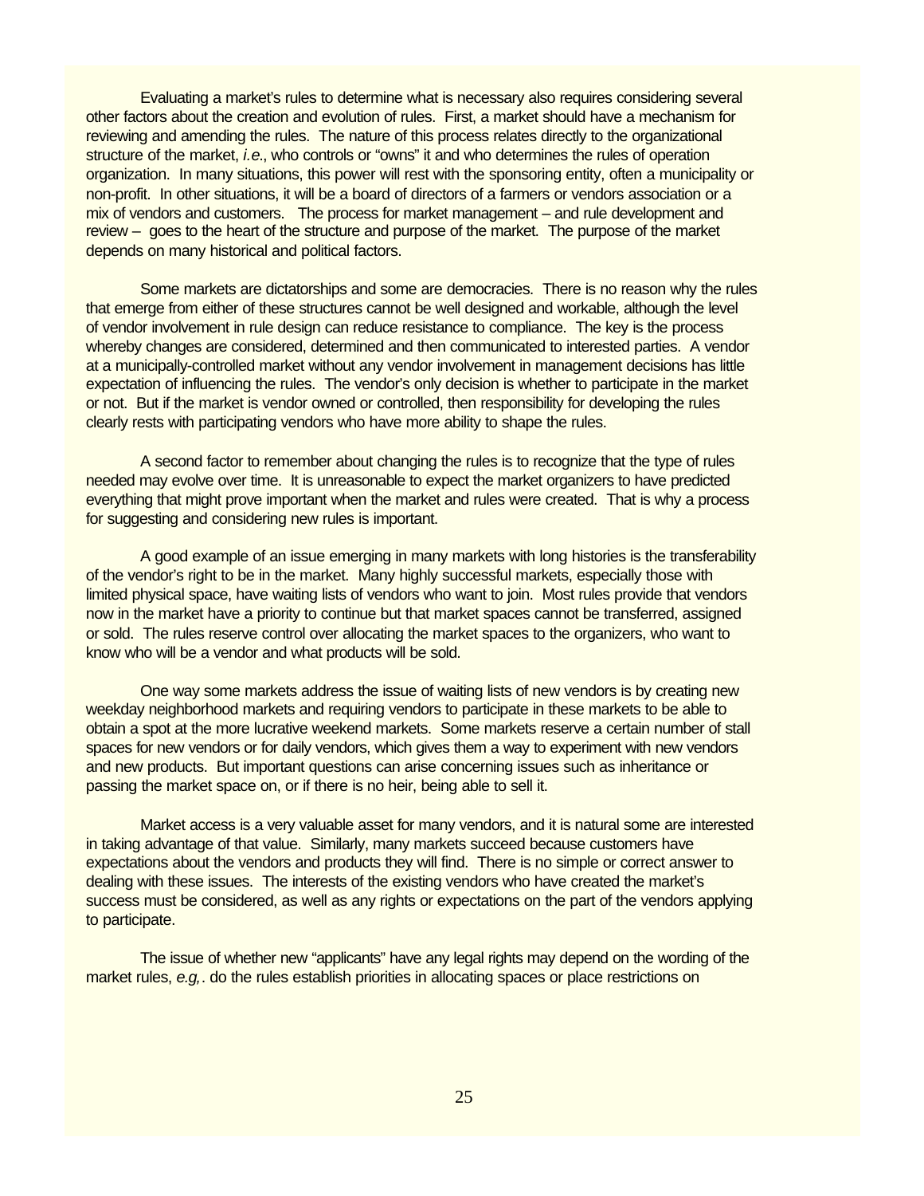Evaluating a market's rules to determine what is necessary also requires considering several other factors about the creation and evolution of rules. First, a market should have a mechanism for reviewing and amending the rules. The nature of this process relates directly to the organizational structure of the market, *i.e*., who controls or "owns" it and who determines the rules of operation organization. In many situations, this power will rest with the sponsoring entity, often a municipality or non-profit. In other situations, it will be a board of directors of a farmers or vendors association or a mix of vendors and customers. The process for market management – and rule development and review – goes to the heart of the structure and purpose of the market. The purpose of the market depends on many historical and political factors.

Some markets are dictatorships and some are democracies. There is no reason why the rules that emerge from either of these structures cannot be well designed and workable, although the level of vendor involvement in rule design can reduce resistance to compliance. The key is the process whereby changes are considered, determined and then communicated to interested parties. A vendor at a municipally-controlled market without any vendor involvement in management decisions has little expectation of influencing the rules. The vendor's only decision is whether to participate in the market or not. But if the market is vendor owned or controlled, then responsibility for developing the rules clearly rests with participating vendors who have more ability to shape the rules.

A second factor to remember about changing the rules is to recognize that the type of rules needed may evolve over time. It is unreasonable to expect the market organizers to have predicted everything that might prove important when the market and rules were created. That is why a process for suggesting and considering new rules is important.

A good example of an issue emerging in many markets with long histories is the transferability of the vendor's right to be in the market. Many highly successful markets, especially those with limited physical space, have waiting lists of vendors who want to join. Most rules provide that vendors now in the market have a priority to continue but that market spaces cannot be transferred, assigned or sold. The rules reserve control over allocating the market spaces to the organizers, who want to know who will be a vendor and what products will be sold.

One way some markets address the issue of waiting lists of new vendors is by creating new weekday neighborhood markets and requiring vendors to participate in these markets to be able to obtain a spot at the more lucrative weekend markets. Some markets reserve a certain number of stall spaces for new vendors or for daily vendors, which gives them a way to experiment with new vendors and new products. But important questions can arise concerning issues such as inheritance or passing the market space on, or if there is no heir, being able to sell it.

Market access is a very valuable asset for many vendors, and it is natural some are interested in taking advantage of that value. Similarly, many markets succeed because customers have expectations about the vendors and products they will find. There is no simple or correct answer to dealing with these issues. The interests of the existing vendors who have created the market's success must be considered, as well as any rights or expectations on the part of the vendors applying to participate.

The issue of whether new "applicants" have any legal rights may depend on the wording of the market rules, *e.g,*. do the rules establish priorities in allocating spaces or place restrictions on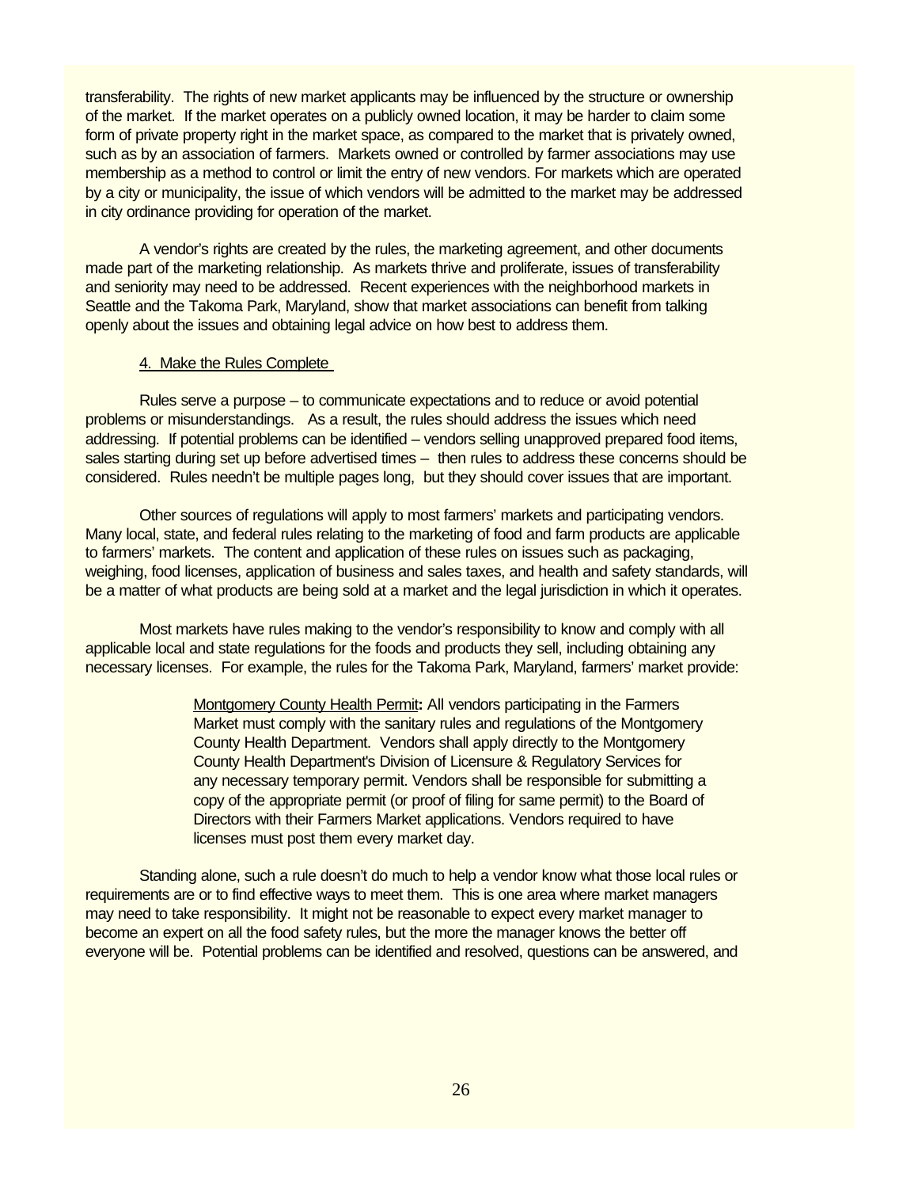transferability. The rights of new market applicants may be influenced by the structure or ownership of the market. If the market operates on a publicly owned location, it may be harder to claim some form of private property right in the market space, as compared to the market that is privately owned, such as by an association of farmers. Markets owned or controlled by farmer associations may use membership as a method to control or limit the entry of new vendors. For markets which are operated by a city or municipality, the issue of which vendors will be admitted to the market may be addressed in city ordinance providing for operation of the market.

A vendor's rights are created by the rules, the marketing agreement, and other documents made part of the marketing relationship. As markets thrive and proliferate, issues of transferability and seniority may need to be addressed. Recent experiences with the neighborhood markets in Seattle and the Takoma Park, Maryland, show that market associations can benefit from talking openly about the issues and obtaining legal advice on how best to address them.

4. Make the Rules Complete

Rules serve a purpose – to communicate expectations and to reduce or avoid potential problems or misunderstandings. As a result, the rules should address the issues which need addressing. If potential problems can be identified – vendors selling unapproved prepared food items, sales starting during set up before advertised times – then rules to address these concerns should be considered. Rules needn't be multiple pages long, but they should cover issues that are important.

Other sources of regulations will apply to most farmers' markets and participating vendors. Many local, state, and federal rules relating to the marketing of food and farm products are applicable to farmers' markets. The content and application of these rules on issues such as packaging, weighing, food licenses, application of business and sales taxes, and health and safety standards, will be a matter of what products are being sold at a market and the legal jurisdiction in which it operates.

Most markets have rules making to the vendor's responsibility to know and comply with all applicable local and state regulations for the foods and products they sell, including obtaining any necessary licenses. For example, the rules for the Takoma Park, Maryland, farmers' market provide:

> Montgomery County Health Permit**:** All vendors participating in the Farmers Market must comply with the sanitary rules and regulations of the Montgomery County Health Department. Vendors shall apply directly to the Montgomery County Health Department's Division of Licensure & Regulatory Services for any necessary temporary permit. Vendors shall be responsible for submitting a copy of the appropriate permit (or proof of filing for same permit) to the Board of Directors with their Farmers Market applications. Vendors required to have licenses must post them every market day.

Standing alone, such a rule doesn't do much to help a vendor know what those local rules or requirements are or to find effective ways to meet them. This is one area where market managers may need to take responsibility. It might not be reasonable to expect every market manager to become an expert on all the food safety rules, but the more the manager knows the better off everyone will be. Potential problems can be identified and resolved, questions can be answered, and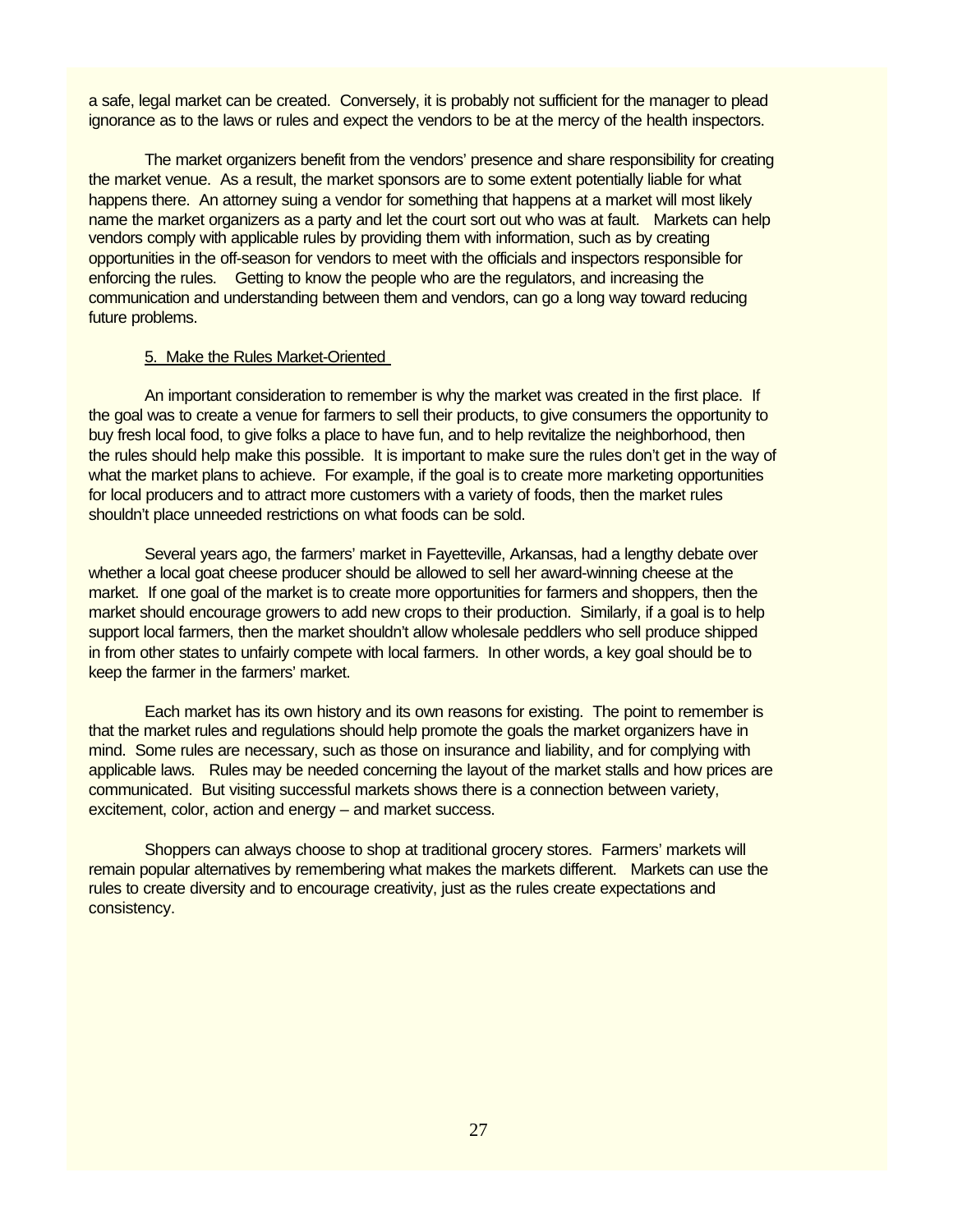a safe, legal market can be created. Conversely, it is probably not sufficient for the manager to plead ignorance as to the laws or rules and expect the vendors to be at the mercy of the health inspectors.

The market organizers benefit from the vendors' presence and share responsibility for creating the market venue. As a result, the market sponsors are to some extent potentially liable for what happens there. An attorney suing a vendor for something that happens at a market will most likely name the market organizers as a party and let the court sort out who was at fault. Markets can help vendors comply with applicable rules by providing them with information, such as by creating opportunities in the off-season for vendors to meet with the officials and inspectors responsible for enforcing the rules. Getting to know the people who are the regulators, and increasing the communication and understanding between them and vendors, can go a long way toward reducing future problems.

### 5. Make the Rules Market-Oriented

An important consideration to remember is why the market was created in the first place. If the goal was to create a venue for farmers to sell their products, to give consumers the opportunity to buy fresh local food, to give folks a place to have fun, and to help revitalize the neighborhood, then the rules should help make this possible. It is important to make sure the rules don't get in the way of what the market plans to achieve. For example, if the goal is to create more marketing opportunities for local producers and to attract more customers with a variety of foods, then the market rules shouldn't place unneeded restrictions on what foods can be sold.

Several years ago, the farmers' market in Fayetteville, Arkansas, had a lengthy debate over whether a local goat cheese producer should be allowed to sell her award-winning cheese at the market. If one goal of the market is to create more opportunities for farmers and shoppers, then the market should encourage growers to add new crops to their production. Similarly, if a goal is to help support local farmers, then the market shouldn't allow wholesale peddlers who sell produce shipped in from other states to unfairly compete with local farmers. In other words, a key goal should be to keep the farmer in the farmers' market.

Each market has its own history and its own reasons for existing. The point to remember is that the market rules and regulations should help promote the goals the market organizers have in mind. Some rules are necessary, such as those on insurance and liability, and for complying with applicable laws. Rules may be needed concerning the layout of the market stalls and how prices are communicated. But visiting successful markets shows there is a connection between variety, excitement, color, action and energy – and market success.

Shoppers can always choose to shop at traditional grocery stores. Farmers' markets will remain popular alternatives by remembering what makes the markets different. Markets can use the rules to create diversity and to encourage creativity, just as the rules create expectations and consistency.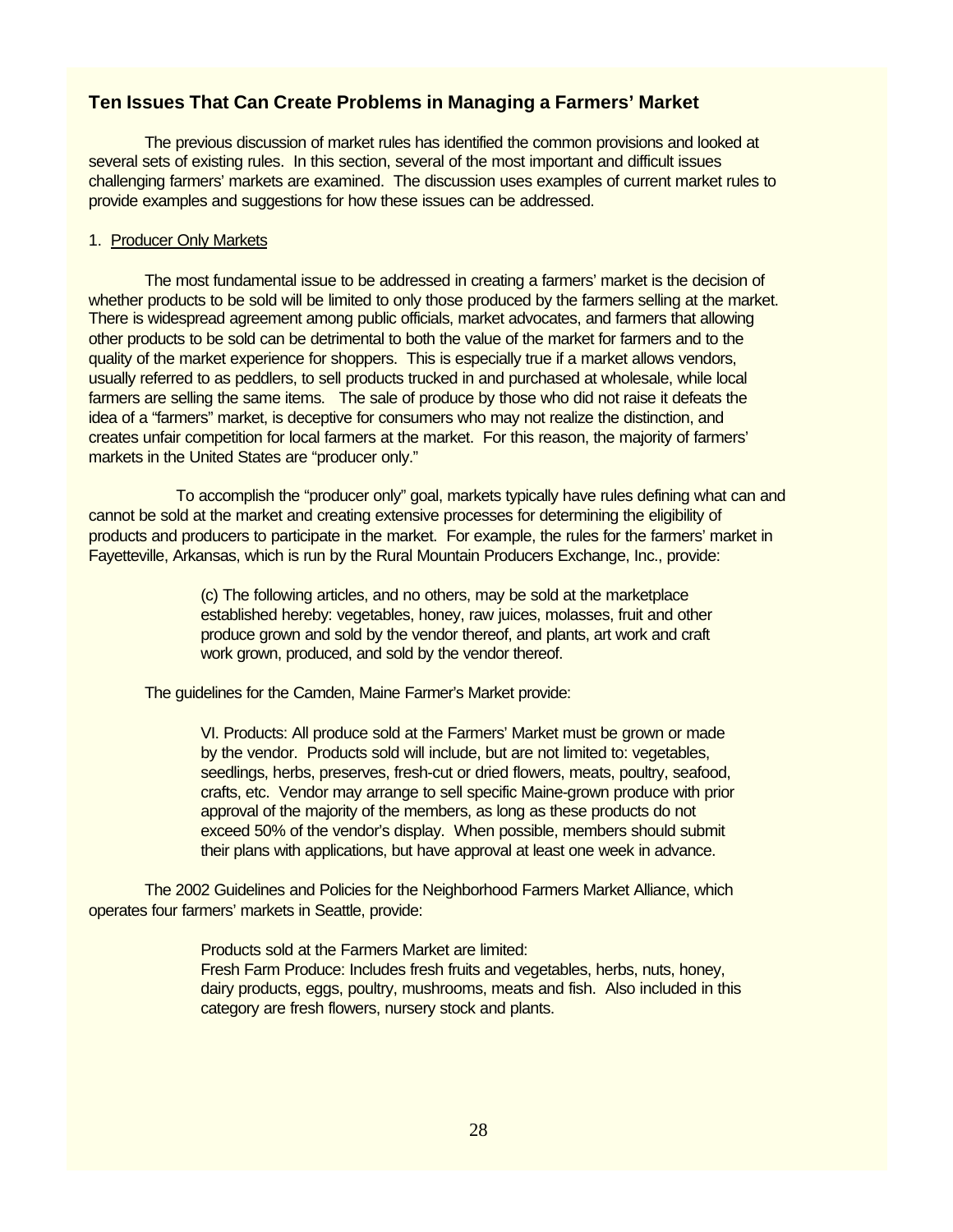## Ten Issues That Can Create Problems in Managing a Farmers' Market

The previous discussion of market rules has identified the common provisions and looked at several sets of existing rules. In this section, several of the most important and difficult issues challenging farmers' markets are examined. The discussion uses examples of current market rules to provide examples and suggestions for how these issues can be addressed.

### 1. Producer Only Markets

The most fundamental issue to be addressed in creating a farmers' market is the decision of whether products to be sold will be limited to only those produced by the farmers selling at the market. There is widespread agreement among public officials, market advocates, and farmers that allowing other products to be sold can be detrimental to both the value of the market for farmers and to the quality of the market experience for shoppers. This is especially true if a market allows vendors, usually referred to as peddlers, to sell products trucked in and purchased at wholesale, while local farmers are selling the same items. The sale of produce by those who did not raise it defeats the idea of a "farmers" market, is deceptive for consumers who may not realize the distinction, and creates unfair competition for local farmers at the market. For this reason, the majority of farmers' markets in the United States are "producer only."

To accomplish the "producer only" goal, markets typically have rules defining what can and cannot be sold at the market and creating extensive processes for determining the eligibility of products and producers to participate in the market. For example, the rules for the farmers' market in Fayetteville, Arkansas, which is run by the Rural Mountain Producers Exchange, Inc., provide:

> (c) The following articles, and no others, may be sold at the marketplace established hereby: vegetables, honey, raw juices, molasses, fruit and other produce grown and sold by the vendor thereof, and plants, art work and craft work grown, produced, and sold by the vendor thereof.

The guidelines for the Camden, Maine Farmer's Market provide:

> VI. Products: All produce sold at the Farmers' Market must be grown or made by the vendor. Products sold will include, but are not limited to: vegetables, seedlings, herbs, preserves, fresh-cut or dried flowers, meats, poultry, seafood, crafts, etc. Vendor may arrange to sell specific Maine-grown produce with prior approval of the majority of the members, as long as these products do not exceed 50% of the vendor's display. When possible, members should submit their plans with applications, but have approval at least one week in advance.

The 2002 Guidelines and Policies for the Neighborhood Farmers Market Alliance, which operates four farmers' markets in Seattle, provide:

> Products sold at the Farmers Market are limited:
> Fresh Farm Produce: Includes fresh fruits and vegetables, herbs, nuts, honey, dairy products, eggs, poultry, mushrooms, meats and fish. Also included in this category are fresh flowers, nursery stock and plants.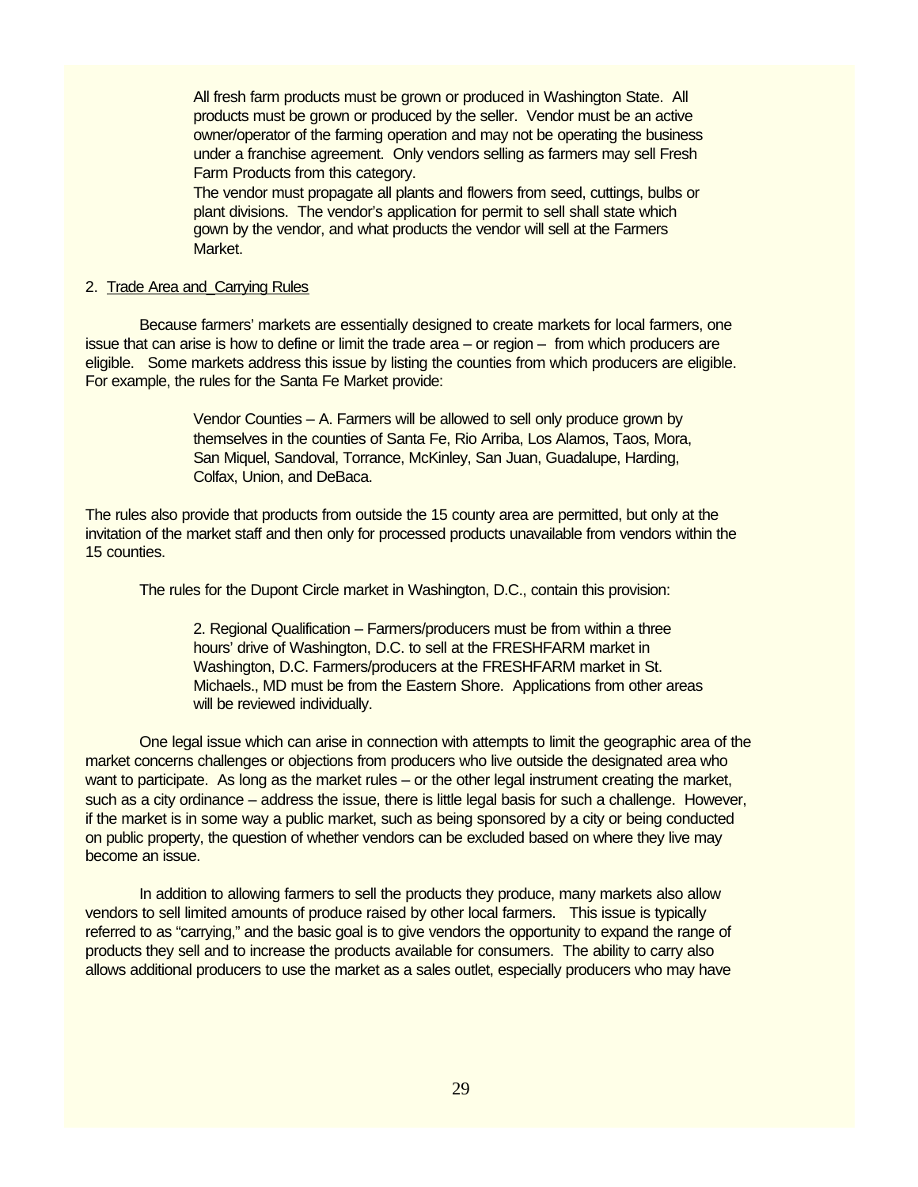> All fresh farm products must be grown or produced in Washington State. All products must be grown or produced by the seller. Vendor must be an active owner/operator of the farming operation and may not be operating the business under a franchise agreement. Only vendors selling as farmers may sell Fresh Farm Products from this category.
> The vendor must propagate all plants and flowers from seed, cuttings, bulbs or plant divisions. The vendor's application for permit to sell shall state which gown by the vendor, and what products the vendor will sell at the Farmers Market.

2. Trade Area and_Carrying Rules

Because farmers' markets are essentially designed to create markets for local farmers, one issue that can arise is how to define or limit the trade area – or region – from which producers are eligible. Some markets address this issue by listing the counties from which producers are eligible. For example, the rules for the Santa Fe Market provide:

> Vendor Counties – A. Farmers will be allowed to sell only produce grown by themselves in the counties of Santa Fe, Rio Arriba, Los Alamos, Taos, Mora, San Miquel, Sandoval, Torrance, McKinley, San Juan, Guadalupe, Harding, Colfax, Union, and DeBaca.

The rules also provide that products from outside the 15 county area are permitted, but only at the invitation of the market staff and then only for processed products unavailable from vendors within the 15 counties.

The rules for the Dupont Circle market in Washington, D.C., contain this provision:

> 2. Regional Qualification – Farmers/producers must be from within a three hours' drive of Washington, D.C. to sell at the FRESHFARM market in Washington, D.C. Farmers/producers at the FRESHFARM market in St. Michaels., MD must be from the Eastern Shore. Applications from other areas will be reviewed individually.

One legal issue which can arise in connection with attempts to limit the geographic area of the market concerns challenges or objections from producers who live outside the designated area who want to participate. As long as the market rules – or the other legal instrument creating the market, such as a city ordinance – address the issue, there is little legal basis for such a challenge. However, if the market is in some way a public market, such as being sponsored by a city or being conducted on public property, the question of whether vendors can be excluded based on where they live may become an issue.

In addition to allowing farmers to sell the products they produce, many markets also allow vendors to sell limited amounts of produce raised by other local farmers. This issue is typically referred to as "carrying," and the basic goal is to give vendors the opportunity to expand the range of products they sell and to increase the products available for consumers. The ability to carry also allows additional producers to use the market as a sales outlet, especially producers who may have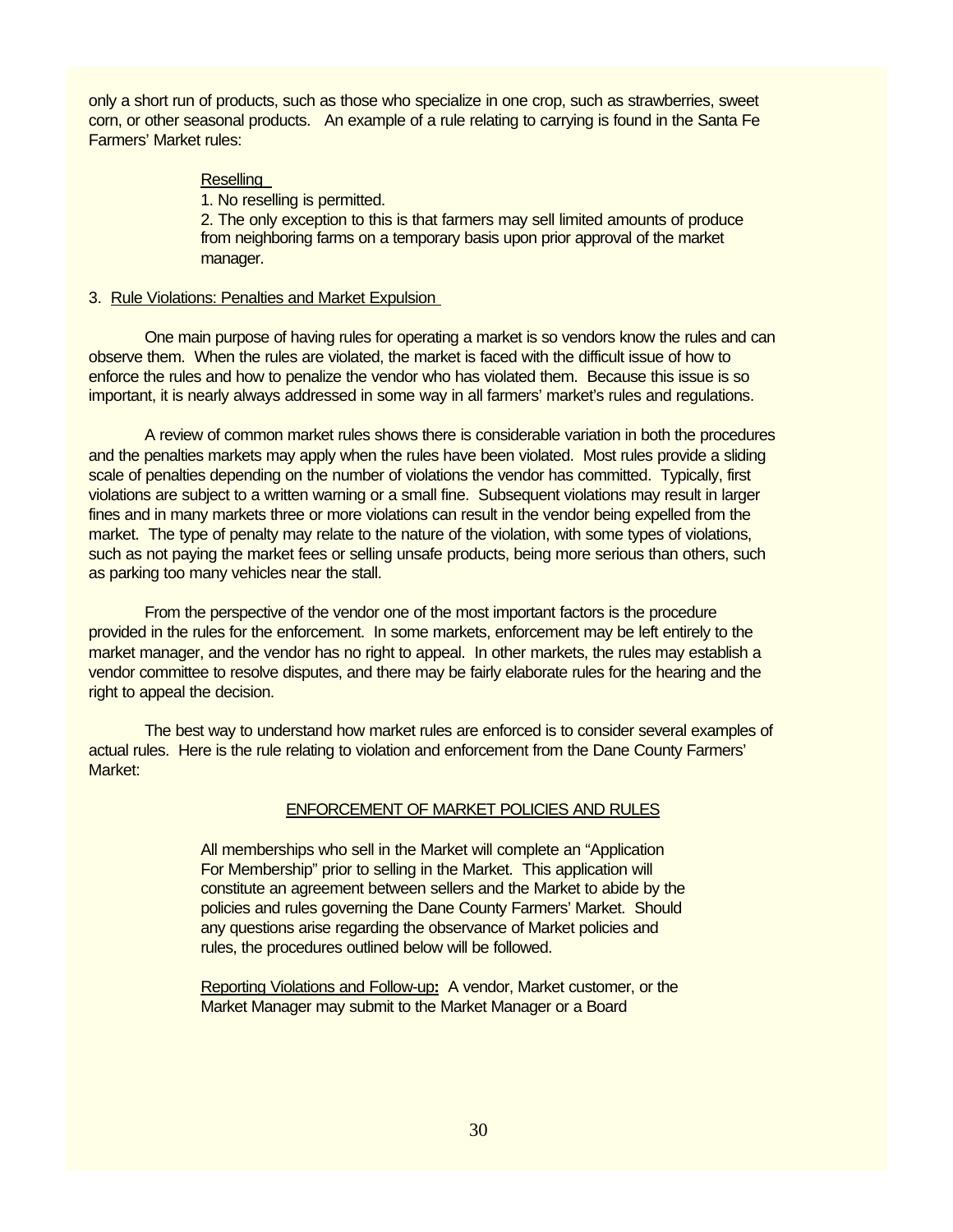only a short run of products, such as those who specialize in one crop, such as strawberries, sweet corn, or other seasonal products. An example of a rule relating to carrying is found in the Santa Fe Farmers' Market rules:

> Reselling
>
> 1. No reselling is permitted.
> 2. The only exception to this is that farmers may sell limited amounts of produce from neighboring farms on a temporary basis upon prior approval of the market manager.

### 3. Rule Violations: Penalties and Market Expulsion

One main purpose of having rules for operating a market is so vendors know the rules and can observe them. When the rules are violated, the market is faced with the difficult issue of how to enforce the rules and how to penalize the vendor who has violated them. Because this issue is so important, it is nearly always addressed in some way in all farmers' market's rules and regulations.

A review of common market rules shows there is considerable variation in both the procedures and the penalties markets may apply when the rules have been violated. Most rules provide a sliding scale of penalties depending on the number of violations the vendor has committed. Typically, first violations are subject to a written warning or a small fine. Subsequent violations may result in larger fines and in many markets three or more violations can result in the vendor being expelled from the market. The type of penalty may relate to the nature of the violation, with some types of violations, such as not paying the market fees or selling unsafe products, being more serious than others, such as parking too many vehicles near the stall.

From the perspective of the vendor one of the most important factors is the procedure provided in the rules for the enforcement. In some markets, enforcement may be left entirely to the market manager, and the vendor has no right to appeal. In other markets, the rules may establish a vendor committee to resolve disputes, and there may be fairly elaborate rules for the hearing and the right to appeal the decision.

The best way to understand how market rules are enforced is to consider several examples of actual rules. Here is the rule relating to violation and enforcement from the Dane County Farmers' Market:

> ENFORCEMENT OF MARKET POLICIES AND RULES
>
> All memberships who sell in the Market will complete an "Application For Membership" prior to selling in the Market. This application will constitute an agreement between sellers and the Market to abide by the policies and rules governing the Dane County Farmers' Market. Should any questions arise regarding the observance of Market policies and rules, the procedures outlined below will be followed.
>
> Reporting Violations and Follow-up**:** A vendor, Market customer, or the Market Manager may submit to the Market Manager or a Board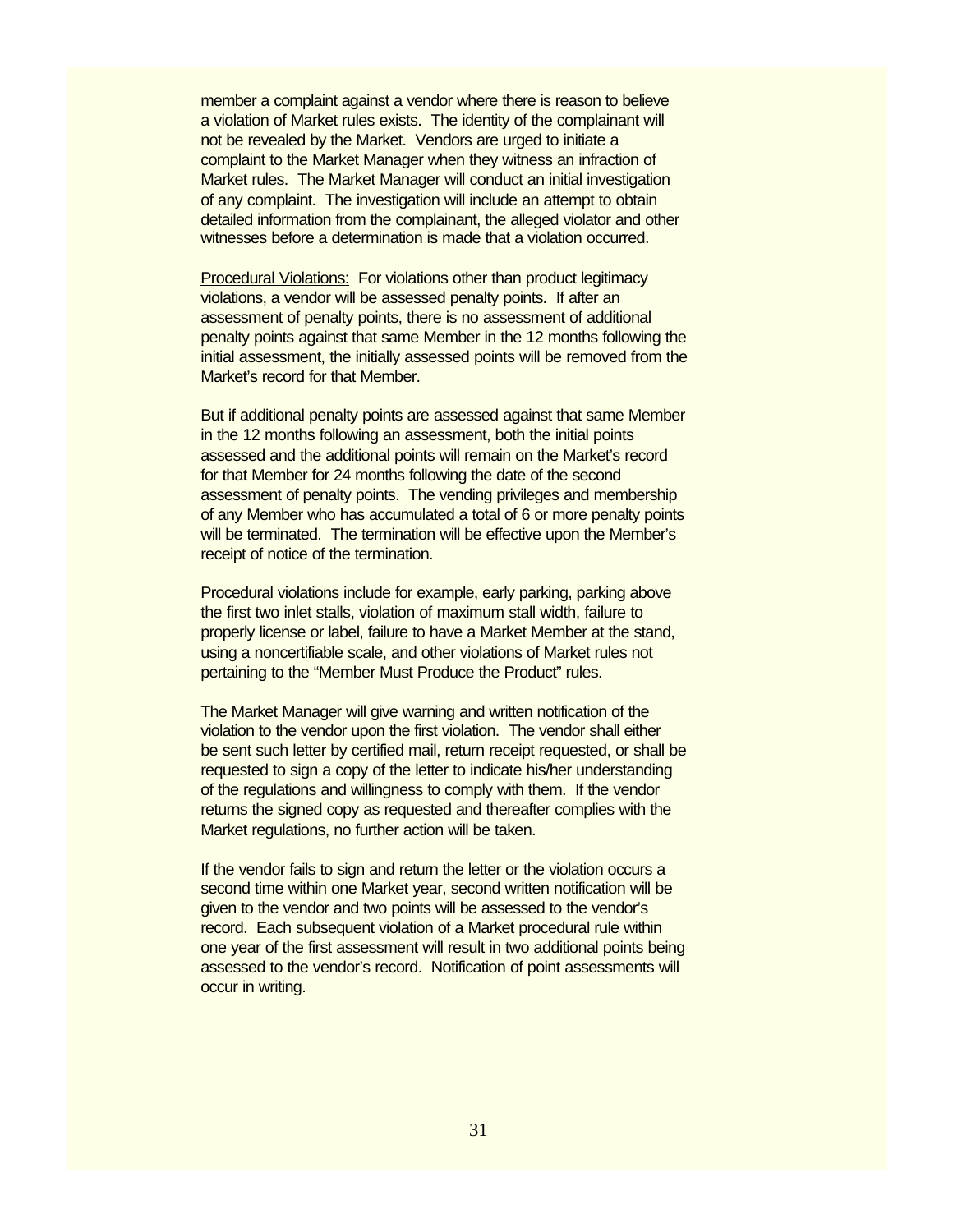member a complaint against a vendor where there is reason to believe a violation of Market rules exists. The identity of the complainant will not be revealed by the Market. Vendors are urged to initiate a complaint to the Market Manager when they witness an infraction of Market rules. The Market Manager will conduct an initial investigation of any complaint. The investigation will include an attempt to obtain detailed information from the complainant, the alleged violator and other witnesses before a determination is made that a violation occurred.

<u>Procedural Violations:</u> For violations other than product legitimacy violations, a vendor will be assessed penalty points. If after an assessment of penalty points, there is no assessment of additional penalty points against that same Member in the 12 months following the initial assessment, the initially assessed points will be removed from the Market's record for that Member.

But if additional penalty points are assessed against that same Member in the 12 months following an assessment, both the initial points assessed and the additional points will remain on the Market's record for that Member for 24 months following the date of the second assessment of penalty points. The vending privileges and membership of any Member who has accumulated a total of 6 or more penalty points will be terminated. The termination will be effective upon the Member's receipt of notice of the termination.

Procedural violations include for example, early parking, parking above the first two inlet stalls, violation of maximum stall width, failure to properly license or label, failure to have a Market Member at the stand, using a noncertifiable scale, and other violations of Market rules not pertaining to the "Member Must Produce the Product" rules.

The Market Manager will give warning and written notification of the violation to the vendor upon the first violation. The vendor shall either be sent such letter by certified mail, return receipt requested, or shall be requested to sign a copy of the letter to indicate his/her understanding of the regulations and willingness to comply with them. If the vendor returns the signed copy as requested and thereafter complies with the Market regulations, no further action will be taken.

If the vendor fails to sign and return the letter or the violation occurs a second time within one Market year, second written notification will be given to the vendor and two points will be assessed to the vendor's record. Each subsequent violation of a Market procedural rule within one year of the first assessment will result in two additional points being assessed to the vendor's record. Notification of point assessments will occur in writing.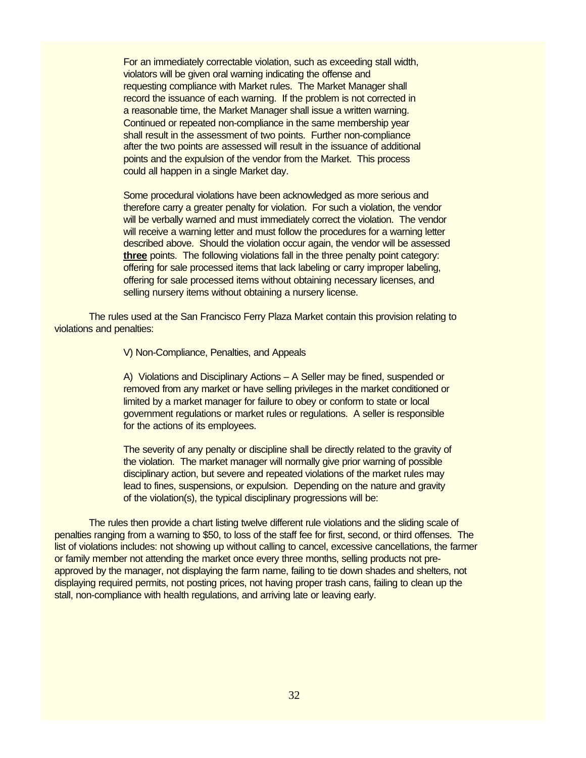For an immediately correctable violation, such as exceeding stall width, violators will be given oral warning indicating the offense and requesting compliance with Market rules. The Market Manager shall record the issuance of each warning. If the problem is not corrected in a reasonable time, the Market Manager shall issue a written warning. Continued or repeated non-compliance in the same membership year shall result in the assessment of two points. Further non-compliance after the two points are assessed will result in the issuance of additional points and the expulsion of the vendor from the Market. This process could all happen in a single Market day.

Some procedural violations have been acknowledged as more serious and therefore carry a greater penalty for violation. For such a violation, the vendor will be verbally warned and must immediately correct the violation. The vendor will receive a warning letter and must follow the procedures for a warning letter described above. Should the violation occur again, the vendor will be assessed **three** points. The following violations fall in the three penalty point category: offering for sale processed items that lack labeling or carry improper labeling, offering for sale processed items without obtaining necessary licenses, and selling nursery items without obtaining a nursery license.

The rules used at the San Francisco Ferry Plaza Market contain this provision relating to violations and penalties:

V) Non-Compliance, Penalties, and Appeals

A) Violations and Disciplinary Actions – A Seller may be fined, suspended or removed from any market or have selling privileges in the market conditioned or limited by a market manager for failure to obey or conform to state or local government regulations or market rules or regulations. A seller is responsible for the actions of its employees.

The severity of any penalty or discipline shall be directly related to the gravity of the violation. The market manager will normally give prior warning of possible disciplinary action, but severe and repeated violations of the market rules may lead to fines, suspensions, or expulsion. Depending on the nature and gravity of the violation(s), the typical disciplinary progressions will be:

The rules then provide a chart listing twelve different rule violations and the sliding scale of penalties ranging from a warning to $50, to loss of the staff fee for first, second, or third offenses. The list of violations includes: not showing up without calling to cancel, excessive cancellations, the farmer or family member not attending the market once every three months, selling products not pre-approved by the manager, not displaying the farm name, failing to tie down shades and shelters, not displaying required permits, not posting prices, not having proper trash cans, failing to clean up the stall, non-compliance with health regulations, and arriving late or leaving early.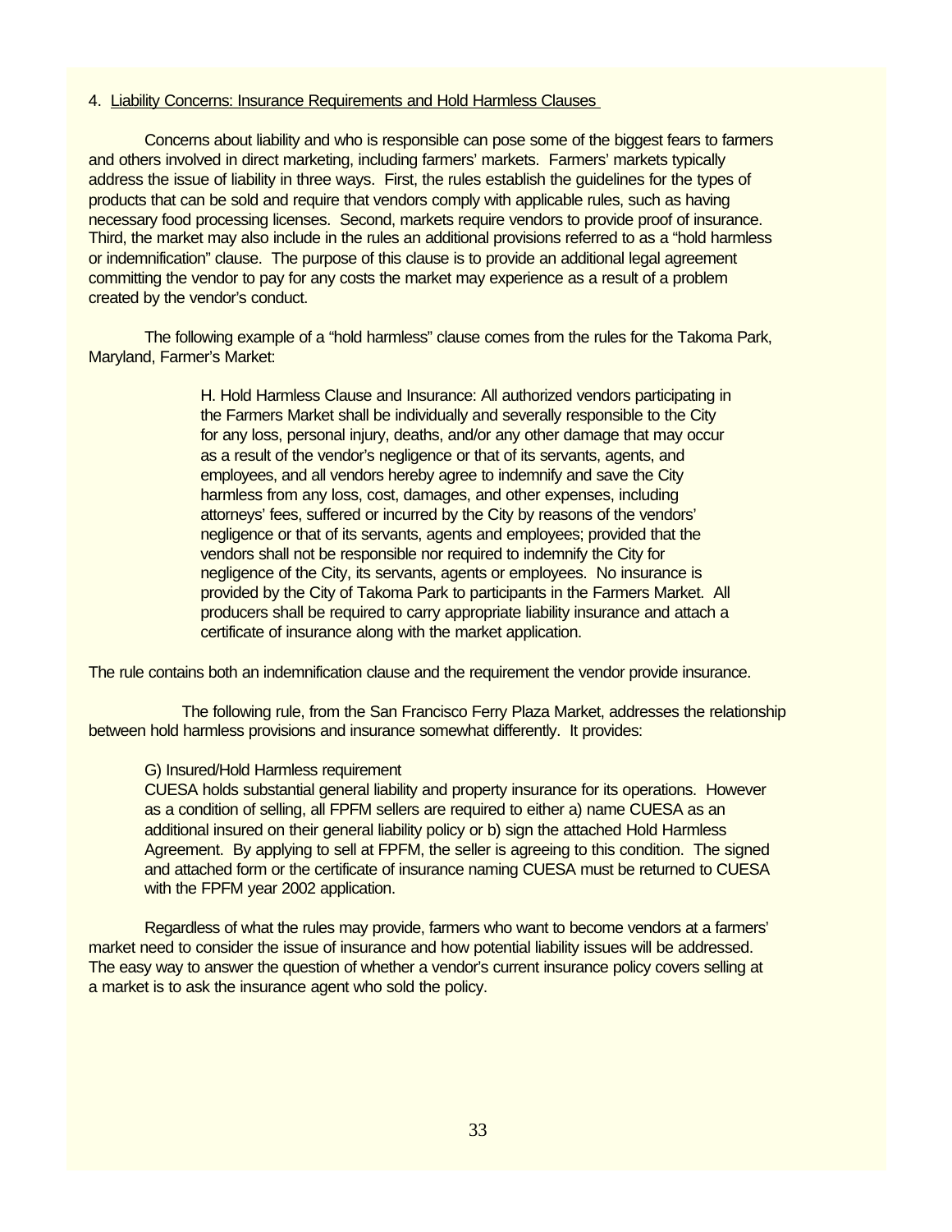4. Liability Concerns: Insurance Requirements and Hold Harmless Clauses

Concerns about liability and who is responsible can pose some of the biggest fears to farmers and others involved in direct marketing, including farmers' markets. Farmers' markets typically address the issue of liability in three ways. First, the rules establish the guidelines for the types of products that can be sold and require that vendors comply with applicable rules, such as having necessary food processing licenses. Second, markets require vendors to provide proof of insurance. Third, the market may also include in the rules an additional provisions referred to as a "hold harmless or indemnification" clause. The purpose of this clause is to provide an additional legal agreement committing the vendor to pay for any costs the market may experience as a result of a problem created by the vendor's conduct.

The following example of a "hold harmless" clause comes from the rules for the Takoma Park, Maryland, Farmer's Market:

> H. Hold Harmless Clause and Insurance: All authorized vendors participating in the Farmers Market shall be individually and severally responsible to the City for any loss, personal injury, deaths, and/or any other damage that may occur as a result of the vendor's negligence or that of its servants, agents, and employees, and all vendors hereby agree to indemnify and save the City harmless from any loss, cost, damages, and other expenses, including attorneys' fees, suffered or incurred by the City by reasons of the vendors' negligence or that of its servants, agents and employees; provided that the vendors shall not be responsible nor required to indemnify the City for negligence of the City, its servants, agents or employees. No insurance is provided by the City of Takoma Park to participants in the Farmers Market. All producers shall be required to carry appropriate liability insurance and attach a certificate of insurance along with the market application.

The rule contains both an indemnification clause and the requirement the vendor provide insurance.

The following rule, from the San Francisco Ferry Plaza Market, addresses the relationship between hold harmless provisions and insurance somewhat differently. It provides:

> G) Insured/Hold Harmless requirement
> CUESA holds substantial general liability and property insurance for its operations. However as a condition of selling, all FPFM sellers are required to either a) name CUESA as an additional insured on their general liability policy or b) sign the attached Hold Harmless Agreement. By applying to sell at FPFM, the seller is agreeing to this condition. The signed and attached form or the certificate of insurance naming CUESA must be returned to CUESA with the FPFM year 2002 application.

Regardless of what the rules may provide, farmers who want to become vendors at a farmers' market need to consider the issue of insurance and how potential liability issues will be addressed. The easy way to answer the question of whether a vendor's current insurance policy covers selling at a market is to ask the insurance agent who sold the policy.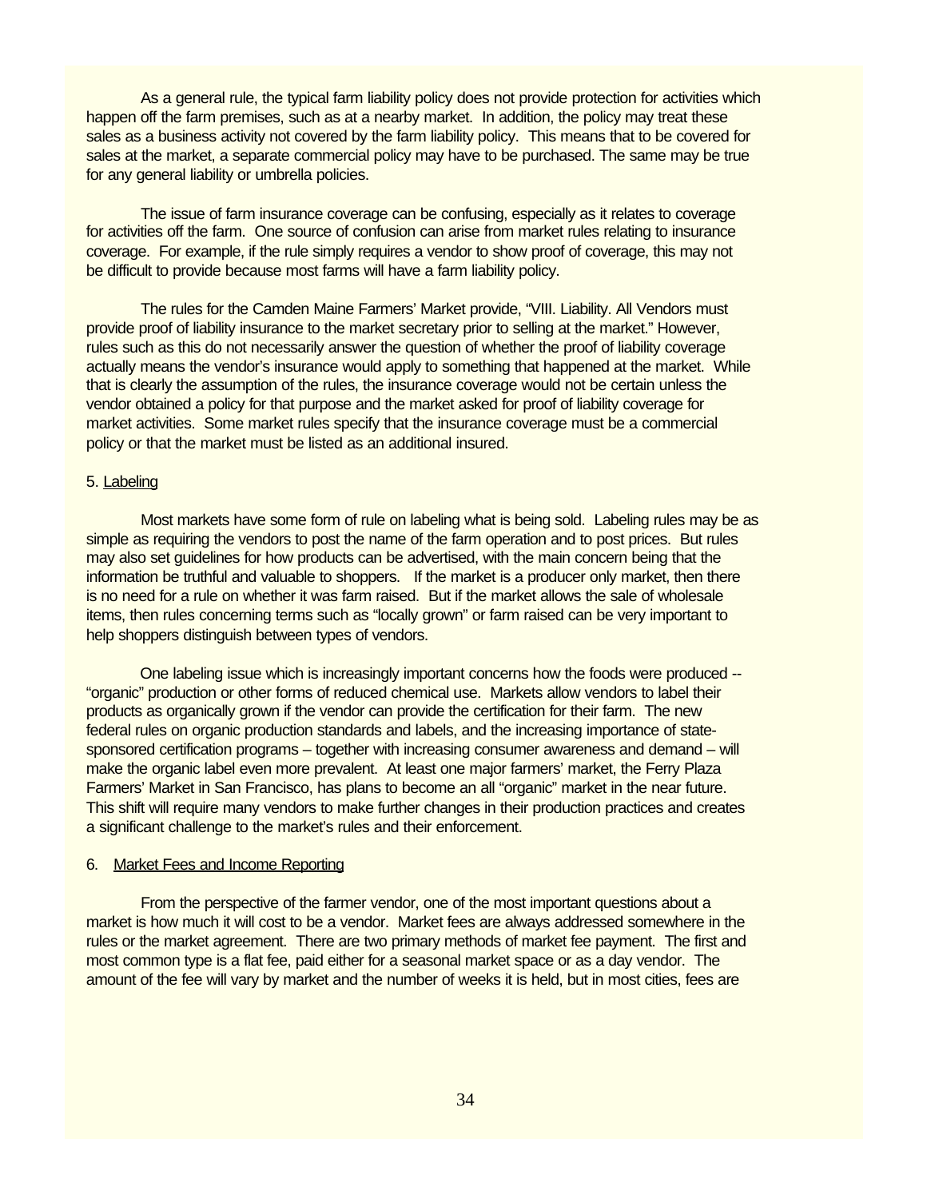As a general rule, the typical farm liability policy does not provide protection for activities which happen off the farm premises, such as at a nearby market. In addition, the policy may treat these sales as a business activity not covered by the farm liability policy. This means that to be covered for sales at the market, a separate commercial policy may have to be purchased. The same may be true for any general liability or umbrella policies.

The issue of farm insurance coverage can be confusing, especially as it relates to coverage for activities off the farm. One source of confusion can arise from market rules relating to insurance coverage. For example, if the rule simply requires a vendor to show proof of coverage, this may not be difficult to provide because most farms will have a farm liability policy.

The rules for the Camden Maine Farmers' Market provide, "VIII. Liability. All Vendors must provide proof of liability insurance to the market secretary prior to selling at the market." However, rules such as this do not necessarily answer the question of whether the proof of liability coverage actually means the vendor's insurance would apply to something that happened at the market. While that is clearly the assumption of the rules, the insurance coverage would not be certain unless the vendor obtained a policy for that purpose and the market asked for proof of liability coverage for market activities. Some market rules specify that the insurance coverage must be a commercial policy or that the market must be listed as an additional insured.

5. <u>Labeling</u>

Most markets have some form of rule on labeling what is being sold. Labeling rules may be as simple as requiring the vendors to post the name of the farm operation and to post prices. But rules may also set guidelines for how products can be advertised, with the main concern being that the information be truthful and valuable to shoppers. If the market is a producer only market, then there is no need for a rule on whether it was farm raised. But if the market allows the sale of wholesale items, then rules concerning terms such as "locally grown" or farm raised can be very important to help shoppers distinguish between types of vendors.

One labeling issue which is increasingly important concerns how the foods were produced -- "organic" production or other forms of reduced chemical use. Markets allow vendors to label their products as organically grown if the vendor can provide the certification for their farm. The new federal rules on organic production standards and labels, and the increasing importance of state-sponsored certification programs – together with increasing consumer awareness and demand – will make the organic label even more prevalent. At least one major farmers' market, the Ferry Plaza Farmers' Market in San Francisco, has plans to become an all "organic" market in the near future. This shift will require many vendors to make further changes in their production practices and creates a significant challenge to the market's rules and their enforcement.

6. <u>Market Fees and Income Reporting</u>

From the perspective of the farmer vendor, one of the most important questions about a market is how much it will cost to be a vendor. Market fees are always addressed somewhere in the rules or the market agreement. There are two primary methods of market fee payment. The first and most common type is a flat fee, paid either for a seasonal market space or as a day vendor. The amount of the fee will vary by market and the number of weeks it is held, but in most cities, fees are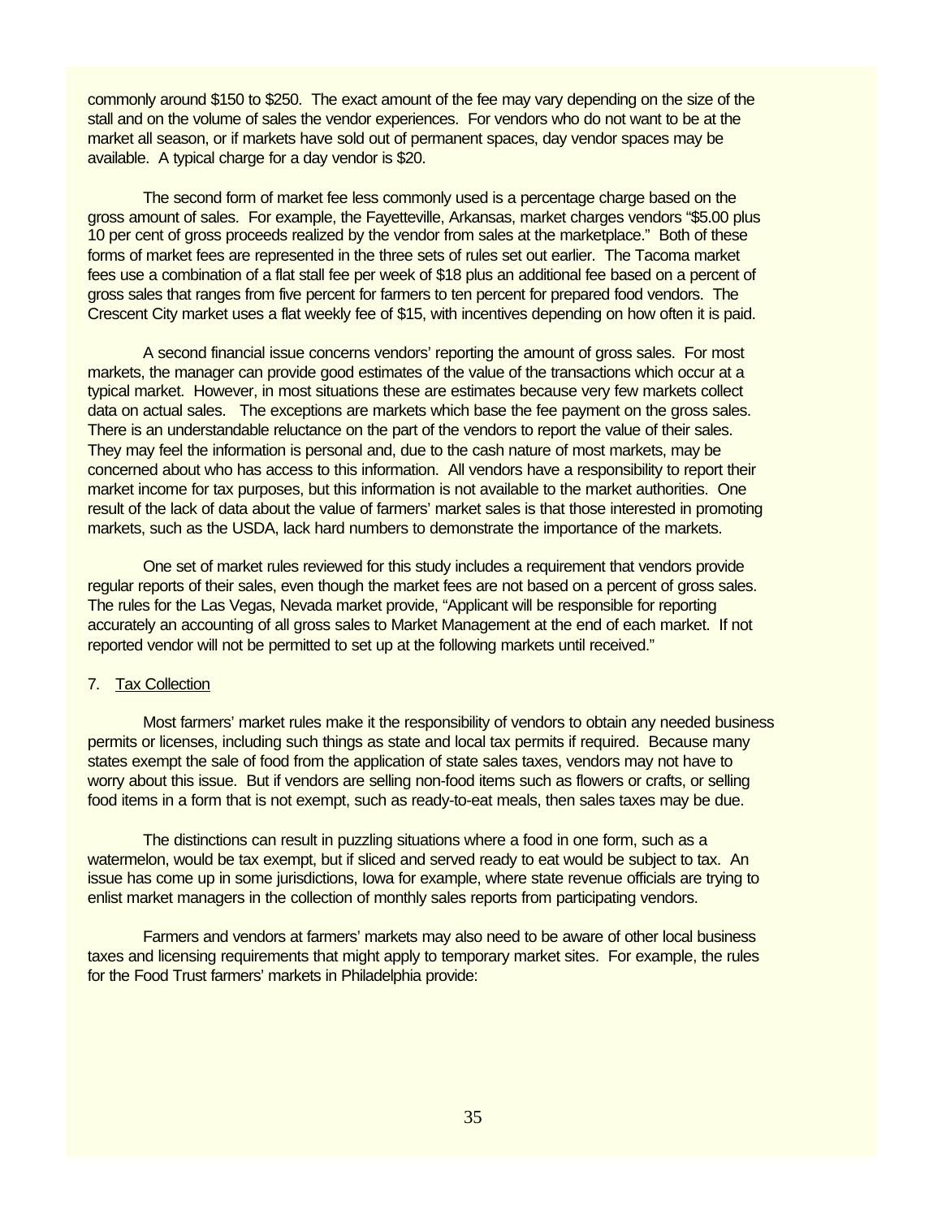commonly around \$150 to \$250. The exact amount of the fee may vary depending on the size of the stall and on the volume of sales the vendor experiences. For vendors who do not want to be at the market all season, or if markets have sold out of permanent spaces, day vendor spaces may be available. A typical charge for a day vendor is \$20.

The second form of market fee less commonly used is a percentage charge based on the gross amount of sales. For example, the Fayetteville, Arkansas, market charges vendors "\$5.00 plus 10 per cent of gross proceeds realized by the vendor from sales at the marketplace." Both of these forms of market fees are represented in the three sets of rules set out earlier. The Tacoma market fees use a combination of a flat stall fee per week of \$18 plus an additional fee based on a percent of gross sales that ranges from five percent for farmers to ten percent for prepared food vendors. The Crescent City market uses a flat weekly fee of \$15, with incentives depending on how often it is paid.

A second financial issue concerns vendors' reporting the amount of gross sales. For most markets, the manager can provide good estimates of the value of the transactions which occur at a typical market. However, in most situations these are estimates because very few markets collect data on actual sales. The exceptions are markets which base the fee payment on the gross sales. There is an understandable reluctance on the part of the vendors to report the value of their sales. They may feel the information is personal and, due to the cash nature of most markets, may be concerned about who has access to this information. All vendors have a responsibility to report their market income for tax purposes, but this information is not available to the market authorities. One result of the lack of data about the value of farmers' market sales is that those interested in promoting markets, such as the USDA, lack hard numbers to demonstrate the importance of the markets.

One set of market rules reviewed for this study includes a requirement that vendors provide regular reports of their sales, even though the market fees are not based on a percent of gross sales. The rules for the Las Vegas, Nevada market provide, "Applicant will be responsible for reporting accurately an accounting of all gross sales to Market Management at the end of each market. If not reported vendor will not be permitted to set up at the following markets until received."

7. <u>Tax Collection</u>

Most farmers' market rules make it the responsibility of vendors to obtain any needed business permits or licenses, including such things as state and local tax permits if required. Because many states exempt the sale of food from the application of state sales taxes, vendors may not have to worry about this issue. But if vendors are selling non-food items such as flowers or crafts, or selling food items in a form that is not exempt, such as ready-to-eat meals, then sales taxes may be due.

The distinctions can result in puzzling situations where a food in one form, such as a watermelon, would be tax exempt, but if sliced and served ready to eat would be subject to tax. An issue has come up in some jurisdictions, Iowa for example, where state revenue officials are trying to enlist market managers in the collection of monthly sales reports from participating vendors.

Farmers and vendors at farmers' markets may also need to be aware of other local business taxes and licensing requirements that might apply to temporary market sites. For example, the rules for the Food Trust farmers' markets in Philadelphia provide: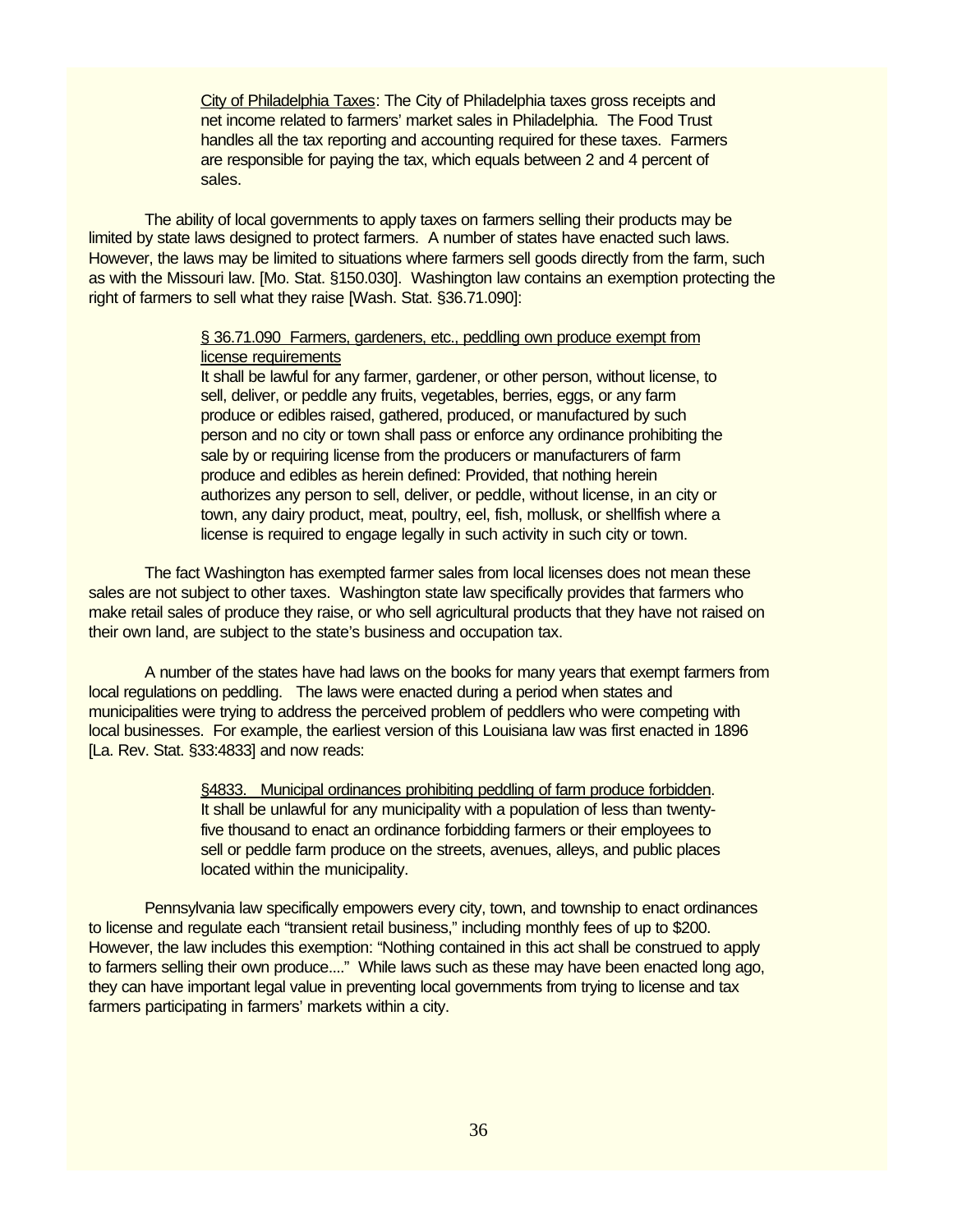> <u>City of Philadelphia Taxes</u>: The City of Philadelphia taxes gross receipts and net income related to farmers' market sales in Philadelphia. The Food Trust handles all the tax reporting and accounting required for these taxes. Farmers are responsible for paying the tax, which equals between 2 and 4 percent of sales.

The ability of local governments to apply taxes on farmers selling their products may be limited by state laws designed to protect farmers. A number of states have enacted such laws. However, the laws may be limited to situations where farmers sell goods directly from the farm, such as with the Missouri law. [Mo. Stat. §150.030]. Washington law contains an exemption protecting the right of farmers to sell what they raise [Wash. Stat. §36.71.090]:

> <u>§ 36.71.090 Farmers, gardeners, etc., peddling own produce exempt from license requirements</u>
> It shall be lawful for any farmer, gardener, or other person, without license, to sell, deliver, or peddle any fruits, vegetables, berries, eggs, or any farm produce or edibles raised, gathered, produced, or manufactured by such person and no city or town shall pass or enforce any ordinance prohibiting the sale by or requiring license from the producers or manufacturers of farm produce and edibles as herein defined: Provided, that nothing herein authorizes any person to sell, deliver, or peddle, without license, in an city or town, any dairy product, meat, poultry, eel, fish, mollusk, or shellfish where a license is required to engage legally in such activity in such city or town.

The fact Washington has exempted farmer sales from local licenses does not mean these sales are not subject to other taxes. Washington state law specifically provides that farmers who make retail sales of produce they raise, or who sell agricultural products that they have not raised on their own land, are subject to the state's business and occupation tax.

A number of the states have had laws on the books for many years that exempt farmers from local regulations on peddling. The laws were enacted during a period when states and municipalities were trying to address the perceived problem of peddlers who were competing with local businesses. For example, the earliest version of this Louisiana law was first enacted in 1896 [La. Rev. Stat. §33:4833] and now reads:

> <u>§4833. Municipal ordinances prohibiting peddling of farm produce forbidden</u>.
> It shall be unlawful for any municipality with a population of less than twenty-five thousand to enact an ordinance forbidding farmers or their employees to sell or peddle farm produce on the streets, avenues, alleys, and public places located within the municipality.

Pennsylvania law specifically empowers every city, town, and township to enact ordinances to license and regulate each "transient retail business," including monthly fees of up to $200. However, the law includes this exemption: "Nothing contained in this act shall be construed to apply to farmers selling their own produce...." While laws such as these may have been enacted long ago, they can have important legal value in preventing local governments from trying to license and tax farmers participating in farmers' markets within a city.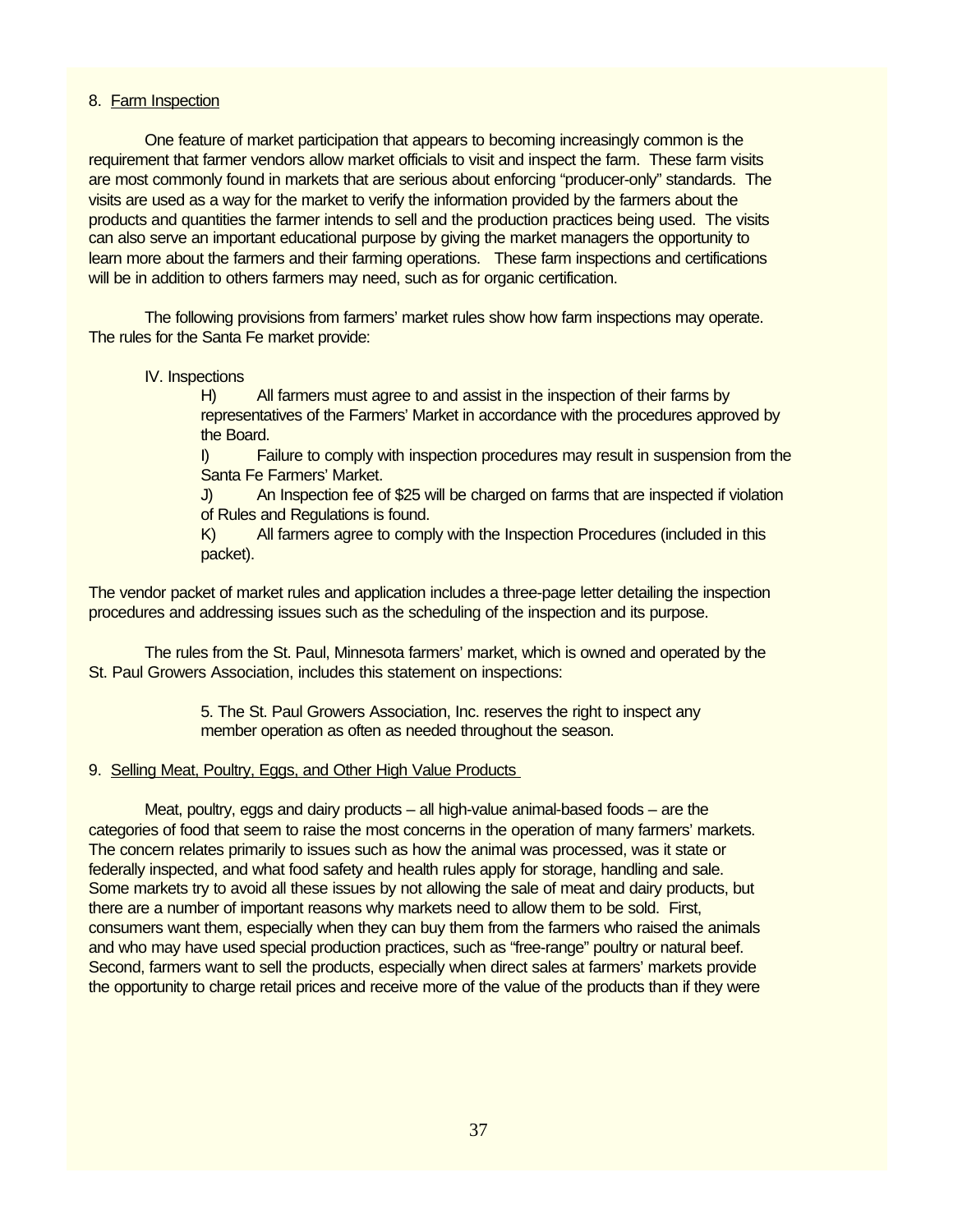8. Farm Inspection

One feature of market participation that appears to becoming increasingly common is the requirement that farmer vendors allow market officials to visit and inspect the farm. These farm visits are most commonly found in markets that are serious about enforcing "producer-only" standards. The visits are used as a way for the market to verify the information provided by the farmers about the products and quantities the farmer intends to sell and the production practices being used. The visits can also serve an important educational purpose by giving the market managers the opportunity to learn more about the farmers and their farming operations. These farm inspections and certifications will be in addition to others farmers may need, such as for organic certification.

The following provisions from farmers' market rules show how farm inspections may operate. The rules for the Santa Fe market provide:

> IV. Inspections
>
> H) All farmers must agree to and assist in the inspection of their farms by representatives of the Farmers' Market in accordance with the procedures approved by the Board.
>
> I) Failure to comply with inspection procedures may result in suspension from the Santa Fe Farmers' Market.
>
> J) An Inspection fee of $25 will be charged on farms that are inspected if violation of Rules and Regulations is found.
>
> K) All farmers agree to comply with the Inspection Procedures (included in this packet).

The vendor packet of market rules and application includes a three-page letter detailing the inspection procedures and addressing issues such as the scheduling of the inspection and its purpose.

The rules from the St. Paul, Minnesota farmers' market, which is owned and operated by the St. Paul Growers Association, includes this statement on inspections:

> 5. The St. Paul Growers Association, Inc. reserves the right to inspect any member operation as often as needed throughout the season.

9. Selling Meat, Poultry, Eggs, and Other High Value Products

Meat, poultry, eggs and dairy products – all high-value animal-based foods – are the categories of food that seem to raise the most concerns in the operation of many farmers' markets. The concern relates primarily to issues such as how the animal was processed, was it state or federally inspected, and what food safety and health rules apply for storage, handling and sale. Some markets try to avoid all these issues by not allowing the sale of meat and dairy products, but there are a number of important reasons why markets need to allow them to be sold. First, consumers want them, especially when they can buy them from the farmers who raised the animals and who may have used special production practices, such as "free-range" poultry or natural beef. Second, farmers want to sell the products, especially when direct sales at farmers' markets provide the opportunity to charge retail prices and receive more of the value of the products than if they were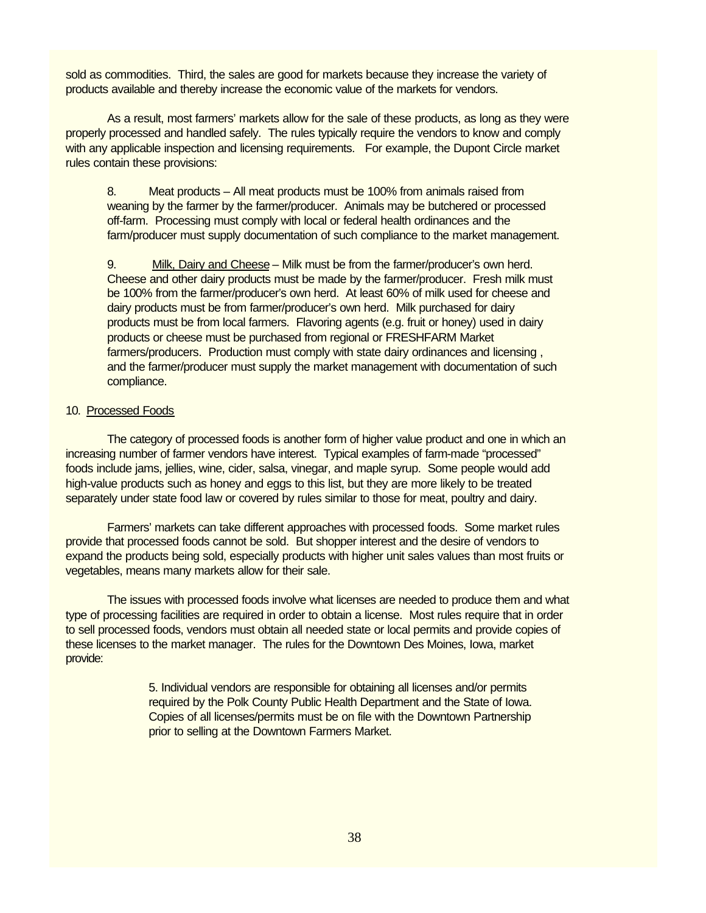sold as commodities. Third, the sales are good for markets because they increase the variety of products available and thereby increase the economic value of the markets for vendors.

As a result, most farmers' markets allow for the sale of these products, as long as they were properly processed and handled safely. The rules typically require the vendors to know and comply with any applicable inspection and licensing requirements. For example, the Dupont Circle market rules contain these provisions:

> 8. Meat products – All meat products must be 100% from animals raised from weaning by the farmer by the farmer/producer. Animals may be butchered or processed off-farm. Processing must comply with local or federal health ordinances and the farm/producer must supply documentation of such compliance to the market management.
>
> 9. Milk, Dairy and Cheese – Milk must be from the farmer/producer's own herd. Cheese and other dairy products must be made by the farmer/producer. Fresh milk must be 100% from the farmer/producer's own herd. At least 60% of milk used for cheese and dairy products must be from farmer/producer's own herd. Milk purchased for dairy products must be from local farmers. Flavoring agents (e.g. fruit or honey) used in dairy products or cheese must be purchased from regional or FRESHFARM Market farmers/producers. Production must comply with state dairy ordinances and licensing , and the farmer/producer must supply the market management with documentation of such compliance.

10. Processed Foods

The category of processed foods is another form of higher value product and one in which an increasing number of farmer vendors have interest. Typical examples of farm-made "processed" foods include jams, jellies, wine, cider, salsa, vinegar, and maple syrup. Some people would add high-value products such as honey and eggs to this list, but they are more likely to be treated separately under state food law or covered by rules similar to those for meat, poultry and dairy.

Farmers' markets can take different approaches with processed foods. Some market rules provide that processed foods cannot be sold. But shopper interest and the desire of vendors to expand the products being sold, especially products with higher unit sales values than most fruits or vegetables, means many markets allow for their sale.

The issues with processed foods involve what licenses are needed to produce them and what type of processing facilities are required in order to obtain a license. Most rules require that in order to sell processed foods, vendors must obtain all needed state or local permits and provide copies of these licenses to the market manager. The rules for the Downtown Des Moines, Iowa, market provide:

> 5. Individual vendors are responsible for obtaining all licenses and/or permits required by the Polk County Public Health Department and the State of Iowa. Copies of all licenses/permits must be on file with the Downtown Partnership prior to selling at the Downtown Farmers Market.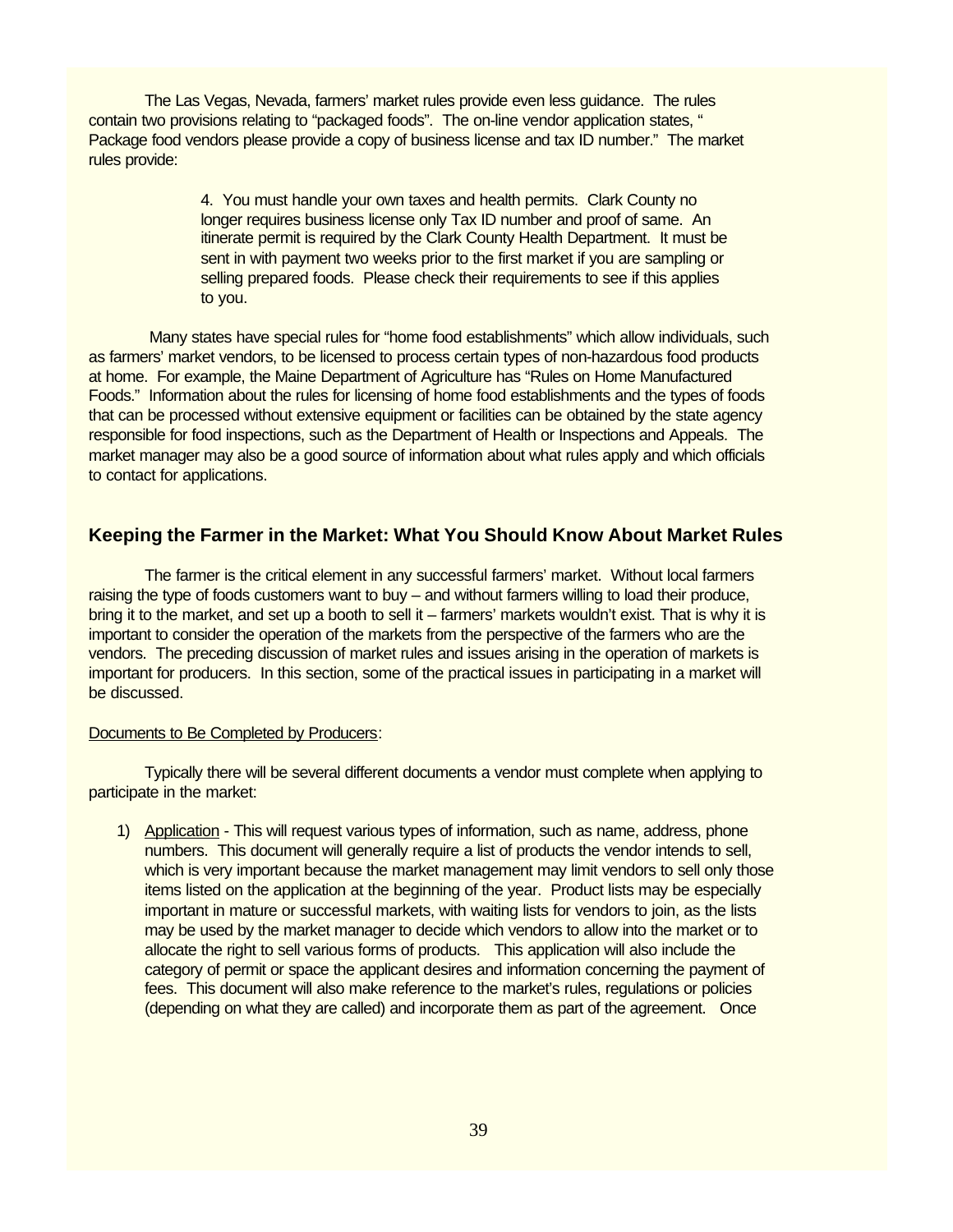The Las Vegas, Nevada, farmers' market rules provide even less guidance. The rules contain two provisions relating to "packaged foods". The on-line vendor application states, " Package food vendors please provide a copy of business license and tax ID number." The market rules provide:

> 4. You must handle your own taxes and health permits. Clark County no longer requires business license only Tax ID number and proof of same. An itinerate permit is required by the Clark County Health Department. It must be sent in with payment two weeks prior to the first market if you are sampling or selling prepared foods. Please check their requirements to see if this applies to you.

Many states have special rules for "home food establishments" which allow individuals, such as farmers' market vendors, to be licensed to process certain types of non-hazardous food products at home. For example, the Maine Department of Agriculture has "Rules on Home Manufactured Foods." Information about the rules for licensing of home food establishments and the types of foods that can be processed without extensive equipment or facilities can be obtained by the state agency responsible for food inspections, such as the Department of Health or Inspections and Appeals. The market manager may also be a good source of information about what rules apply and which officials to contact for applications.

## Keeping the Farmer in the Market: What You Should Know About Market Rules

The farmer is the critical element in any successful farmers' market. Without local farmers raising the type of foods customers want to buy – and without farmers willing to load their produce, bring it to the market, and set up a booth to sell it – farmers' markets wouldn't exist. That is why it is important to consider the operation of the markets from the perspective of the farmers who are the vendors. The preceding discussion of market rules and issues arising in the operation of markets is important for producers. In this section, some of the practical issues in participating in a market will be discussed.

Documents to Be Completed by Producers:

Typically there will be several different documents a vendor must complete when applying to participate in the market:

1) Application - This will request various types of information, such as name, address, phone numbers. This document will generally require a list of products the vendor intends to sell, which is very important because the market management may limit vendors to sell only those items listed on the application at the beginning of the year. Product lists may be especially important in mature or successful markets, with waiting lists for vendors to join, as the lists may be used by the market manager to decide which vendors to allow into the market or to allocate the right to sell various forms of products. This application will also include the category of permit or space the applicant desires and information concerning the payment of fees. This document will also make reference to the market's rules, regulations or policies (depending on what they are called) and incorporate them as part of the agreement. Once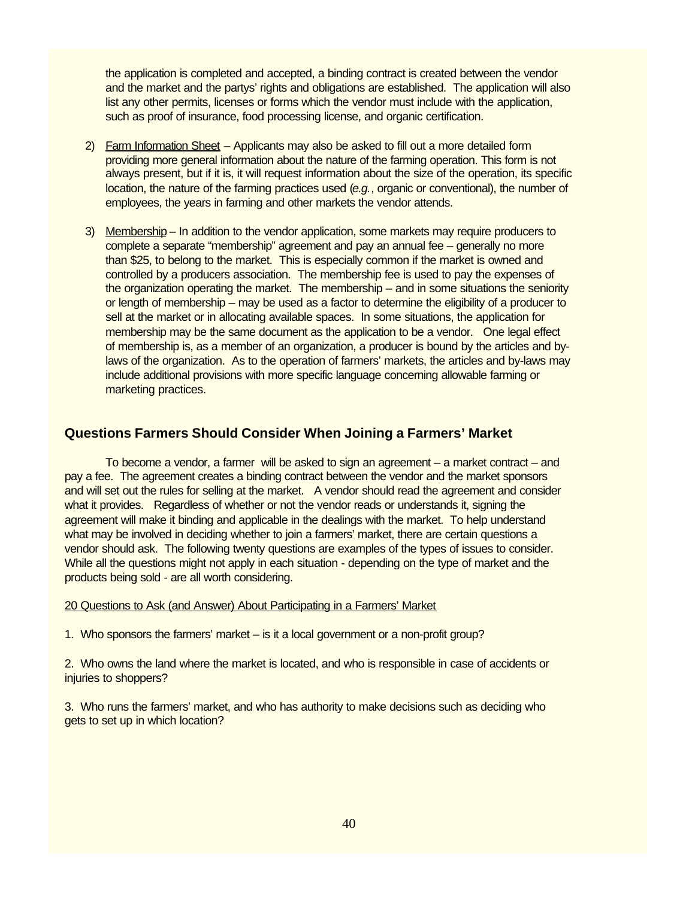the application is completed and accepted, a binding contract is created between the vendor and the market and the partys' rights and obligations are established. The application will also list any other permits, licenses or forms which the vendor must include with the application, such as proof of insurance, food processing license, and organic certification.

2) Farm Information Sheet – Applicants may also be asked to fill out a more detailed form providing more general information about the nature of the farming operation. This form is not always present, but if it is, it will request information about the size of the operation, its specific location, the nature of the farming practices used (*e.g.*, organic or conventional), the number of employees, the years in farming and other markets the vendor attends.

3) Membership – In addition to the vendor application, some markets may require producers to complete a separate "membership" agreement and pay an annual fee – generally no more than $25, to belong to the market. This is especially common if the market is owned and controlled by a producers association. The membership fee is used to pay the expenses of the organization operating the market. The membership – and in some situations the seniority or length of membership – may be used as a factor to determine the eligibility of a producer to sell at the market or in allocating available spaces. In some situations, the application for membership may be the same document as the application to be a vendor. One legal effect of membership is, as a member of an organization, a producer is bound by the articles and by-laws of the organization. As to the operation of farmers' markets, the articles and by-laws may include additional provisions with more specific language concerning allowable farming or marketing practices.

## Questions Farmers Should Consider When Joining a Farmers' Market

To become a vendor, a farmer will be asked to sign an agreement – a market contract – and pay a fee. The agreement creates a binding contract between the vendor and the market sponsors and will set out the rules for selling at the market. A vendor should read the agreement and consider what it provides. Regardless of whether or not the vendor reads or understands it, signing the agreement will make it binding and applicable in the dealings with the market. To help understand what may be involved in deciding whether to join a farmers' market, there are certain questions a vendor should ask. The following twenty questions are examples of the types of issues to consider. While all the questions might not apply in each situation - depending on the type of market and the products being sold - are all worth considering.

<u>20 Questions to Ask (and Answer) About Participating in a Farmers' Market</u>

1. Who sponsors the farmers' market – is it a local government or a non-profit group?

2. Who owns the land where the market is located, and who is responsible in case of accidents or injuries to shoppers?

3. Who runs the farmers' market, and who has authority to make decisions such as deciding who gets to set up in which location?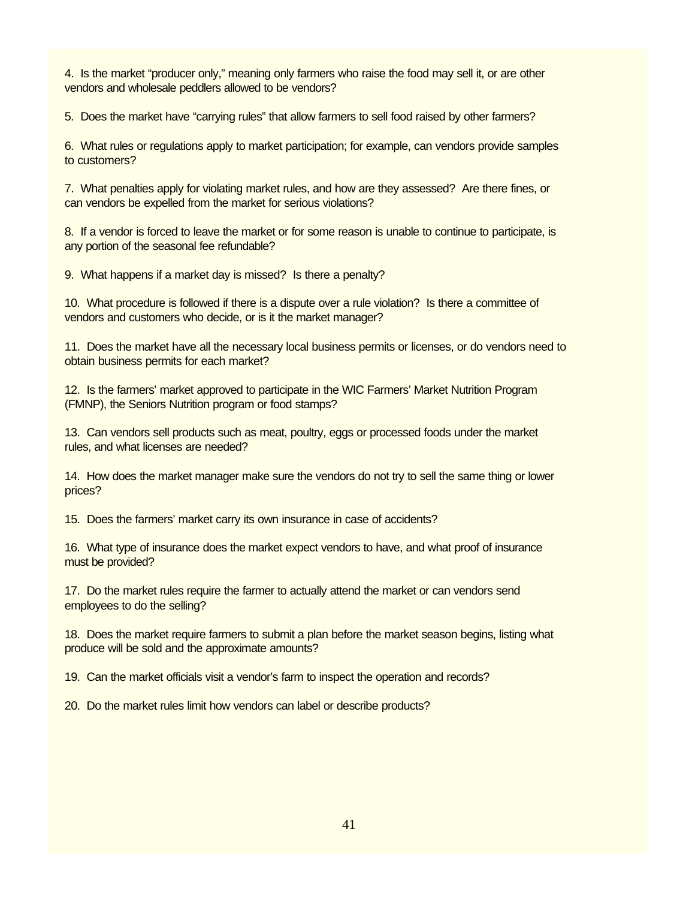4. Is the market "producer only," meaning only farmers who raise the food may sell it, or are other vendors and wholesale peddlers allowed to be vendors?

5. Does the market have "carrying rules" that allow farmers to sell food raised by other farmers?

6. What rules or regulations apply to market participation; for example, can vendors provide samples to customers?

7. What penalties apply for violating market rules, and how are they assessed? Are there fines, or can vendors be expelled from the market for serious violations?

8. If a vendor is forced to leave the market or for some reason is unable to continue to participate, is any portion of the seasonal fee refundable?

9. What happens if a market day is missed? Is there a penalty?

10. What procedure is followed if there is a dispute over a rule violation? Is there a committee of vendors and customers who decide, or is it the market manager?

11. Does the market have all the necessary local business permits or licenses, or do vendors need to obtain business permits for each market?

12. Is the farmers' market approved to participate in the WIC Farmers' Market Nutrition Program (FMNP), the Seniors Nutrition program or food stamps?

13. Can vendors sell products such as meat, poultry, eggs or processed foods under the market rules, and what licenses are needed?

14. How does the market manager make sure the vendors do not try to sell the same thing or lower prices?

15. Does the farmers' market carry its own insurance in case of accidents?

16. What type of insurance does the market expect vendors to have, and what proof of insurance must be provided?

17. Do the market rules require the farmer to actually attend the market or can vendors send employees to do the selling?

18. Does the market require farmers to submit a plan before the market season begins, listing what produce will be sold and the approximate amounts?

19. Can the market officials visit a vendor's farm to inspect the operation and records?

20. Do the market rules limit how vendors can label or describe products?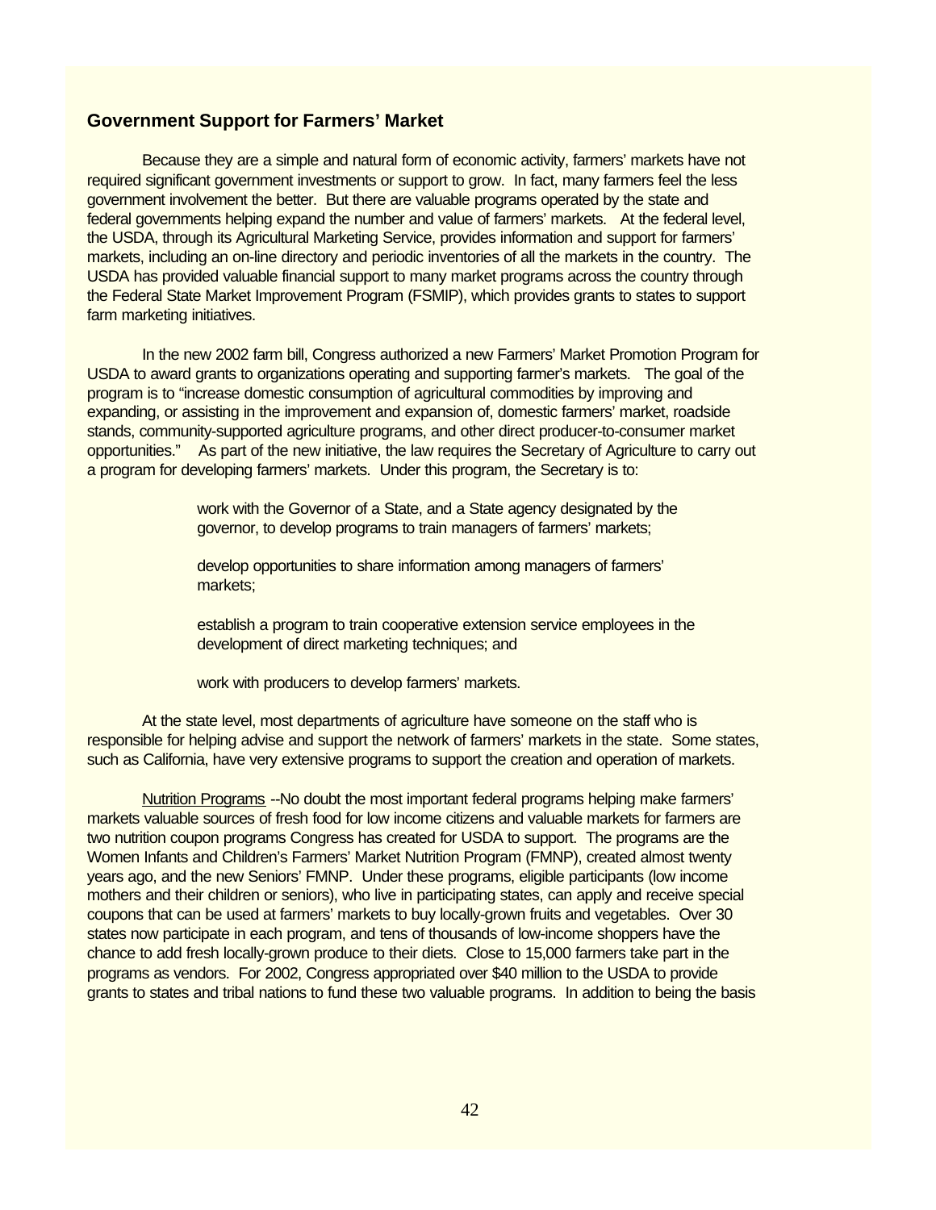## Government Support for Farmers' Market

Because they are a simple and natural form of economic activity, farmers' markets have not required significant government investments or support to grow. In fact, many farmers feel the less government involvement the better. But there are valuable programs operated by the state and federal governments helping expand the number and value of farmers' markets. At the federal level, the USDA, through its Agricultural Marketing Service, provides information and support for farmers' markets, including an on-line directory and periodic inventories of all the markets in the country. The USDA has provided valuable financial support to many market programs across the country through the Federal State Market Improvement Program (FSMIP), which provides grants to states to support farm marketing initiatives.

In the new 2002 farm bill, Congress authorized a new Farmers' Market Promotion Program for USDA to award grants to organizations operating and supporting farmer's markets. The goal of the program is to "increase domestic consumption of agricultural commodities by improving and expanding, or assisting in the improvement and expansion of, domestic farmers' market, roadside stands, community-supported agriculture programs, and other direct producer-to-consumer market opportunities." As part of the new initiative, the law requires the Secretary of Agriculture to carry out a program for developing farmers' markets. Under this program, the Secretary is to:

> work with the Governor of a State, and a State agency designated by the governor, to develop programs to train managers of farmers' markets;
>
> develop opportunities to share information among managers of farmers' markets;
>
> establish a program to train cooperative extension service employees in the development of direct marketing techniques; and
>
> work with producers to develop farmers' markets.

At the state level, most departments of agriculture have someone on the staff who is responsible for helping advise and support the network of farmers' markets in the state. Some states, such as California, have very extensive programs to support the creation and operation of markets.

Nutrition Programs --No doubt the most important federal programs helping make farmers' markets valuable sources of fresh food for low income citizens and valuable markets for farmers are two nutrition coupon programs Congress has created for USDA to support. The programs are the Women Infants and Children's Farmers' Market Nutrition Program (FMNP), created almost twenty years ago, and the new Seniors' FMNP. Under these programs, eligible participants (low income mothers and their children or seniors), who live in participating states, can apply and receive special coupons that can be used at farmers' markets to buy locally-grown fruits and vegetables. Over 30 states now participate in each program, and tens of thousands of low-income shoppers have the chance to add fresh locally-grown produce to their diets. Close to 15,000 farmers take part in the programs as vendors. For 2002, Congress appropriated over $40 million to the USDA to provide grants to states and tribal nations to fund these two valuable programs. In addition to being the basis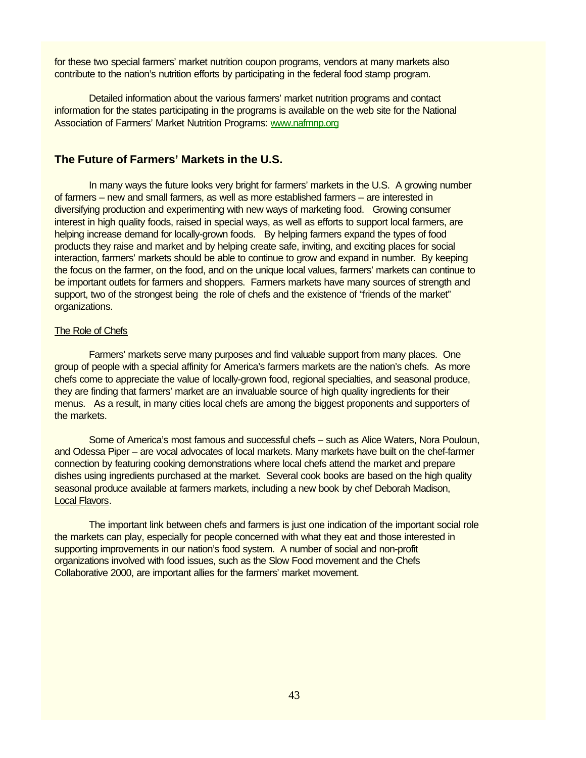for these two special farmers' market nutrition coupon programs, vendors at many markets also contribute to the nation's nutrition efforts by participating in the federal food stamp program.

Detailed information about the various farmers' market nutrition programs and contact information for the states participating in the programs is available on the web site for the National Association of Farmers' Market Nutrition Programs: www.nafmnp.org

## The Future of Farmers' Markets in the U.S.

In many ways the future looks very bright for farmers' markets in the U.S. A growing number of farmers – new and small farmers, as well as more established farmers – are interested in diversifying production and experimenting with new ways of marketing food. Growing consumer interest in high quality foods, raised in special ways, as well as efforts to support local farmers, are helping increase demand for locally-grown foods. By helping farmers expand the types of food products they raise and market and by helping create safe, inviting, and exciting places for social interaction, farmers' markets should be able to continue to grow and expand in number. By keeping the focus on the farmer, on the food, and on the unique local values, farmers' markets can continue to be important outlets for farmers and shoppers. Farmers markets have many sources of strength and support, two of the strongest being the role of chefs and the existence of "friends of the market" organizations.

### The Role of Chefs

Farmers' markets serve many purposes and find valuable support from many places. One group of people with a special affinity for America's farmers markets are the nation's chefs. As more chefs come to appreciate the value of locally-grown food, regional specialties, and seasonal produce, they are finding that farmers' market are an invaluable source of high quality ingredients for their menus. As a result, in many cities local chefs are among the biggest proponents and supporters of the markets.

Some of America's most famous and successful chefs – such as Alice Waters, Nora Pouloun, and Odessa Piper – are vocal advocates of local markets. Many markets have built on the chef-farmer connection by featuring cooking demonstrations where local chefs attend the market and prepare dishes using ingredients purchased at the market. Several cook books are based on the high quality seasonal produce available at farmers markets, including a new book by chef Deborah Madison, Local Flavors.

The important link between chefs and farmers is just one indication of the important social role the markets can play, especially for people concerned with what they eat and those interested in supporting improvements in our nation's food system. A number of social and non-profit organizations involved with food issues, such as the Slow Food movement and the Chefs Collaborative 2000, are important allies for the farmers' market movement.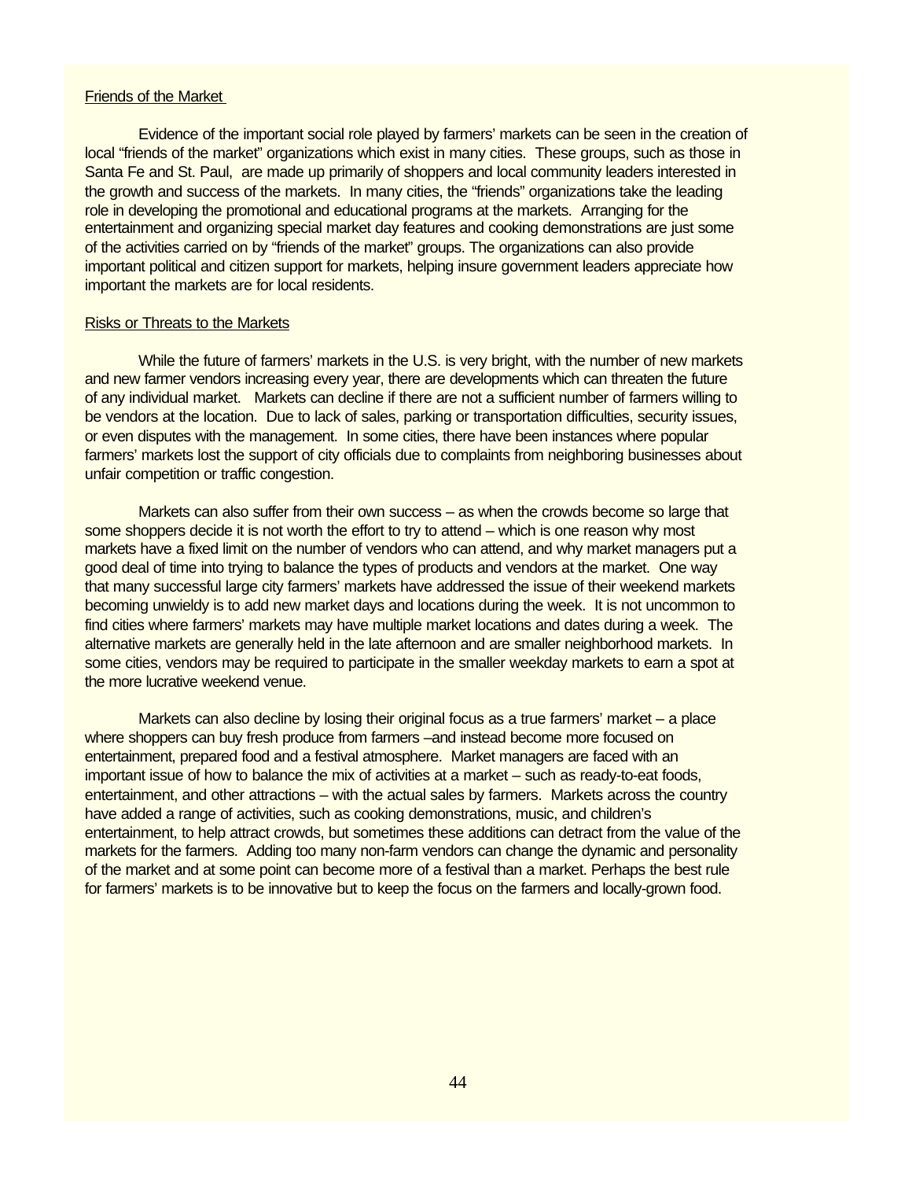Friends of the Market

Evidence of the important social role played by farmers' markets can be seen in the creation of local "friends of the market" organizations which exist in many cities. These groups, such as those in Santa Fe and St. Paul, are made up primarily of shoppers and local community leaders interested in the growth and success of the markets. In many cities, the "friends" organizations take the leading role in developing the promotional and educational programs at the markets. Arranging for the entertainment and organizing special market day features and cooking demonstrations are just some of the activities carried on by "friends of the market" groups. The organizations can also provide important political and citizen support for markets, helping insure government leaders appreciate how important the markets are for local residents.

Risks or Threats to the Markets

While the future of farmers' markets in the U.S. is very bright, with the number of new markets and new farmer vendors increasing every year, there are developments which can threaten the future of any individual market. Markets can decline if there are not a sufficient number of farmers willing to be vendors at the location. Due to lack of sales, parking or transportation difficulties, security issues, or even disputes with the management. In some cities, there have been instances where popular farmers' markets lost the support of city officials due to complaints from neighboring businesses about unfair competition or traffic congestion.

Markets can also suffer from their own success – as when the crowds become so large that some shoppers decide it is not worth the effort to try to attend – which is one reason why most markets have a fixed limit on the number of vendors who can attend, and why market managers put a good deal of time into trying to balance the types of products and vendors at the market. One way that many successful large city farmers' markets have addressed the issue of their weekend markets becoming unwieldy is to add new market days and locations during the week. It is not uncommon to find cities where farmers' markets may have multiple market locations and dates during a week. The alternative markets are generally held in the late afternoon and are smaller neighborhood markets. In some cities, vendors may be required to participate in the smaller weekday markets to earn a spot at the more lucrative weekend venue.

Markets can also decline by losing their original focus as a true farmers' market – a place where shoppers can buy fresh produce from farmers –and instead become more focused on entertainment, prepared food and a festival atmosphere. Market managers are faced with an important issue of how to balance the mix of activities at a market – such as ready-to-eat foods, entertainment, and other attractions – with the actual sales by farmers. Markets across the country have added a range of activities, such as cooking demonstrations, music, and children's entertainment, to help attract crowds, but sometimes these additions can detract from the value of the markets for the farmers. Adding too many non-farm vendors can change the dynamic and personality of the market and at some point can become more of a festival than a market. Perhaps the best rule for farmers' markets is to be innovative but to keep the focus on the farmers and locally-grown food.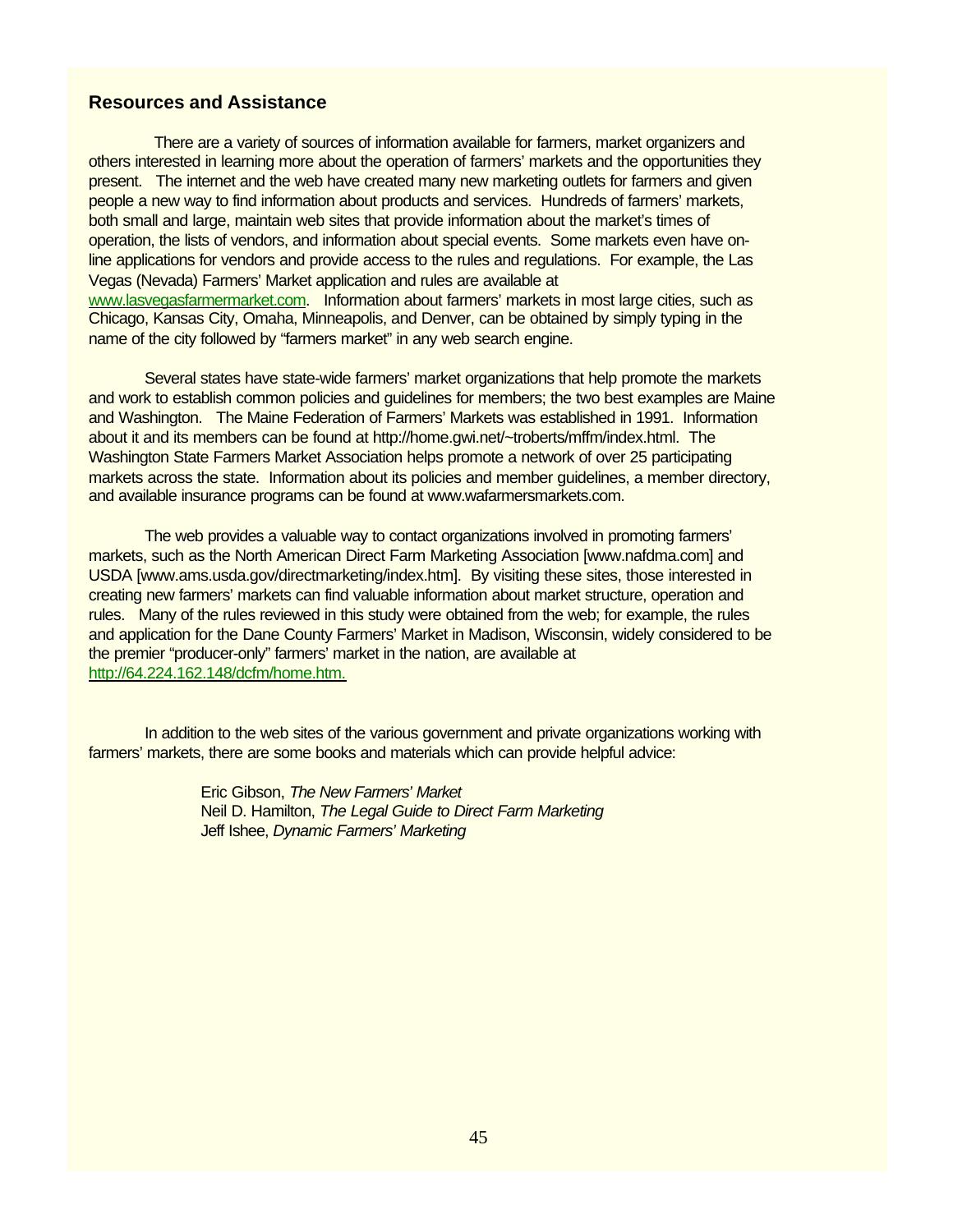## Resources and Assistance

There are a variety of sources of information available for farmers, market organizers and others interested in learning more about the operation of farmers' markets and the opportunities they present. The internet and the web have created many new marketing outlets for farmers and given people a new way to find information about products and services. Hundreds of farmers' markets, both small and large, maintain web sites that provide information about the market's times of operation, the lists of vendors, and information about special events. Some markets even have on-line applications for vendors and provide access to the rules and regulations. For example, the Las Vegas (Nevada) Farmers' Market application and rules are available at www.lasvegasfarmermarket.com. Information about farmers' markets in most large cities, such as Chicago, Kansas City, Omaha, Minneapolis, and Denver, can be obtained by simply typing in the name of the city followed by "farmers market" in any web search engine.

Several states have state-wide farmers' market organizations that help promote the markets and work to establish common policies and guidelines for members; the two best examples are Maine and Washington. The Maine Federation of Farmers' Markets was established in 1991. Information about it and its members can be found at http://home.gwi.net/~troberts/mffm/index.html. The Washington State Farmers Market Association helps promote a network of over 25 participating markets across the state. Information about its policies and member guidelines, a member directory, and available insurance programs can be found at www.wafarmersmarkets.com.

The web provides a valuable way to contact organizations involved in promoting farmers' markets, such as the North American Direct Farm Marketing Association [www.nafdma.com] and USDA [www.ams.usda.gov/directmarketing/index.htm]. By visiting these sites, those interested in creating new farmers' markets can find valuable information about market structure, operation and rules. Many of the rules reviewed in this study were obtained from the web; for example, the rules and application for the Dane County Farmers' Market in Madison, Wisconsin, widely considered to be the premier "producer-only" farmers' market in the nation, are available at http://64.224.162.148/dcfm/home.htm.

In addition to the web sites of the various government and private organizations working with farmers' markets, there are some books and materials which can provide helpful advice:

Eric Gibson, *The New Farmers' Market*
Neil D. Hamilton, *The Legal Guide to Direct Farm Marketing*
Jeff Ishee, *Dynamic Farmers' Marketing*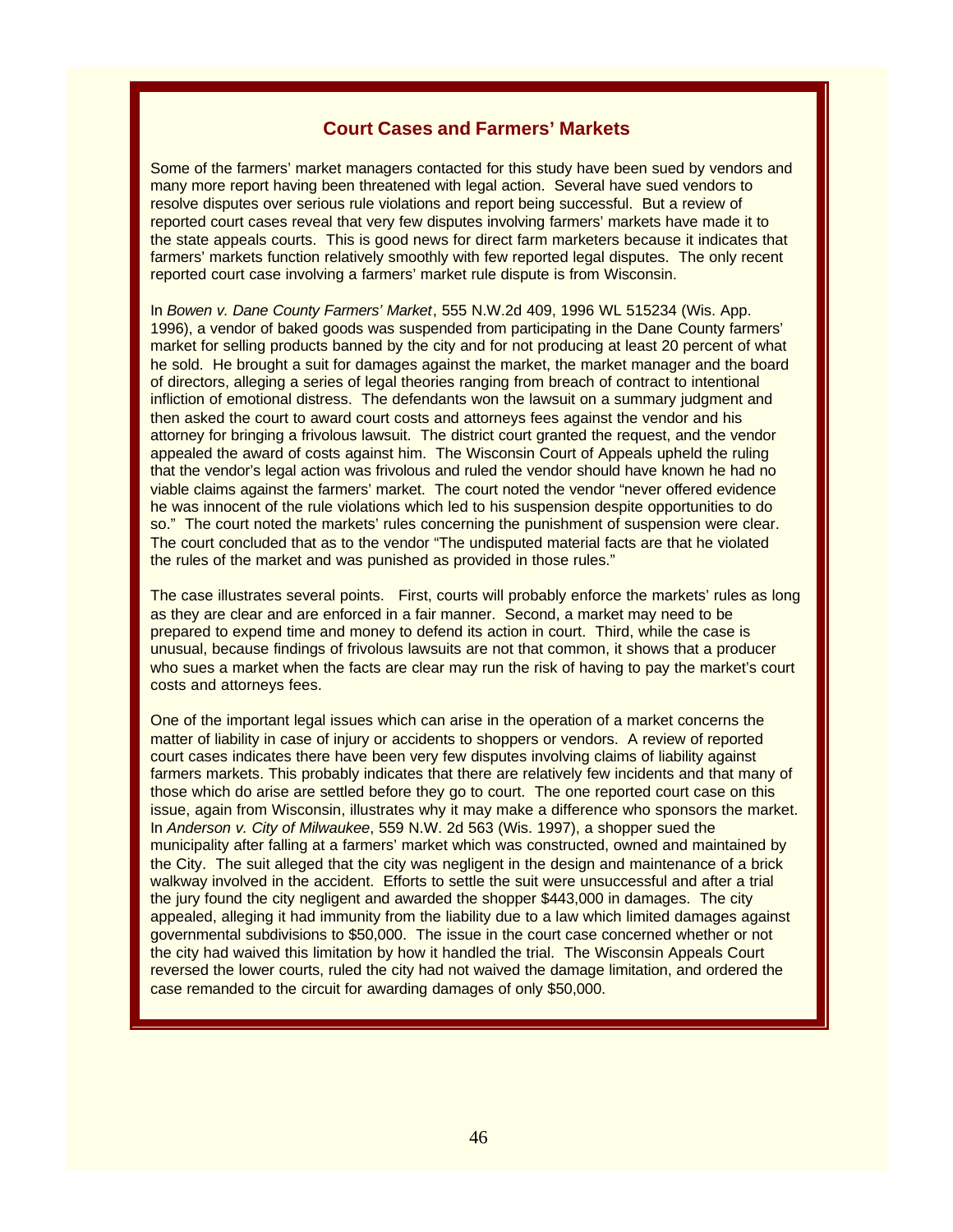## Court Cases and Farmers' Markets

Some of the farmers' market managers contacted for this study have been sued by vendors and many more report having been threatened with legal action. Several have sued vendors to resolve disputes over serious rule violations and report being successful. But a review of reported court cases reveal that very few disputes involving farmers' markets have made it to the state appeals courts. This is good news for direct farm marketers because it indicates that farmers' markets function relatively smoothly with few reported legal disputes. The only recent reported court case involving a farmers' market rule dispute is from Wisconsin.

In *Bowen v. Dane County Farmers' Market*, 555 N.W.2d 409, 1996 WL 515234 (Wis. App. 1996), a vendor of baked goods was suspended from participating in the Dane County farmers' market for selling products banned by the city and for not producing at least 20 percent of what he sold. He brought a suit for damages against the market, the market manager and the board of directors, alleging a series of legal theories ranging from breach of contract to intentional infliction of emotional distress. The defendants won the lawsuit on a summary judgment and then asked the court to award court costs and attorneys fees against the vendor and his attorney for bringing a frivolous lawsuit. The district court granted the request, and the vendor appealed the award of costs against him. The Wisconsin Court of Appeals upheld the ruling that the vendor's legal action was frivolous and ruled the vendor should have known he had no viable claims against the farmers' market. The court noted the vendor "never offered evidence he was innocent of the rule violations which led to his suspension despite opportunities to do so." The court noted the markets' rules concerning the punishment of suspension were clear. The court concluded that as to the vendor "The undisputed material facts are that he violated the rules of the market and was punished as provided in those rules."

The case illustrates several points. First, courts will probably enforce the markets' rules as long as they are clear and are enforced in a fair manner. Second, a market may need to be prepared to expend time and money to defend its action in court. Third, while the case is unusual, because findings of frivolous lawsuits are not that common, it shows that a producer who sues a market when the facts are clear may run the risk of having to pay the market's court costs and attorneys fees.

One of the important legal issues which can arise in the operation of a market concerns the matter of liability in case of injury or accidents to shoppers or vendors. A review of reported court cases indicates there have been very few disputes involving claims of liability against farmers markets. This probably indicates that there are relatively few incidents and that many of those which do arise are settled before they go to court. The one reported court case on this issue, again from Wisconsin, illustrates why it may make a difference who sponsors the market. In *Anderson v. City of Milwaukee*, 559 N.W. 2d 563 (Wis. 1997), a shopper sued the municipality after falling at a farmers' market which was constructed, owned and maintained by the City. The suit alleged that the city was negligent in the design and maintenance of a brick walkway involved in the accident. Efforts to settle the suit were unsuccessful and after a trial the jury found the city negligent and awarded the shopper $443,000 in damages. The city appealed, alleging it had immunity from the liability due to a law which limited damages against governmental subdivisions to $50,000. The issue in the court case concerned whether or not the city had waived this limitation by how it handled the trial. The Wisconsin Appeals Court reversed the lower courts, ruled the city had not waived the damage limitation, and ordered the case remanded to the circuit for awarding damages of only $50,000.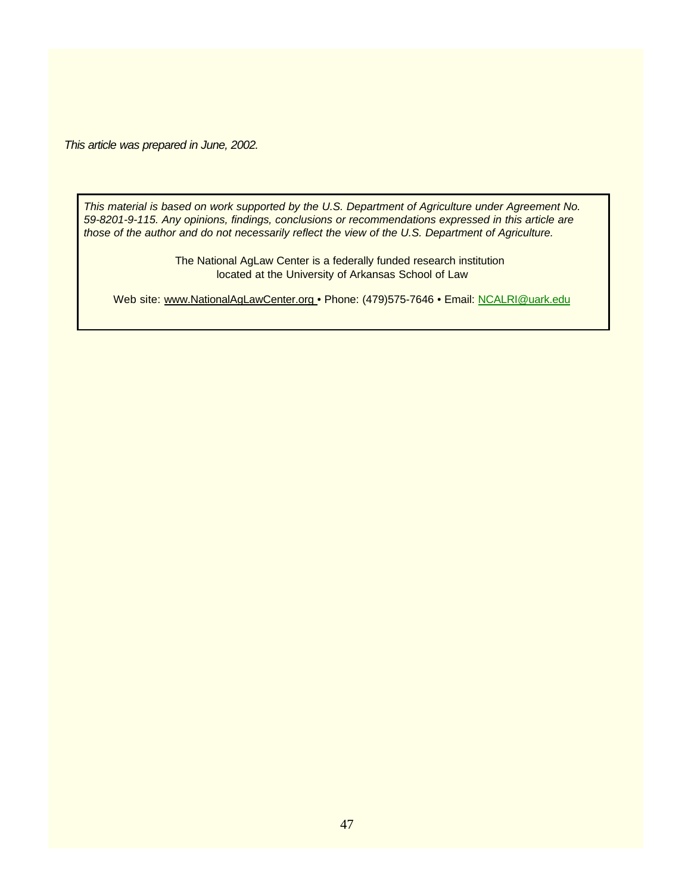*This article was prepared in June, 2002.*

*This material is based on work supported by the U.S. Department of Agriculture under Agreement No. 59-8201-9-115. Any opinions, findings, conclusions or recommendations expressed in this article are those of the author and do not necessarily reflect the view of the U.S. Department of Agriculture.*

The National AgLaw Center is a federally funded research institution located at the University of Arkansas School of Law

Web site: www.NationalAgLawCenter.org • Phone: (479)575-7646 • Email: NCALRI@uark.edu